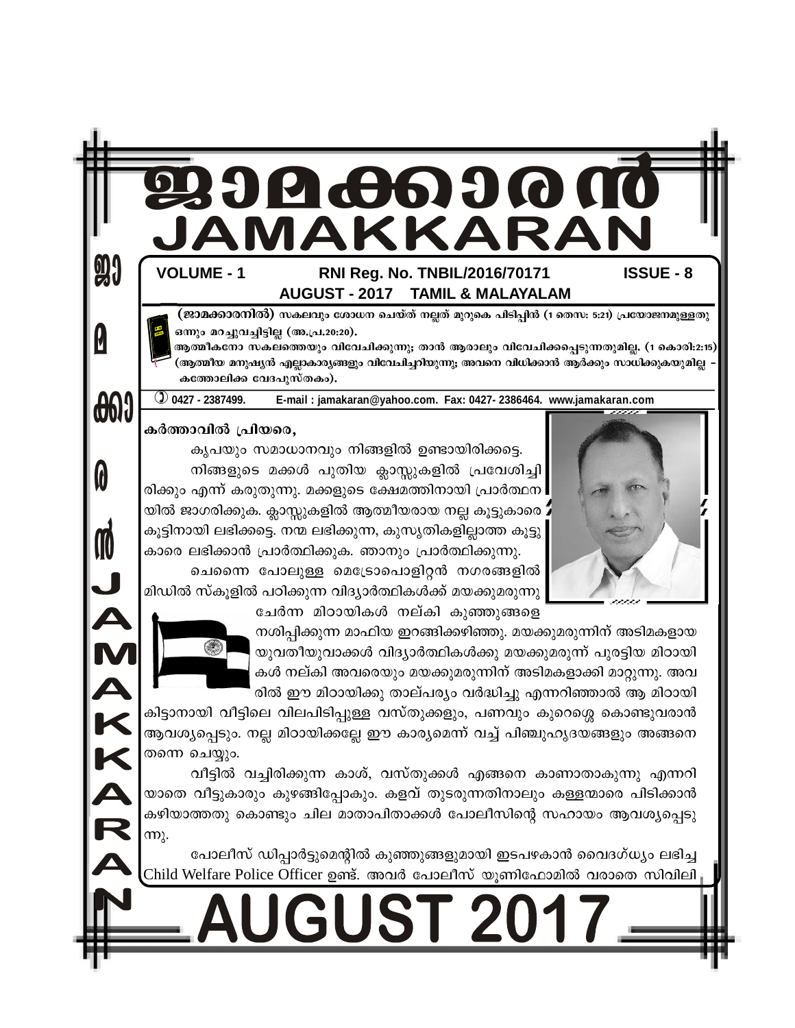# ജാമക്കാരൻ
# JAMAKKARAN

**VOLUME - 1** **RNI Reg. No. TNBIL/2016/70171** **ISSUE - 8**

**AUGUST - 2017 TAMIL & MALAYALAM**

**(ജാമക്കാരനിൽ)** സകലവും ശോധന ചെയ്ത് നല്ലത് മുറുകെ പിടിപ്പിൻ (1 തെസ: 5:21) പ്രയോജനമുള്ളതു ഒന്നും മറച്ചുവച്ചിട്ടില്ല (അ.പ്ര.20:20).

ആത്മീകനോ സകലത്തെയും വിവേചിക്കുന്നു; താൻ ആരാലും വിവേചിക്കപ്പെടുന്നതുമില്ല. (1 കൊരി:2:15) (ആത്മീയ മനുഷ്യൻ എല്ലാകാര്യങ്ങളും വിവേചിച്ചറിയുന്നു; അവനെ വിധിക്കാൻ ആർക്കും സാധിക്കുകയുമില്ല – കത്തോലിക്ക വേദപുസ്തകം).

✆ 0427 - 2387499. E-mail : jamakaran@yahoo.com. Fax: 0427- 2386464. www.jamakaran.com

**കർത്താവിൽ പ്രിയരെ,**

കൃപയും സമാധാനവും നിങ്ങളിൽ ഉണ്ടായിരിക്കട്ടെ.

നിങ്ങളുടെ മക്കൾ പുതിയ ക്ലാസ്സുകളിൽ പ്രവേശിച്ചിരിക്കും എന്ന് കരുതുന്നു. മക്കളുടെ ക്ഷേമത്തിനായി പ്രാർത്ഥനയിൽ ജാഗരിക്കുക. ക്ലാസ്സുകളിൽ ആത്മീയരായ നല്ല കൂട്ടുകാരെ കൂട്ടിനായി ലഭിക്കട്ടെ. നന്മ ലഭിക്കുന്ന, കുസൃതികളില്ലാത്ത കൂട്ടുകാരെ ലഭിക്കാൻ പ്രാർത്ഥിക്കുക. ഞാനും പ്രാർത്ഥിക്കുന്നു.

ചെന്നൈ പോലുള്ള മെട്രോപൊളിറ്റൻ നഗരങ്ങളിൽ മിഡിൽ സ്കൂളിൽ പഠിക്കുന്ന വിദ്യാർത്ഥികൾക്ക് മയക്കുമരുന്നു ചേർന്ന മിഠായികൾ നല്കി കുഞ്ഞുങ്ങളെ നശിപ്പിക്കുന്ന മാഫിയ ഇറങ്ങിക്കഴിഞ്ഞു. മയക്കുമരുന്നിന് അടിമകളായ യുവതീയുവാക്കൾ വിദ്യാർത്ഥികൾക്കു മയക്കുമരുന്ന് പുരട്ടിയ മിഠായികൾ നല്കി അവരെയും മയക്കുമരുന്നിന് അടിമകളാക്കി മാറ്റുന്നു. അവരിൽ ഈ മിഠായിക്കു താല്പര്യം വർദ്ധിച്ചു എന്നറിഞ്ഞാൽ ആ മിഠായി കിട്ടാനായി വീട്ടിലെ വിലപിടിപ്പുള്ള വസ്തുക്കളും, പണവും കുറെശ്ശെ കൊണ്ടുവരാൻ ആവശ്യപ്പെടും. നല്ല മിഠായിക്കല്ലേ ഈ കാര്യമെന്ന് വച്ച് പിഞ്ചുഹൃദയങ്ങളും അങ്ങനെ തന്നെ ചെയ്യും.

വീട്ടിൽ വച്ചിരിക്കുന്ന കാശ്, വസ്തുക്കൾ എങ്ങനെ കാണാതാകുന്നു എന്നറിയാതെ വീട്ടുകാരും കുഴങ്ങിപ്പോകും. കളവ് തുടരുന്നതിനാലും കള്ളന്മാരെ പിടിക്കാൻ കഴിയാത്തതു കൊണ്ടും ചില മാതാപിതാക്കൾ പോലീസിന്റെ സഹായം ആവശ്യപ്പെടുന്നു.

പോലീസ് ഡിപ്പാർട്ടുമെന്റിൽ കുഞ്ഞുങ്ങളുമായി ഇടപഴകാൻ വൈദഗ്ധ്യം ലഭിച്ച Child Welfare Police Officer ഉണ്ട്. അവർ പോലീസ് യൂണിഫോമിൽ വരാതെ സിവിലി

# AUGUST 2017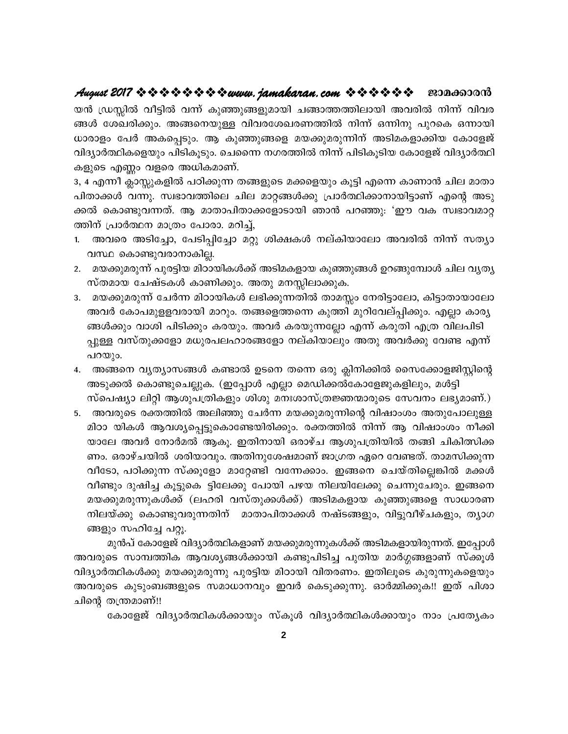യൻ ഡ്രസ്സിൽ വീട്ടിൽ വന്ന് കുഞ്ഞുങ്ങളുമായി ചങ്ങാത്തത്തിലായി അവരിൽ നിന്ന് വിവരങ്ങൾ ശേഖരിക്കും. അങ്ങനെയുള്ള വിവരശേഖരണത്തിൽ നിന്ന് ഒന്നിനു പുറകെ ഒന്നായി ധാരാളം പേർ അകപ്പെടും. ആ കുഞ്ഞുങ്ങളെ മയക്കുമരുന്നിന് അടിമകളാക്കിയ കോളേജ് വിദ്യാർത്ഥികളെയും പിടികൂടും. ചെന്നൈ നഗരത്തിൽ നിന്ന് പിടികൂടിയ കോളേജ് വിദ്യാർത്ഥികളുടെ എണ്ണം വളരെ അധികമാണ്.

3, 4 എന്നീ ക്ലാസ്സുകളിൽ പഠിക്കുന്ന തങ്ങളുടെ മക്കളെയും കൂട്ടി എന്നെ കാണാൻ ചില മാതാപിതാക്കൾ വന്നു. സ്വഭാവത്തിലെ ചില മാറ്റങ്ങൾക്കു പ്രാർത്ഥിക്കാനായിട്ടാണ് എന്റെ അടുക്കൽ കൊണ്ടുവന്നത്. ആ മാതാപിതാക്കളോടായി ഞാൻ പറഞ്ഞു: 'ഈ വക സ്വഭാവമാറ്റത്തിന് പ്രാർത്ഥന മാത്രം പോരാ. മറിച്ച്,

1. അവരെ അടിച്ചോ, പേടിപ്പിച്ചോ മറ്റു ശിക്ഷകൾ നല്കിയാലോ അവരിൽ നിന്ന് സത്യാവസ്ഥ കൊണ്ടുവരാനാകില്ല.
2. മയക്കുമരുന്ന് പുരട്ടിയ മിഠായികൾക്ക് അടിമകളായ കുഞ്ഞുങ്ങൾ ഉറങ്ങുമ്പോൾ ചില വ്യത്യസ്തമായ ചേഷ്ടകൾ കാണിക്കും. അതു മനസ്സിലാക്കുക.
3. മയക്കുമരുന്ന് ചേർന്ന മിഠായികൾ ലഭിക്കുന്നതിൽ താമസ്സം നേരിട്ടാലോ, കിട്ടാതായാലോ അവർ കോപമുള്ളവരായി മാറും. തങ്ങളെത്തന്നെ കുത്തി മുറിവേല്പ്പിക്കും. എല്ലാ കാര്യങ്ങൾക്കും വാശി പിടിക്കും കരയും. അവർ കരയുന്നല്ലോ എന്ന് കരുതി എത്ര വിലപിടിപ്പുള്ള വസ്തുക്കളോ മധുരപലഹാരങ്ങളോ നല്കിയാലും അതു അവർക്കു വേണ്ട എന്ന് പറയും.
4. അങ്ങനെ വ്യത്യാസങ്ങൾ കണ്ടാൽ ഉടനെ തന്നെ ഒരു ക്ലിനിക്കിൽ സൈക്കോളജിസ്റ്റിന്റെ അടുക്കൽ കൊണ്ടുചെല്ലുക. (ഇപ്പോൾ എല്ലാ മെഡിക്കൽകോളേജുകളിലും, മൾട്ടി സ്പെഷ്യാ ലിറ്റി ആശുപത്രികളും ശിശു മനഃശാസ്ത്രജ്ഞന്മാരുടെ സേവനം ലഭ്യമാണ്.)
5. അവരുടെ രക്തത്തിൽ അലിഞ്ഞു ചേർന്ന മയക്കുമരുന്നിന്റെ വിഷാംശം അതുപോലുള്ള മിഠാ യികൾ ആവശ്യപ്പെട്ടുകൊണ്ടേയിരിക്കും. രക്തത്തിൽ നിന്ന് ആ വിഷാംശം നീക്കിയാലേ അവർ നോർമൽ ആകൂ. ഇതിനായി ഒരാഴ്ച ആശുപത്രിയിൽ തങ്ങി ചികിത്സിക്കണം. ഒരാഴ്ചയിൽ ശരിയാവും. അതിനുശേഷമാണ് ജാഗ്രത ഏറെ വേണ്ടത്. താമസിക്കുന്ന വീടോ, പഠിക്കുന്ന സ്ക്കൂളോ മാറ്റേണ്ടി വന്നേക്കാം. ഇങ്ങനെ ചെയ്തില്ലെങ്കിൽ മക്കൾ വീണ്ടും ദുഷിച്ച കൂട്ടുകെ ട്ടിലേക്കു പോയി പഴയ നിലയിലേക്കു ചെന്നുചേരും. ഇങ്ങനെ മയക്കുമരുന്നുകൾക്ക് (ലഹരി വസ്തുക്കൾക്ക്) അടിമകളായ കുഞ്ഞുങ്ങളെ സാധാരണ നിലയ്ക്കു കൊണ്ടുവരുന്നതിന് മാതാപിതാക്കൾ നഷ്ടങ്ങളും, വിട്ടുവീഴ്ചകളും, ത്യാഗങ്ങളും സഹിച്ചേ പറ്റൂ.

മുൻപ് കോളേജ് വിദ്യാർത്ഥികളാണ് മയക്കുമരുന്നുകൾക്ക് അടിമകളായിരുന്നത്. ഇപ്പോൾ അവരുടെ സാമ്പത്തിക ആവശ്യങ്ങൾക്കായി കണ്ടുപിടിച്ച പുതിയ മാർഗ്ഗങ്ങളാണ് സ്ക്കൂൾ വിദ്യാർത്ഥികൾക്കു മയക്കുമരുന്നു പുരട്ടിയ മിഠായി വിതരണം. ഇതിലൂടെ കുരുന്നുകളെയും അവരുടെ കുടുംബങ്ങളുടെ സമാധാനവും ഇവർ കെടുക്കുന്നു. ഓർമ്മിക്കുക!! ഇത് പിശാചിന്റെ തന്ത്രമാണ്!!

കോളേജ് വിദ്യാർത്ഥികൾക്കായും സ്കൂൾ വിദ്യാർത്ഥികൾക്കായും നാം പ്രത്യേകം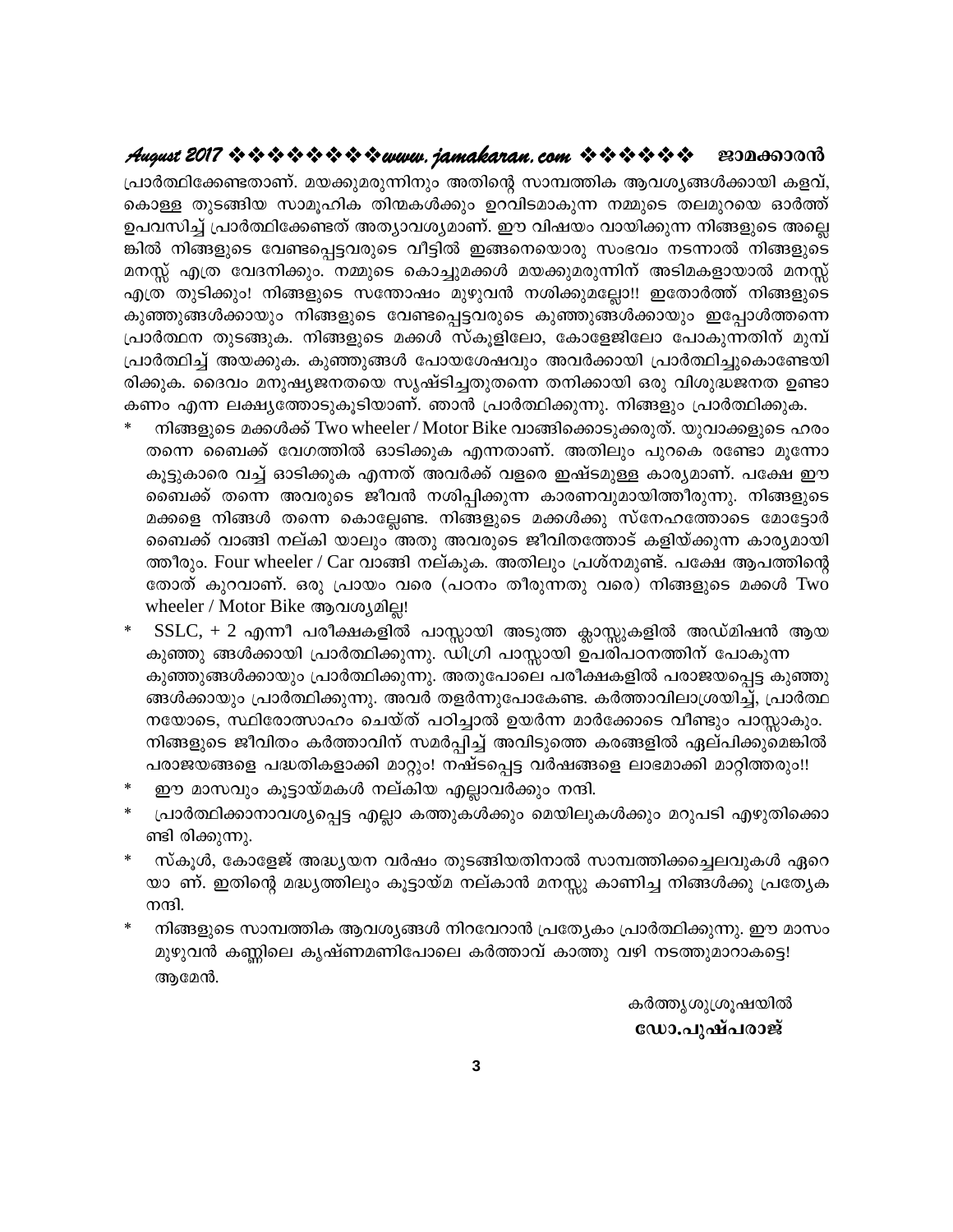പ്രാർത്ഥിക്കേണ്ടതാണ്. മയക്കുമരുന്നിനും അതിന്റെ സാമ്പത്തിക ആവശ്യങ്ങൾക്കായി കളവ്, കൊള്ള തുടങ്ങിയ സാമൂഹിക തിന്മകൾക്കും ഉറവിടമാകുന്ന നമ്മുടെ തലമുറയെ ഓർത്ത് ഉപവസിച്ച് പ്രാർത്ഥിക്കേണ്ടത് അത്യാവശ്യമാണ്. ഈ വിഷയം വായിക്കുന്ന നിങ്ങളുടെ അല്ലെങ്കിൽ നിങ്ങളുടെ വേണ്ടപ്പെട്ടവരുടെ വീട്ടിൽ ഇങ്ങനെയൊരു സംഭവം നടന്നാൽ നിങ്ങളുടെ മനസ്സ് എത്ര വേദനിക്കും. നമ്മുടെ കൊച്ചുമക്കൾ മയക്കുമരുന്നിന് അടിമകളായാൽ മനസ്സ് എത്ര തുടിക്കും! നിങ്ങളുടെ സന്തോഷം മുഴുവൻ നശിക്കുമല്ലോ!! ഇതോർത്ത് നിങ്ങളുടെ കുഞ്ഞുങ്ങൾക്കായും നിങ്ങളുടെ വേണ്ടപ്പെട്ടവരുടെ കുഞ്ഞുങ്ങൾക്കായും ഇപ്പോൾത്തന്നെ പ്രാർത്ഥന തുടങ്ങുക. നിങ്ങളുടെ മക്കൾ സ്കൂളിലോ, കോളേജിലോ പോകുന്നതിന് മുമ്പ് പ്രാർത്ഥിച്ച് അയക്കുക. കുഞ്ഞുങ്ങൾ പോയശേഷവും അവർക്കായി പ്രാർത്ഥിച്ചുകൊണ്ടേയിരിക്കുക. ദൈവം മനുഷ്യജനതയെ സൃഷ്ടിച്ചതുതന്നെ തനിക്കായി ഒരു വിശുദ്ധജനത ഉണ്ടാകണം എന്ന ലക്ഷ്യത്തോടുകൂടിയാണ്. ഞാൻ പ്രാർത്ഥിക്കുന്നു. നിങ്ങളും പ്രാർത്ഥിക്കുക.

* നിങ്ങളുടെ മക്കൾക്ക് Two wheeler / Motor Bike വാങ്ങിക്കൊടുക്കരുത്. യുവാക്കളുടെ ഹരം തന്നെ ബൈക്ക് വേഗത്തിൽ ഓടിക്കുക എന്നതാണ്. അതിലും പുറകെ രണ്ടോ മൂന്നോ കൂട്ടുകാരെ വച്ച് ഓടിക്കുക എന്നത് അവർക്ക് വളരെ ഇഷ്ടമുള്ള കാര്യമാണ്. പക്ഷേ ഈ ബൈക്ക് തന്നെ അവരുടെ ജീവൻ നശിപ്പിക്കുന്ന കാരണവുമായിത്തീരുന്നു. നിങ്ങളുടെ മക്കളെ നിങ്ങൾ തന്നെ കൊല്ലേണ്ട. നിങ്ങളുടെ മക്കൾക്കു സ്നേഹത്തോടെ മോട്ടോർ ബൈക്ക് വാങ്ങി നല്കി യാലും അതു അവരുടെ ജീവിതത്തോട് കളിയ്ക്കുന്ന കാര്യമായിത്തീരും. Four wheeler / Car വാങ്ങി നല്കുക. അതിലും പ്രശ്നമുണ്ട്. പക്ഷേ ആപത്തിന്റെ തോത് കുറവാണ്. ഒരു പ്രായം വരെ (പഠനം തീരുന്നതു വരെ) നിങ്ങളുടെ മക്കൾ Two wheeler / Motor Bike ആവശ്യമില്ല!
* SSLC, + 2 എന്നീ പരീക്ഷകളിൽ പാസ്സായി അടുത്ത ക്ലാസ്സുകളിൽ അഡ്മിഷൻ ആയ കുഞ്ഞു ങ്ങൾക്കായി പ്രാർത്ഥിക്കുന്നു. ഡിഗ്രി പാസ്സായി ഉപരിപഠനത്തിന് പോകുന്ന കുഞ്ഞുങ്ങൾക്കായും പ്രാർത്ഥിക്കുന്നു. അതുപോലെ പരീക്ഷകളിൽ പരാജയപ്പെട്ട കുഞ്ഞുങ്ങൾക്കായും പ്രാർത്ഥിക്കുന്നു. അവർ തളർന്നുപോകേണ്ട. കർത്താവിലാശ്രയിച്ച്, പ്രാർത്ഥനയോടെ, സ്ഥിരോത്സാഹം ചെയ്ത് പഠിച്ചാൽ ഉയർന്ന മാർക്കോടെ വീണ്ടും പാസ്സാകും. നിങ്ങളുടെ ജീവിതം കർത്താവിന് സമർപ്പിച്ച് അവിടുത്തെ കരങ്ങളിൽ ഏല്പിക്കുമെങ്കിൽ പരാജയങ്ങളെ പദ്ധതികളാക്കി മാറ്റും! നഷ്ടപ്പെട്ട വർഷങ്ങളെ ലാഭമാക്കി മാറ്റിത്തരും!!
* ഈ മാസവും കൂട്ടായ്മകൾ നല്കിയ എല്ലാവർക്കും നന്ദി.
* പ്രാർത്ഥിക്കാനാവശ്യപ്പെട്ട എല്ലാ കത്തുകൾക്കും മെയിലുകൾക്കും മറുപടി എഴുതിക്കൊണ്ടി രിക്കുന്നു.
* സ്കൂൾ, കോളേജ് അദ്ധ്യയന വർഷം തുടങ്ങിയതിനാൽ സാമ്പത്തിക്കച്ചെലവുകൾ ഏറെയാ ണ്. ഇതിന്റെ മദ്ധ്യത്തിലും കൂട്ടായ്മ നല്കാൻ മനസ്സു കാണിച്ച നിങ്ങൾക്കു പ്രത്യേക നന്ദി.
* നിങ്ങളുടെ സാമ്പത്തിക ആവശ്യങ്ങൾ നിറവേറാൻ പ്രത്യേകം പ്രാർത്ഥിക്കുന്നു. ഈ മാസം മുഴുവൻ കണ്ണിലെ കൃഷ്ണമണിപോലെ കർത്താവ് കാത്തു വഴി നടത്തുമാറാകട്ടെ! ആമേൻ.

കർത്തൃശുശ്രൂഷയിൽ
**ഡോ.പുഷ്പരാജ്**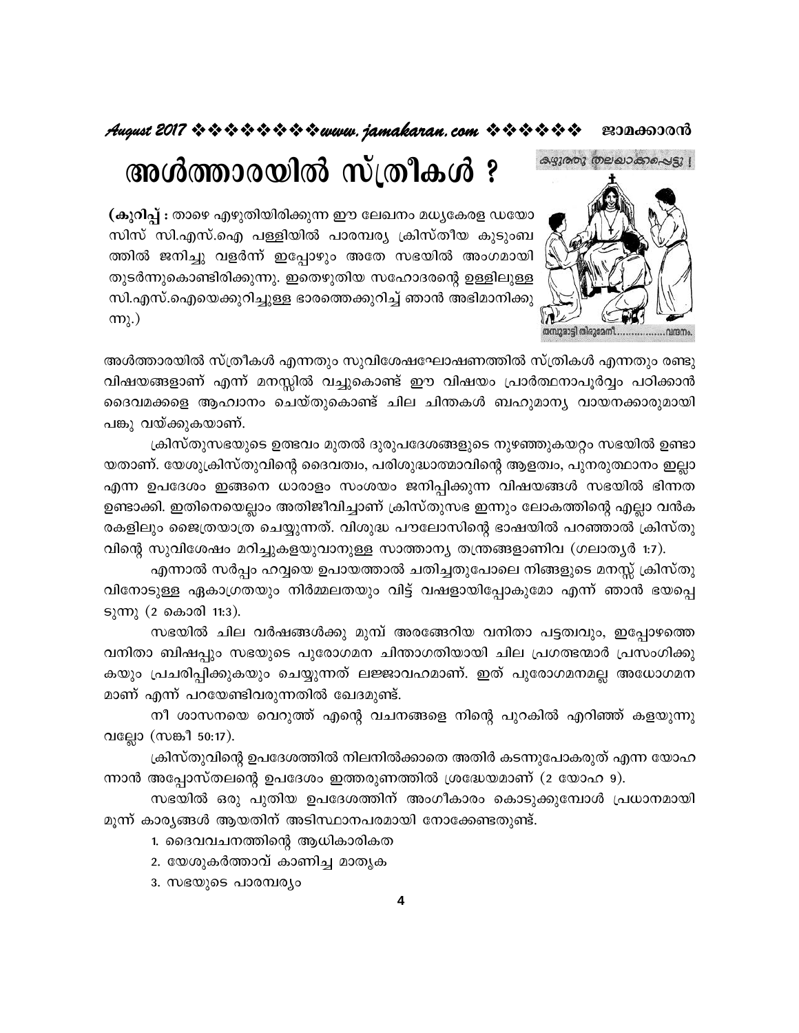# അൾത്താരയിൽ സ്ത്രീകൾ ?

**(കുറിപ്പ് :** താഴെ എഴുതിയിരിക്കുന്ന ഈ ലേഖനം മധ്യകേരള ഡയോസിസ് സി.എസ്.ഐ പള്ളിയിൽ പാരമ്പര്യ ക്രിസ്തീയ കുടുംബത്തിൽ ജനിച്ചു വളർന്ന് ഇപ്പോഴും അതേ സഭയിൽ അംഗമായി തുടർന്നുകൊണ്ടിരിക്കുന്നു. ഇതെഴുതിയ സഹോദരന്റെ ഉള്ളിലുള്ള സി.എസ്.ഐയെക്കുറിച്ചുള്ള ഭാരത്തെക്കുറിച്ച് ഞാൻ അഭിമാനിക്കുന്നു.)

കഴുതതു തലയാക്കപ്പെട്ടു !

തമ്പുരാട്ടി തിരുമേനീ..................വന്ദനം.

അൾത്താരയിൽ സ്ത്രീകൾ എന്നതും സുവിശേഷഘോഷണത്തിൽ സ്ത്രീകൾ എന്നതും രണ്ടു വിഷയങ്ങളാണ് എന്ന് മനസ്സിൽ വച്ചുകൊണ്ട് ഈ വിഷയം പ്രാർത്ഥനാപൂർവ്വം പഠിക്കാൻ ദൈവമക്കളെ ആഹ്വാനം ചെയ്തുകൊണ്ട് ചില ചിന്തകൾ ബഹുമാന്യ വായനക്കാരുമായി പങ്കു വയ്ക്കുകയാണ്.

ക്രിസ്തുസഭയുടെ ഉത്ഭവം മുതൽ ദുരുപദേശങ്ങളുടെ നുഴഞ്ഞുകയറ്റം സഭയിൽ ഉണ്ടായതാണ്. യേശുക്രിസ്തുവിന്റെ ദൈവത്വം, പരിശുദ്ധാത്മാവിന്റെ ആളത്വം, പുനരുത്ഥാനം ഇല്ലാ എന്ന ഉപദേശം ഇങ്ങനെ ധാരാളം സംശയം ജനിപ്പിക്കുന്ന വിഷയങ്ങൾ സഭയിൽ ഭിന്നത ഉണ്ടാക്കി. ഇതിനെയെല്ലാം അതിജീവിച്ചാണ് ക്രിസ്തുസഭ ഇന്നും ലോകത്തിന്റെ എല്ലാ വൻകരകളിലും ജൈത്രയാത്ര ചെയ്യുന്നത്. വിശുദ്ധ പൗലോസിന്റെ ഭാഷയിൽ പറഞ്ഞാൽ ക്രിസ്തുവിന്റെ സുവിശേഷം മറിച്ചുകളയുവാനുള്ള സാത്താന്യ തന്ത്രങ്ങളാണിവ (ഗലാത്യർ 1:7).

എന്നാൽ സർപ്പം ഹവ്വയെ ഉപായത്താൽ ചതിച്ചതുപോലെ നിങ്ങളുടെ മനസ്സ് ക്രിസ്തുവിനോടുള്ള ഏകാഗ്രതയും നിർമ്മലതയും വിട്ട് വഷളായിപ്പോകുമോ എന്ന് ഞാൻ ഭയപ്പെടുന്നു (2 കൊരി 11:3).

സഭയിൽ ചില വർഷങ്ങൾക്കു മുമ്പ് അരങ്ങേറിയ വനിതാ പട്ടത്വവും, ഇപ്പോഴത്തെ വനിതാ ബിഷപ്പും സഭയുടെ പുരോഗമന ചിന്താഗതിയായി ചില പ്രഗത്ഭന്മാർ പ്രസംഗിക്കുകയും പ്രചരിപ്പിക്കുകയും ചെയ്യുന്നത് ലജ്ജാവഹമാണ്. ഇത് പുരോഗമനമല്ല അധോഗമനമാണ് എന്ന് പറയേണ്ടിവരുന്നതിൽ ഖേദമുണ്ട്.

നീ ശാസനയെ വെറുത്ത് എന്റെ വചനങ്ങളെ നിന്റെ പുറകിൽ എറിഞ്ഞ് കളയുന്നു വല്ലോ (സങ്കീ 50:17).

ക്രിസ്തുവിന്റെ ഉപദേശത്തിൽ നിലനിൽക്കാതെ അതിർ കടന്നുപോകരുത് എന്ന യോഹന്നാൻ അപ്പോസ്തലന്റെ ഉപദേശം ഇത്തരുണത്തിൽ ശ്രദ്ധേയമാണ് (2 യോഹ 9).

സഭയിൽ ഒരു പുതിയ ഉപദേശത്തിന് അംഗീകാരം കൊടുക്കുമ്പോൾ പ്രധാനമായി മൂന്ന് കാര്യങ്ങൾ ആയതിന് അടിസ്ഥാനപരമായി നോക്കേണ്ടതുണ്ട്.

1. ദൈവവചനത്തിന്റെ ആധികാരികത
2. യേശുകർത്താവ് കാണിച്ച മാതൃക
3. സഭയുടെ പാരമ്പര്യം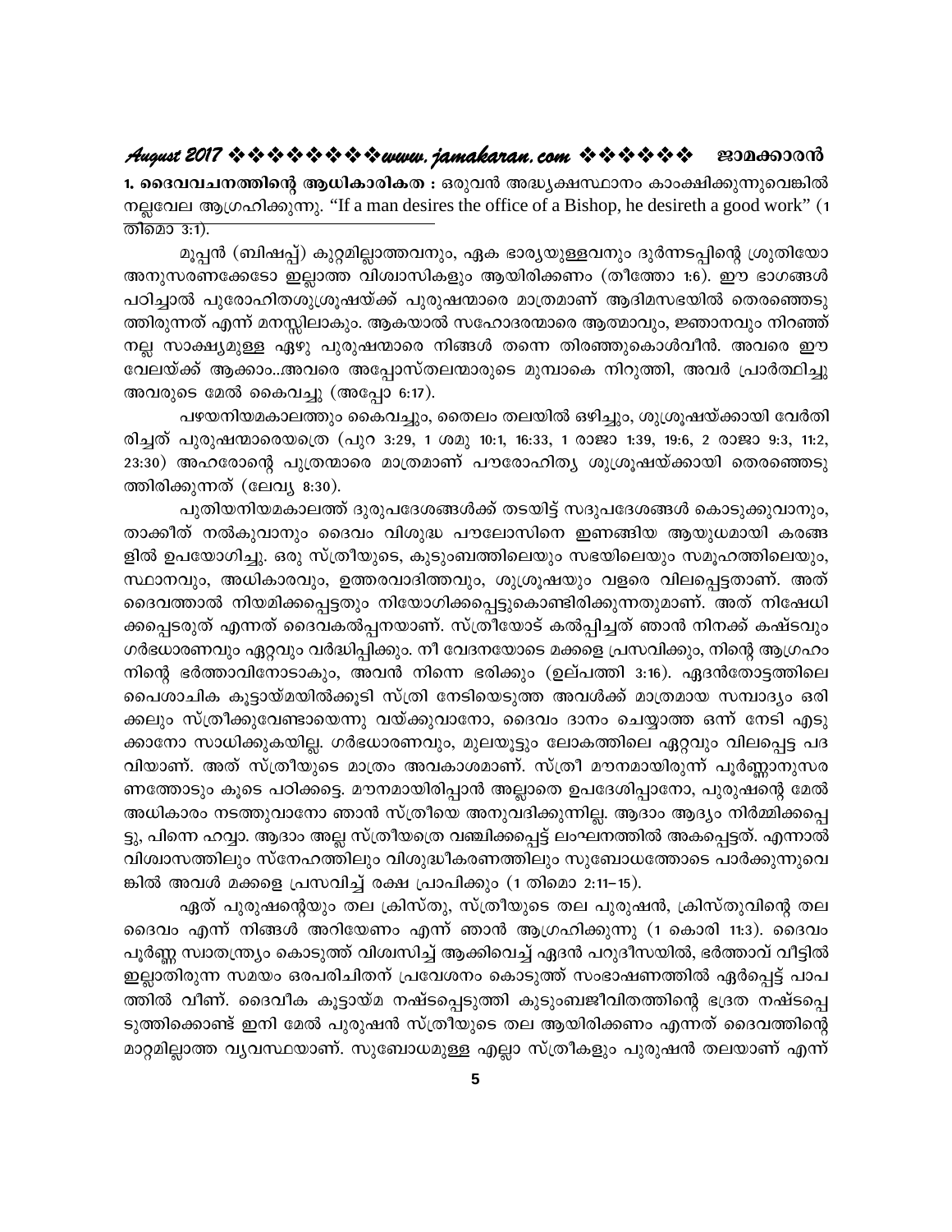**1. ദൈവവചനത്തിന്റെ ആധികാരികത :** ഒരുവൻ അദ്ധ്യക്ഷസ്ഥാനം കാംക്ഷിക്കുന്നുവെങ്കിൽ നല്ലവേല ആഗ്രഹിക്കുന്നു. "If a man desires the office of a Bishop, he desireth a good work" (1 തിമൊ 3:1).

മൂപ്പൻ (ബിഷപ്പ്) കുറ്റമില്ലാത്തവനും, ഏക ഭാര്യയുള്ളവനും ദുർന്നടപ്പിന്റെ ശ്രുതിയോ അനുസരണക്കേടോ ഇല്ലാത്ത വിശ്വാസികളും ആയിരിക്കണം (തീത്തോ 1:6). ഈ ഭാഗങ്ങൾ പഠിച്ചാൽ പുരോഹിതശുശ്രൂഷയ്ക്ക് പുരുഷന്മാരെ മാത്രമാണ് ആദിമസഭയിൽ തെരഞ്ഞെടുത്തിരുന്നത് എന്ന് മനസ്സിലാകും. ആകയാൽ സഹോദരന്മാരെ ആത്മാവും, ജ്ഞാനവും നിറഞ്ഞ് നല്ല സാക്ഷ്യമുള്ള ഏഴു പുരുഷന്മാരെ നിങ്ങൾ തന്നെ തിരഞ്ഞുകൊൾവീൻ. അവരെ ഈ വേലയ്ക്ക് ആക്കാം..അവരെ അപ്പോസ്തലന്മാരുടെ മുമ്പാകെ നിറുത്തി, അവർ പ്രാർത്ഥിച്ചു അവരുടെ മേൽ കൈവച്ചു (അപ്പോ 6:17).

പഴയനിയമകാലത്തും കൈവച്ചും, തൈലം തലയിൽ ഒഴിച്ചും, ശുശ്രൂഷയ്ക്കായി വേർതിരിച്ചത് പുരുഷന്മാരെയത്രെ (പുറ 3:29, 1 ശമു 10:1, 16:33, 1 രാജാ 1:39, 19:6, 2 രാജാ 9:3, 11:2, 23:30) അഹരോന്റെ പുത്രന്മാരെ മാത്രമാണ് പൗരോഹിത്യ ശുശ്രൂഷയ്ക്കായി തെരഞ്ഞെടുത്തിരിക്കുന്നത് (ലേവ്യ 8:30).

പുതിയനിയമകാലത്ത് ദുരുപദേശങ്ങൾക്ക് തടയിട്ട് സദുപദേശങ്ങൾ കൊടുക്കുവാനും, താക്കീത് നൽകുവാനും ദൈവം വിശുദ്ധ പൗലോസിനെ ഇണങ്ങിയ ആയുധമായി കരങ്ങളിൽ ഉപയോഗിച്ചു. ഒരു സ്ത്രീയുടെ, കുടുംബത്തിലെയും സഭയിലെയും സമൂഹത്തിലെയും, സ്ഥാനവും, അധികാരവും, ഉത്തരവാദിത്തവും, ശുശ്രൂഷയും വളരെ വിലപ്പെട്ടതാണ്. അത് ദൈവത്താൽ നിയമിക്കപ്പെട്ടതും നിയോഗിക്കപ്പെട്ടുകൊണ്ടിരിക്കുന്നതുമാണ്. അത് നിഷേധിക്കപ്പെടരുത് എന്നത് ദൈവകൽപ്പനയാണ്. സ്ത്രീയോട് കൽപ്പിച്ചത് ഞാൻ നിനക്ക് കഷ്ടവും ഗർഭധാരണവും ഏറ്റവും വർദ്ധിപ്പിക്കും. നീ വേദനയോടെ മക്കളെ പ്രസവിക്കും, നിന്റെ ആഗ്രഹം നിന്റെ ഭർത്താവിനോടാകും, അവൻ നിന്നെ ഭരിക്കും (ഉല്പത്തി 3:16). ഏദൻതോട്ടത്തിലെ പൈശാചിക കൂട്ടായ്മയിൽക്കൂടി സ്ത്രീ നേടിയെടുത്ത അവൾക്ക് മാത്രമായ സമ്പാദ്യം ഒരിക്കലും സ്ത്രീക്കുവേണ്ടായെന്നു വയ്ക്കുവാനോ, ദൈവം ദാനം ചെയ്യാത്ത ഒന്ന് നേടി എടുക്കാനോ സാധിക്കുകയില്ല. ഗർഭധാരണവും, മുലയൂട്ടും ലോകത്തിലെ ഏറ്റവും വിലപ്പെട്ട പദവിയാണ്. അത് സ്ത്രീയുടെ മാത്രം അവകാശമാണ്. സ്ത്രീ മൗനമായിരുന്ന് പൂർണ്ണാനുസരണത്തോടും കൂടെ പഠിക്കട്ടെ. മൗനമായിരിപ്പാൻ അല്ലാതെ ഉപദേശിപ്പാനോ, പുരുഷന്റെ മേൽ അധികാരം നടത്തുവാനോ ഞാൻ സ്ത്രീയെ അനുവദിക്കുന്നില്ല. ആദാം ആദ്യം നിർമ്മിക്കപ്പെട്ടു, പിന്നെ ഹവ്വാ. ആദാം അല്ല സ്ത്രീയത്രെ വഞ്ചിക്കപ്പെട്ട് ലംഘനത്തിൽ അകപ്പെട്ടത്. എന്നാൽ വിശ്വാസത്തിലും സ്നേഹത്തിലും വിശുദ്ധീകരണത്തിലും സുബോധത്തോടെ പാർക്കുന്നുവെങ്കിൽ അവൾ മക്കളെ പ്രസവിച്ച് രക്ഷ പ്രാപിക്കും (1 തിമൊ 2:11–15).

ഏത് പുരുഷന്റെയും തല ക്രിസ്തു, സ്ത്രീയുടെ തല പുരുഷൻ, ക്രിസ്തുവിന്റെ തല ദൈവം എന്ന് നിങ്ങൾ അറിയേണം എന്ന് ഞാൻ ആഗ്രഹിക്കുന്നു (1 കൊരി 11:3). ദൈവം പൂർണ്ണ സ്വാതന്ത്ര്യം കൊടുത്ത് വിശ്വസിച്ച് ആക്കിവെച്ച് ഏദൻ പറുദീസയിൽ, ഭർത്താവ് വീട്ടിൽ ഇല്ലാതിരുന്ന സമയം ഒരപരിചിതന് പ്രവേശനം കൊടുത്ത് സംഭാഷണത്തിൽ ഏർപ്പെട്ട് പാപത്തിൽ വീണ്. ദൈവീക കൂട്ടായ്മ നഷ്ടപ്പെടുത്തി കുടുംബജീവിതത്തിന്റെ ഭദ്രത നഷ്ടപ്പെടുത്തിക്കൊണ്ട് ഇനി മേൽ പുരുഷൻ സ്ത്രീയുടെ തല ആയിരിക്കണം എന്നത് ദൈവത്തിന്റെ മാറ്റമില്ലാത്ത വ്യവസ്ഥയാണ്. സുബോധമുള്ള എല്ലാ സ്ത്രീകളും പുരുഷൻ തലയാണ് എന്ന്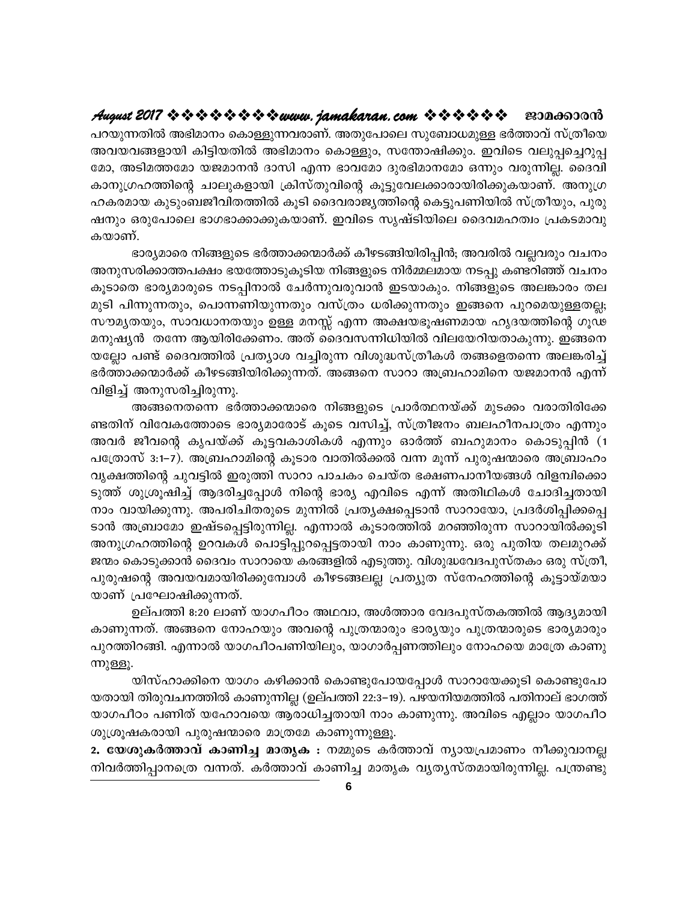പറയുന്നതിൽ അഭിമാനം കൊള്ളുന്നവരാണ്. അതുപോലെ സുബോധമുള്ള ഭർത്താവ് സ്ത്രീയെ അവയവങ്ങളായി കിട്ടിയതിൽ അഭിമാനം കൊള്ളും, സന്തോഷിക്കും. ഇവിടെ വലുപ്പച്ചെറുപ്പമോ, അടിമത്തമോ യജമാനൻ ദാസി എന്ന ഭാവമോ ദുരഭിമാനമോ ഒന്നും വരുന്നില്ല. ദൈവികാനുഗ്രഹത്തിന്റെ ചാലുകളായി ക്രിസ്തുവിന്റെ കൂട്ടുവേലക്കാരായിരിക്കുകയാണ്. അനുഗ്രഹകരമായ കുടുംബജീവിതത്തിൽ കൂടി ദൈവരാജ്യത്തിന്റെ കെട്ടുപണിയിൽ സ്ത്രീയും, പുരുഷനും ഒരുപോലെ ഭാഗഭാക്കാക്കുകയാണ്. ഇവിടെ സൃഷ്ടിയിലെ ദൈവമഹത്വം പ്രകടമാവുകയാണ്.

ഭാര്യമാരെ നിങ്ങളുടെ ഭർത്താക്കന്മാർക്ക് കീഴടങ്ങിയിരിപ്പിൻ; അവരിൽ വല്ലവരും വചനം അനുസരിക്കാത്തപക്ഷം ഭയത്തോടുകൂടിയ നിങ്ങളുടെ നിർമ്മലമായ നടപ്പു കണ്ടറിഞ്ഞ് വചനം കൂടാതെ ഭാര്യമാരുടെ നടപ്പിനാൽ ചേർന്നുവരുവാൻ ഇടയാകും. നിങ്ങളുടെ അലങ്കാരം തലമുടി പിന്നുന്നതും, പൊന്നണിയുന്നതും വസ്ത്രം ധരിക്കുന്നതും ഇങ്ങനെ പുറമെയുള്ളതല്ല; സൗമ്യതയും, സാവധാനതയും ഉള്ള മനസ്സ് എന്ന അക്ഷയഭൂഷണമായ ഹൃദയത്തിന്റെ ഗൂഢമനുഷ്യൻ തന്നേ ആയിരിക്കേണം. അത് ദൈവസന്നിധിയിൽ വിലയേറിയതാകുന്നു. ഇങ്ങനെയല്ലോ പണ്ട് ദൈവത്തിൽ പ്രത്യാശ വച്ചിരുന്ന വിശുദ്ധസ്ത്രീകൾ തങ്ങളെത്തന്നെ അലങ്കരിച്ച് ഭർത്താക്കന്മാർക്ക് കീഴടങ്ങിയിരിക്കുന്നത്. അങ്ങനെ സാറാ അബ്രഹാമിനെ യജമാനൻ എന്ന് വിളിച്ച് അനുസരിച്ചിരുന്നു.

അങ്ങനെതന്നെ ഭർത്താക്കന്മാരെ നിങ്ങളുടെ പ്രാർത്ഥനയ്ക്ക് മുടക്കം വരാതിരിക്കേണ്ടതിന് വിവേകത്തോടെ ഭാര്യമാരോട് കൂടെ വസിച്ച്, സ്ത്രീജനം ബലഹീനപാത്രം എന്നും അവർ ജീവന്റെ കൃപയ്ക്ക് കൂട്ടവകാശികൾ എന്നും ഓർത്ത് ബഹുമാനം കൊടുപ്പിൻ (1 പത്രോസ് 3:1–7). അബ്രഹാമിന്റെ കൂടാര വാതിൽക്കൽ വന്ന മൂന്ന് പുരുഷന്മാരെ അബ്രാഹം വൃക്ഷത്തിന്റെ ചുവട്ടിൽ ഇരുത്തി സാറാ പാചകം ചെയ്ത ഭക്ഷണപാനീയങ്ങൾ വിളമ്പിക്കൊടുത്ത് ശുശ്രൂഷിച്ച് ആദരിച്ചപ്പോൾ നിന്റെ ഭാര്യ എവിടെ എന്ന് അതിഥികൾ ചോദിച്ചതായി നാം വായിക്കുന്നു. അപരിചിതരുടെ മുന്നിൽ പ്രത്യക്ഷപ്പെടാൻ സാറായോ, പ്രദർശിപ്പിക്കപ്പെടാൻ അബ്രാമോ ഇഷ്ടപ്പെട്ടിരുന്നില്ല. എന്നാൽ കൂടാരത്തിൽ മറഞ്ഞിരുന്ന സാറായിൽക്കൂടി അനുഗ്രഹത്തിന്റെ ഉറവകൾ പൊട്ടിപ്പുറപ്പെട്ടതായി നാം കാണുന്നു. ഒരു പുതിയ തലമുറക്ക് ജന്മം കൊടുക്കാൻ ദൈവം സാറായെ കരങ്ങളിൽ എടുത്തു. വിശുദ്ധവേദപുസ്തകം ഒരു സ്ത്രീ, പുരുഷന്റെ അവയവമായിരിക്കുമ്പോൾ കീഴടങ്ങലല്ല പ്രത്യുത സ്നേഹത്തിന്റെ കൂട്ടായ്മയായാണ് പ്രഘോഷിക്കുന്നത്.

ഉല്പത്തി 8:20 ലാണ് യാഗപീഠം അഥവാ, അൾത്താര വേദപുസ്തകത്തിൽ ആദ്യമായി കാണുന്നത്. അങ്ങനെ നോഹയും അവന്റെ പുത്രന്മാരും ഭാര്യയും പുത്രന്മാരുടെ ഭാര്യമാരും പുറത്തിറങ്ങി. എന്നാൽ യാഗപീഠപണിയിലും, യാഗാർപ്പണത്തിലും നോഹയെ മാത്രേ കാണുന്നുള്ളൂ.

യിസ്ഹാക്കിനെ യാഗം കഴിക്കാൻ കൊണ്ടുപോയപ്പോൾ സാറായേക്കൂടി കൊണ്ടുപോയതായി തിരുവചനത്തിൽ കാണുന്നില്ല (ഉല്പത്തി 22:3–19). പഴയനിയമത്തിൽ പതിനാല് ഭാഗത്ത് യാഗപീഠം പണിത് യഹോവയെ ആരാധിച്ചതായി നാം കാണുന്നു. അവിടെ എല്ലാം യാഗപീഠശുശ്രൂഷകരായി പുരുഷന്മാരെ മാത്രമേ കാണുന്നുള്ളൂ.

**2. യേശുകർത്താവ് കാണിച്ച മാതൃക :** നമ്മുടെ കർത്താവ് ന്യായപ്രമാണം നീക്കുവാനല്ല നിവർത്തിപ്പാനത്രെ വന്നത്. കർത്താവ് കാണിച്ച മാതൃക വ്യത്യസ്തമായിരുന്നില്ല. പന്ത്രണ്ടു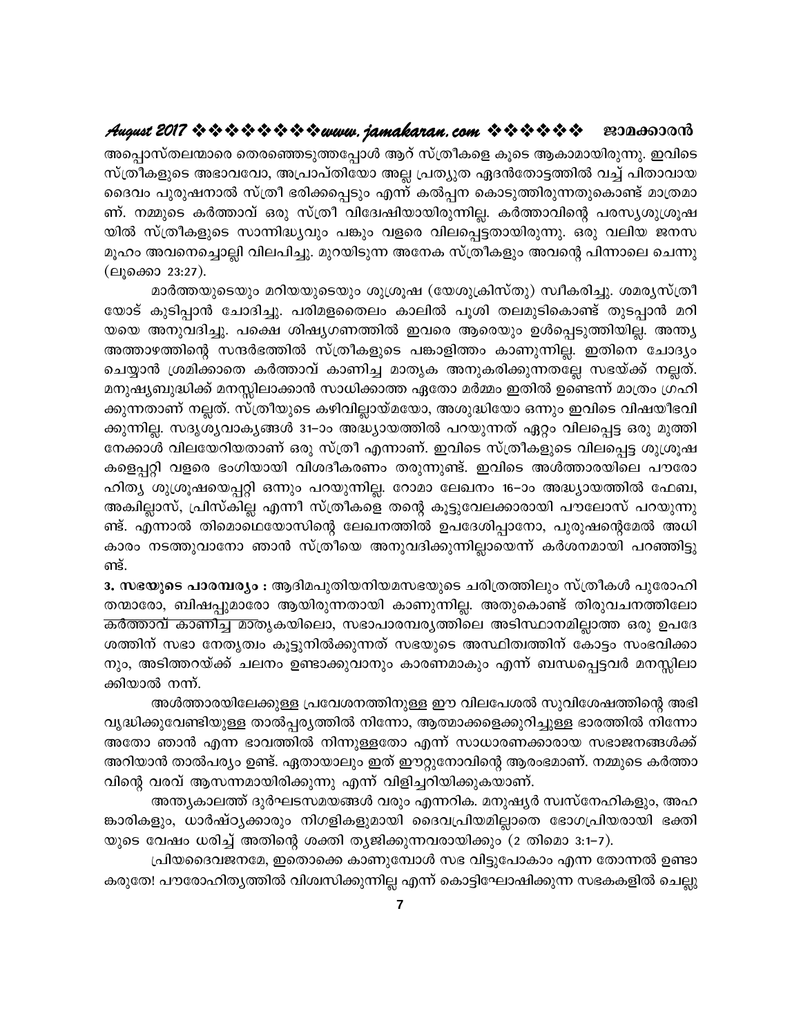അപ്പൊസ്തലന്മാരെ തെരഞ്ഞെടുത്തപ്പോൾ ആറ് സ്ത്രീകളെ കൂടെ ആകാമായിരുന്നു. ഇവിടെ സ്ത്രീകളുടെ അഭാവവോ, അപ്രാപ്തിയോ അല്ല പ്രത്യുത ഏദൻതോട്ടത്തിൽ വച്ച് പിതാവായ ദൈവം പുരുഷനാൽ സ്ത്രീ ഭരിക്കപ്പെടും എന്ന് കൽപ്പന കൊടുത്തിരുന്നതുകൊണ്ട് മാത്രമാണ്. നമ്മുടെ കർത്താവ് ഒരു സ്ത്രീ വിദ്വേഷിയായിരുന്നില്ല. കർത്താവിന്റെ പരസ്യശുശ്രൂഷയിൽ സ്ത്രീകളുടെ സാന്നിദ്ധ്യവും പങ്കും വളരെ വിലപ്പെട്ടതായിരുന്നു. ഒരു വലിയ ജനസമൂഹം അവനെച്ചൊല്ലി വിലപിച്ചു. മുറയിടുന്ന അനേക സ്ത്രീകളും അവന്റെ പിന്നാലെ ചെന്നു (ലൂക്കൊ 23:27).

മാർത്തയുടെയും മറിയയുടെയും ശുശ്രൂഷ (യേശുക്രിസ്തു) സ്വീകരിച്ചു. ശമര്യസ്ത്രീയോട് കുടിപ്പാൻ ചോദിച്ചു. പരിമളതൈലം കാലിൽ പൂശി തലമുടികൊണ്ട് തുടപ്പാൻ മറിയയെ അനുവദിച്ചു. പക്ഷെ ശിഷ്യഗണത്തിൽ ഇവരെ ആരെയും ഉൾപ്പെടുത്തിയില്ല. അന്ത്യ അത്താഴത്തിന്റെ സന്ദർഭത്തിൽ സ്ത്രീകളുടെ പങ്കാളിത്തം കാണുന്നില്ല. ഇതിനെ ചോദ്യം ചെയ്യാൻ ശ്രമിക്കാതെ കർത്താവ് കാണിച്ച മാതൃക അനുകരിക്കുന്നതല്ലേ സഭയ്ക്ക് നല്ലത്. മനുഷ്യബുദ്ധിക്ക് മനസ്സിലാക്കാൻ സാധിക്കാത്ത ഏതോ മർമ്മം ഇതിൽ ഉണ്ടെന്ന് മാത്രം ഗ്രഹിക്കുന്നതാണ് നല്ലത്. സ്ത്രീയുടെ കഴിവില്ലായ്മയോ, അശുദ്ധിയോ ഒന്നും ഇവിടെ വിഷയീഭവിക്കുന്നില്ല. സദൃശ്യവാക്യങ്ങൾ 31–ാം അദ്ധ്യായത്തിൽ പറയുന്നത് ഏറ്റം വിലപ്പെട്ട ഒരു മുത്തിനേക്കാൾ വിലയേറിയതാണ് ഒരു സ്ത്രീ എന്നാണ്. ഇവിടെ സ്ത്രീകളുടെ വിലപ്പെട്ട ശുശ്രൂഷകളെപ്പറ്റി വളരെ ഭംഗിയായി വിശദീകരണം തരുന്നുണ്ട്. ഇവിടെ അൾത്താരയിലെ പൗരോഹിത്യ ശുശ്രൂഷയെപ്പറ്റി ഒന്നും പറയുന്നില്ല. റോമാ ലേഖനം 16–ാം അദ്ധ്യായത്തിൽ ഫേബ, അകില്ലാസ്, പ്രിസ്കില്ല എന്നീ സ്ത്രീകളെ തന്റെ കൂട്ടുവേലക്കാരായി പൗലോസ് പറയുന്നുണ്ട്. എന്നാൽ തിമൊഥെയോസിന്റെ ലേഖനത്തിൽ ഉപദേശിപ്പാനോ, പുരുഷന്റെമേൽ അധികാരം നടത്തുവാനോ ഞാൻ സ്ത്രീയെ അനുവദിക്കുന്നില്ലായെന്ന് കർശനമായി പറഞ്ഞിട്ടുണ്ട്.

**3. സഭയുടെ പാരമ്പര്യം :** ആദിമപുതിയനിയമസഭയുടെ ചരിത്രത്തിലും സ്ത്രീകൾ പുരോഹിതന്മാരോ, ബിഷപ്പുമാരോ ആയിരുന്നതായി കാണുന്നില്ല. അതുകൊണ്ട് തിരുവചനത്തിലോ കർത്താവ് കാണിച്ച മാതൃകയിലൊ, സഭാപാരമ്പര്യത്തിലെ അടിസ്ഥാനമില്ലാത്ത ഒരു ഉപദേശത്തിന് സഭാ നേതൃത്വം കൂട്ടുനിൽക്കുന്നത് സഭയുടെ അസ്ഥിത്വത്തിന് കോട്ടം സംഭവിക്കാനും, അടിത്തറയ്ക്ക് ചലനം ഉണ്ടാക്കുവാനും കാരണമാകും എന്ന് ബന്ധപ്പെട്ടവർ മനസ്സിലാക്കിയാൽ നന്ന്.

അൾത്താരയിലേക്കുള്ള പ്രവേശനത്തിനുള്ള ഈ വിലപേശൽ സുവിശേഷത്തിന്റെ അഭിവൃദ്ധിക്കുവേണ്ടിയുള്ള താൽപ്പര്യത്തിൽ നിന്നോ, ആത്മാക്കളെക്കുറിച്ചുള്ള ഭാരത്തിൽ നിന്നോ അതോ ഞാൻ എന്ന ഭാവത്തിൽ നിന്നുള്ളതോ എന്ന് സാധാരണക്കാരായ സഭാജനങ്ങൾക്ക് അറിയാൻ താൽപര്യം ഉണ്ട്. ഏതായാലും ഇത് ഈറ്റുനോവിന്റെ ആരംഭമാണ്. നമ്മുടെ കർത്താവിന്റെ വരവ് ആസന്നമായിരിക്കുന്നു എന്ന് വിളിച്ചറിയിക്കുകയാണ്.

അന്ത്യകാലത്ത് ദുർഘടസമയങ്ങൾ വരും എന്നറിക. മനുഷ്യർ സ്വസ്നേഹികളും, അഹങ്കാരികളും, ധാർഷ്ഠ്യക്കാരും നിഗളികളുമായി ദൈവപ്രിയമില്ലാതെ ഭോഗപ്രിയരായി ഭക്തിയുടെ വേഷം ധരിച്ച് അതിന്റെ ശക്തി ത്യജിക്കുന്നവരായിക്കും (2 തിമൊ 3:1–7).

പ്രിയദൈവജനമേ, ഇതൊക്കെ കാണുമ്പോൾ സഭ വിട്ടുപോകാം എന്ന തോന്നൽ ഉണ്ടാകരുതേ! പൗരോഹിത്യത്തിൽ വിശ്വസിക്കുന്നില്ല എന്ന് കൊട്ടിഘോഷിക്കുന്ന സഭകകളിൽ ചെല്ലു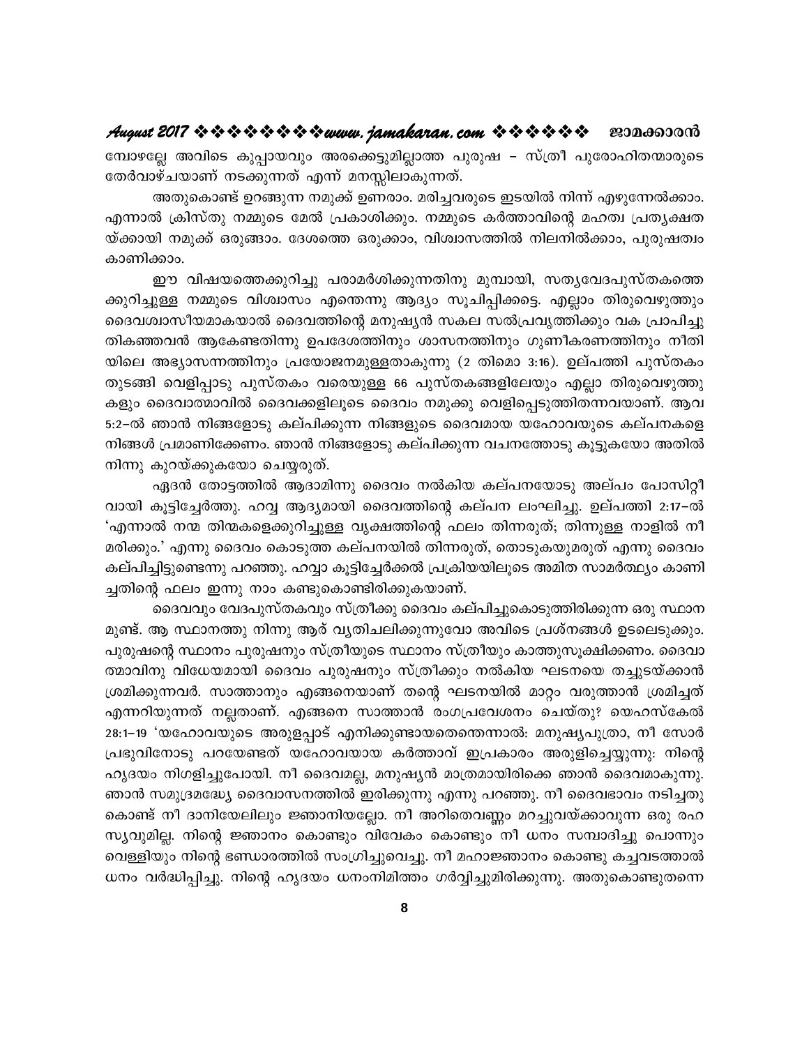മ്പോഴല്ലേ അവിടെ കുപ്പായവും അരക്കെട്ടുമില്ലാത്ത പുരുഷ – സ്ത്രീ പുരോഹിതന്മാരുടെ തേർവാഴ്ചയാണ് നടക്കുന്നത് എന്ന് മനസ്സിലാകുന്നത്.

അതുകൊണ്ട് ഉറങ്ങുന്ന നമുക്ക് ഉണരാം. മരിച്ചവരുടെ ഇടയിൽ നിന്ന് എഴുന്നേൽക്കാം. എന്നാൽ ക്രിസ്തു നമ്മുടെ മേൽ പ്രകാശിക്കും. നമ്മുടെ കർത്താവിന്റെ മഹത്വ പ്രത്യക്ഷതയ്ക്കായി നമുക്ക് ഒരുങ്ങാം. ദേശത്തെ ഒരുക്കാം, വിശ്വാസത്തിൽ നിലനിൽക്കാം, പുരുഷത്വം കാണിക്കാം.

ഈ വിഷയത്തെക്കുറിച്ചു പരാമർശിക്കുന്നതിനു മുമ്പായി, സത്യവേദപുസ്തകത്തെക്കുറിച്ചുള്ള നമ്മുടെ വിശ്വാസം എന്തെന്നു ആദ്യം സൂചിപ്പിക്കട്ടെ. എല്ലാം തിരുവെഴുത്തും ദൈവശ്വാസീയമാകയാൽ ദൈവത്തിന്റെ മനുഷ്യൻ സകല സൽപ്രവൃത്തിക്കും വക പ്രാപിച്ചു തികഞ്ഞവൻ ആകേണ്ടതിന്നു ഉപദേശത്തിനും ശാസനത്തിനും ഗുണീകരണത്തിനും നീതിയിലെ അഭ്യാസനത്തിനും പ്രയോജനമുള്ളതാകുന്നു (2 തിമൊ 3:16). ഉല്പത്തി പുസ്തകം തുടങ്ങി വെളിപ്പാടു പുസ്തകം വരെയുള്ള 66 പുസ്തകങ്ങളിലേയും എല്ലാ തിരുവെഴുത്തുകളും ദൈവാത്മാവിൽ ദൈവക്കളിലൂടെ ദൈവം നമുക്കു വെളിപ്പെടുത്തിതന്നവയാണ്. ആവ 5:2–ൽ ഞാൻ നിങ്ങളോടു കല്പിക്കുന്ന നിങ്ങളുടെ ദൈവമായ യഹോവയുടെ കല്പനകളെ നിങ്ങൾ പ്രമാണിക്കേണം. ഞാൻ നിങ്ങളോടു കല്പിക്കുന്ന വചനത്തോടു കൂട്ടുകയോ അതിൽ നിന്നു കുറയ്ക്കുകയോ ചെയ്യരുത്.

ഏദൻ തോട്ടത്തിൽ ആദാമിന്നു ദൈവം നൽകിയ കല്പനയോടു അല്പം പോസിറ്റീവായി കൂട്ടിച്ചേർത്തു. ഹവ്വ ആദ്യമായി ദൈവത്തിന്റെ കല്പന ലംഘിച്ചു. ഉല്പത്തി 2:17–ൽ 'എന്നാൽ നന്മ തിന്മകളെക്കുറിച്ചുള്ള വൃക്ഷത്തിന്റെ ഫലം തിന്നരുത്; തിന്നുള്ള നാളിൽ നീ മരിക്കും.' എന്നു ദൈവം കൊടുത്ത കല്പനയിൽ തിന്നരുത്, തൊടുകയുമരുത് എന്നു ദൈവം കല്പിച്ചിട്ടുണ്ടെന്നു പറഞ്ഞു. ഹവ്വാ കൂട്ടിച്ചേർക്കൽ പ്രക്രിയയിലൂടെ അമിത സാമർത്ഥ്യം കാണിച്ചതിന്റെ ഫലം ഇന്നു നാം കണ്ടുകൊണ്ടിരിക്കുകയാണ്.

ദൈവവും വേദപുസ്തകവും സ്ത്രീക്കു ദൈവം കല്പിച്ചുകൊടുത്തിരിക്കുന്ന ഒരു സ്ഥാനമുണ്ട്. ആ സ്ഥാനത്തു നിന്നു ആര് വ്യതിചലിക്കുന്നുവോ അവിടെ പ്രശ്നങ്ങൾ ഉടലെടുക്കും. പുരുഷന്റെ സ്ഥാനം പുരുഷനും സ്ത്രീയുടെ സ്ഥാനം സ്ത്രീയും കാത്തുസൂക്ഷിക്കണം. ദൈവാത്മാവിനു വിധേയമായി ദൈവം പുരുഷനും സ്ത്രീക്കും നൽകിയ ഘടനയെ തച്ചുടയ്ക്കാൻ ശ്രമിക്കുന്നവർ. സാത്താനും എങ്ങനെയാണ് തന്റെ ഘടനയിൽ മാറ്റം വരുത്താൻ ശ്രമിച്ചത് എന്നറിയുന്നത് നല്ലതാണ്. എങ്ങനെ സാത്താൻ രംഗപ്രവേശനം ചെയ്തു? യെഹസ്കേൽ 28:1–19 'യഹോവയുടെ അരുളപ്പാട് എനിക്കുണ്ടായതെന്തെന്നാൽ: മനുഷ്യപുത്രാ, നീ സോർ പ്രഭുവിനോടു പറയേണ്ടത് യഹോവയായ കർത്താവ് ഇപ്രകാരം അരുളിച്ചെയ്യുന്നു: നിന്റെ ഹൃദയം നിഗളിച്ചുപോയി. നീ ദൈവമല്ല, മനുഷ്യൻ മാത്രമായിരിക്കെ ഞാൻ ദൈവമാകുന്നു. ഞാൻ സമുദ്രമദ്ധ്യേ ദൈവാസനത്തിൽ ഇരിക്കുന്നു എന്നു പറഞ്ഞു. നീ ദൈവഭാവം നടിച്ചതുകൊണ്ട് നീ ദാനിയേലിലും ജ്ഞാനിയല്ലോ. നീ അറിതെവണ്ണം മറച്ചുവയ്ക്കാവുന്ന ഒരു രഹസ്യവുമില്ല. നിന്റെ ജ്ഞാനം കൊണ്ടും വിവേകം കൊണ്ടും നീ ധനം സമ്പാദിച്ചു പൊന്നും വെള്ളിയും നിന്റെ ഭണ്ഡാരത്തിൽ സംഗ്രിച്ചുവെച്ചു. നീ മഹാജ്ഞാനം കൊണ്ടു കച്ചവടത്താൽ ധനം വർദ്ധിപ്പിച്ചു. നിന്റെ ഹൃദയം ധനംനിമിത്തം ഗർവ്വിച്ചുമിരിക്കുന്നു. അതുകൊണ്ടുതന്നെ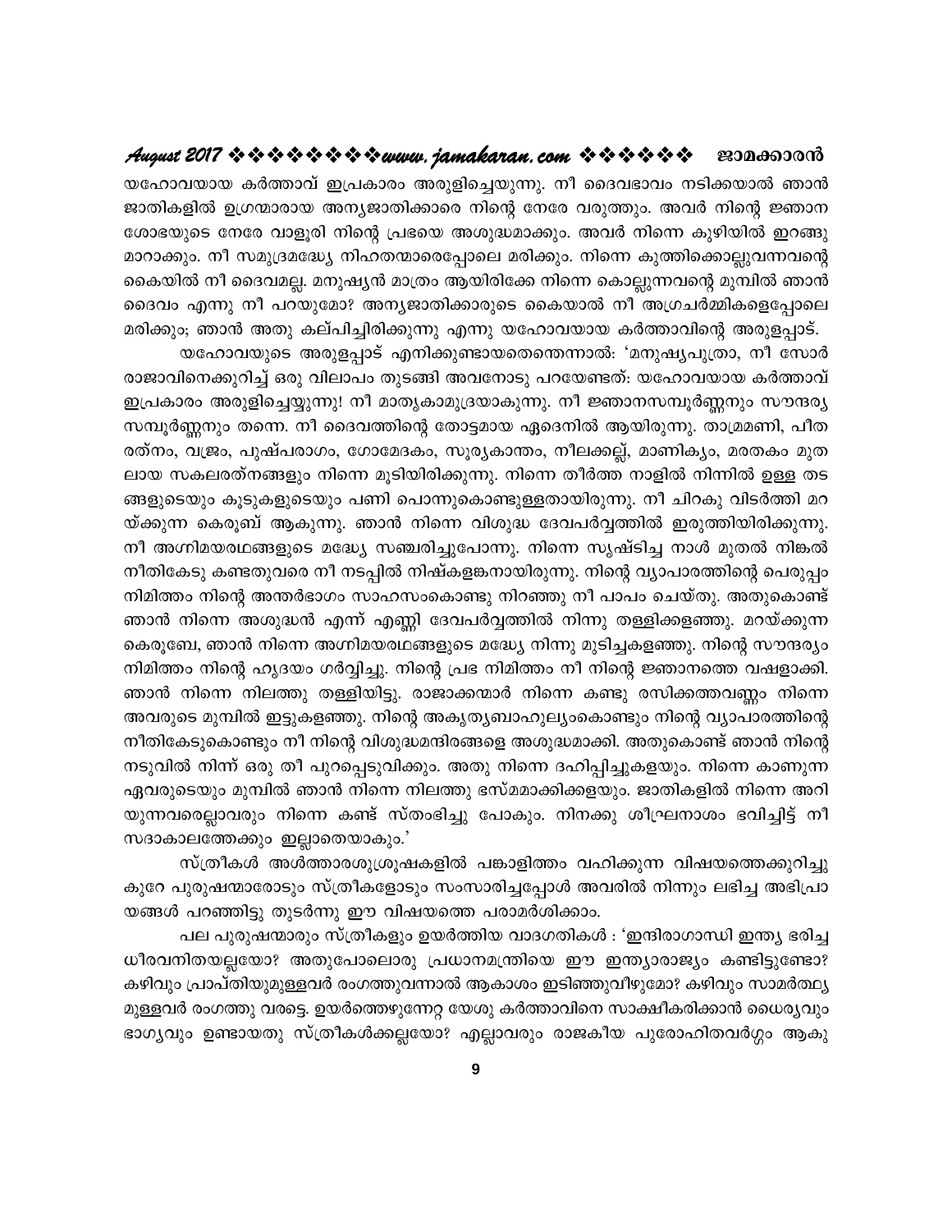യഹോവയായ കർത്താവ് ഇപ്രകാരം അരുളിച്ചെയ്യുന്നു. നീ ദൈവഭാവം നടിക്കയാൽ ഞാൻ ജാതികളിൽ ഉഗ്രന്മാരായ അന്യജാതിക്കാരെ നിന്റെ നേരേ വരുത്തും. അവർ നിന്റെ ജ്ഞാന ശോഭയുടെ നേരേ വാളൂരി നിന്റെ പ്രഭയെ അശുദ്ധമാക്കും. അവർ നിന്നെ കുഴിയിൽ ഇറങ്ങുമാറാക്കും. നീ സമുദ്രമദ്ധ്യേ നിഹതന്മാരെപ്പോലെ മരിക്കും. നിന്നെ കുത്തിക്കൊല്ലുവന്നവന്റെ കൈയിൽ നീ ദൈവമല്ല. മനുഷ്യൻ മാത്രം ആയിരിക്കേ നിന്നെ കൊല്ലുന്നവന്റെ മുമ്പിൽ ഞാൻ ദൈവം എന്നു നീ പറയുമോ? അന്യജാതിക്കാരുടെ കൈയാൽ നീ അഗ്രചർമ്മികളെപ്പോലെ മരിക്കും; ഞാൻ അതു കല്പിച്ചിരിക്കുന്നു എന്നു യഹോവയായ കർത്താവിന്റെ അരുളപ്പാട്.

യഹോവയുടെ അരുളപ്പാട് എനിക്കുണ്ടായതെന്തെന്നാൽ: 'മനുഷ്യപുത്രാ, നീ സോർ രാജാവിനെക്കുറിച്ച് ഒരു വിലാപം തുടങ്ങി അവനോടു പറയേണ്ടത്: യഹോവയായ കർത്താവ് ഇപ്രകാരം അരുളിച്ചെയ്യുന്നു! നീ മാതൃകാമുദ്രയാകുന്നു. നീ ജ്ഞാനസമ്പൂർണ്ണനും സൗന്ദര്യ സമ്പൂർണ്ണനും തന്നെ. നീ ദൈവത്തിന്റെ തോട്ടമായ ഏദെനിൽ ആയിരുന്നു. താമ്രമണി, പീതരത്നം, വജ്രം, പുഷ്പരാഗം, ഗോമേദകം, സൂര്യകാന്തം, നീലക്കല്ല്, മാണിക്യം, മരതകം മുതലായ സകലരത്നങ്ങളും നിന്നെ മൂടിയിരിക്കുന്നു. നിന്നെ തീർത്ത നാളിൽ നിന്നിൽ ഉള്ള തടങ്ങളുടെയും കൂടുകളുടെയും പണി പൊന്നുകൊണ്ടുള്ളതായിരുന്നു. നീ ചിറകു വിടർത്തി മറയ്ക്കുന്ന കെരൂബ് ആകുന്നു. ഞാൻ നിന്നെ വിശുദ്ധ ദേവപർവ്വത്തിൽ ഇരുത്തിയിരിക്കുന്നു. നീ അഗ്നിമയരഥങ്ങളുടെ മദ്ധ്യേ സഞ്ചരിച്ചുപോന്നു. നിന്നെ സൃഷ്ടിച്ച നാൾ മുതൽ നിങ്കൽ നീതികേടു കണ്ടതുവരെ നീ നടപ്പിൽ നിഷ്കളങ്കനായിരുന്നു. നിന്റെ വ്യാപാരത്തിന്റെ പെരുപ്പം നിമിത്തം നിന്റെ അന്തർഭാഗം സാഹസംകൊണ്ടു നിറഞ്ഞു നീ പാപം ചെയ്തു. അതുകൊണ്ട് ഞാൻ നിന്നെ അശുദ്ധൻ എന്ന് എണ്ണി ദേവപർവ്വത്തിൽ നിന്നു തള്ളിക്കളഞ്ഞു. മറയ്ക്കുന്ന കെരൂബേ, ഞാൻ നിന്നെ അഗ്നിമയരഥങ്ങളുടെ മദ്ധ്യേ നിന്നു മുടിച്ചകളഞ്ഞു. നിന്റെ സൗന്ദര്യം നിമിത്തം നിന്റെ ഹൃദയം ഗർവ്വിച്ചു. നിന്റെ പ്രഭ നിമിത്തം നീ നിന്റെ ജ്ഞാനത്തെ വഷളാക്കി. ഞാൻ നിന്നെ നിലത്തു തള്ളിയിട്ടു. രാജാക്കന്മാർ നിന്നെ കണ്ടു രസിക്കത്തവണ്ണം നിന്നെ അവരുടെ മുമ്പിൽ ഇട്ടുകളഞ്ഞു. നിന്റെ അകൃത്യബാഹുല്യംകൊണ്ടും നിന്റെ വ്യാപാരത്തിന്റെ നീതികേടുകൊണ്ടും നീ നിന്റെ വിശുദ്ധമന്ദിരങ്ങളെ അശുദ്ധമാക്കി. അതുകൊണ്ട് ഞാൻ നിന്റെ നടുവിൽ നിന്ന് ഒരു തീ പുറപ്പെടുവിക്കും. അതു നിന്നെ ദഹിപ്പിച്ചുകളയും. നിന്നെ കാണുന്ന ഏവരുടെയും മുമ്പിൽ ഞാൻ നിന്നെ നിലത്തു ഭസ്മമാക്കിക്കളയും. ജാതികളിൽ നിന്നെ അറിയുന്നവരെല്ലാവരും നിന്നെ കണ്ട് സ്തംഭിച്ചു പോകും. നിനക്കു ശീഘ്രനാശം ഭവിച്ചിട്ട് നീ സദാകാലത്തേക്കും ഇല്ലാതെയാകും.'

സ്ത്രീകൾ അൾത്താരശുശ്രൂഷകളിൽ പങ്കാളിത്തം വഹിക്കുന്ന വിഷയത്തെക്കുറിച്ചു കുറേ പുരുഷന്മാരോടും സ്ത്രീകളോടും സംസാരിച്ചപ്പോൾ അവരിൽ നിന്നും ലഭിച്ച അഭിപ്രായങ്ങൾ പറഞ്ഞിട്ടു തുടർന്നു ഈ വിഷയത്തെ പരാമർശിക്കാം.

പല പുരുഷന്മാരും സ്ത്രീകളും ഉയർത്തിയ വാദഗതികൾ : 'ഇന്ദിരാഗാന്ധി ഇന്ത്യ ഭരിച്ച ധീരവനിതയല്ലയോ? അതുപോലൊരു പ്രധാനമന്ത്രിയെ ഈ ഇന്ത്യാരാജ്യം കണ്ടിട്ടുണ്ടോ? കഴിവും പ്രാപ്തിയുമുള്ളവർ രംഗത്തുവന്നാൽ ആകാശം ഇടിഞ്ഞുവീഴുമോ? കഴിവും സാമർത്ഥ്യമുള്ളവർ രംഗത്തു വരട്ടെ. ഉയർത്തെഴുന്നേറ്റ യേശു കർത്താവിനെ സാക്ഷീകരിക്കാൻ ധൈര്യവും ഭാഗ്യവും ഉണ്ടായതു സ്ത്രീകൾക്കല്ലയോ? എല്ലാവരും രാജകീയ പുരോഹിതവർഗ്ഗം ആകു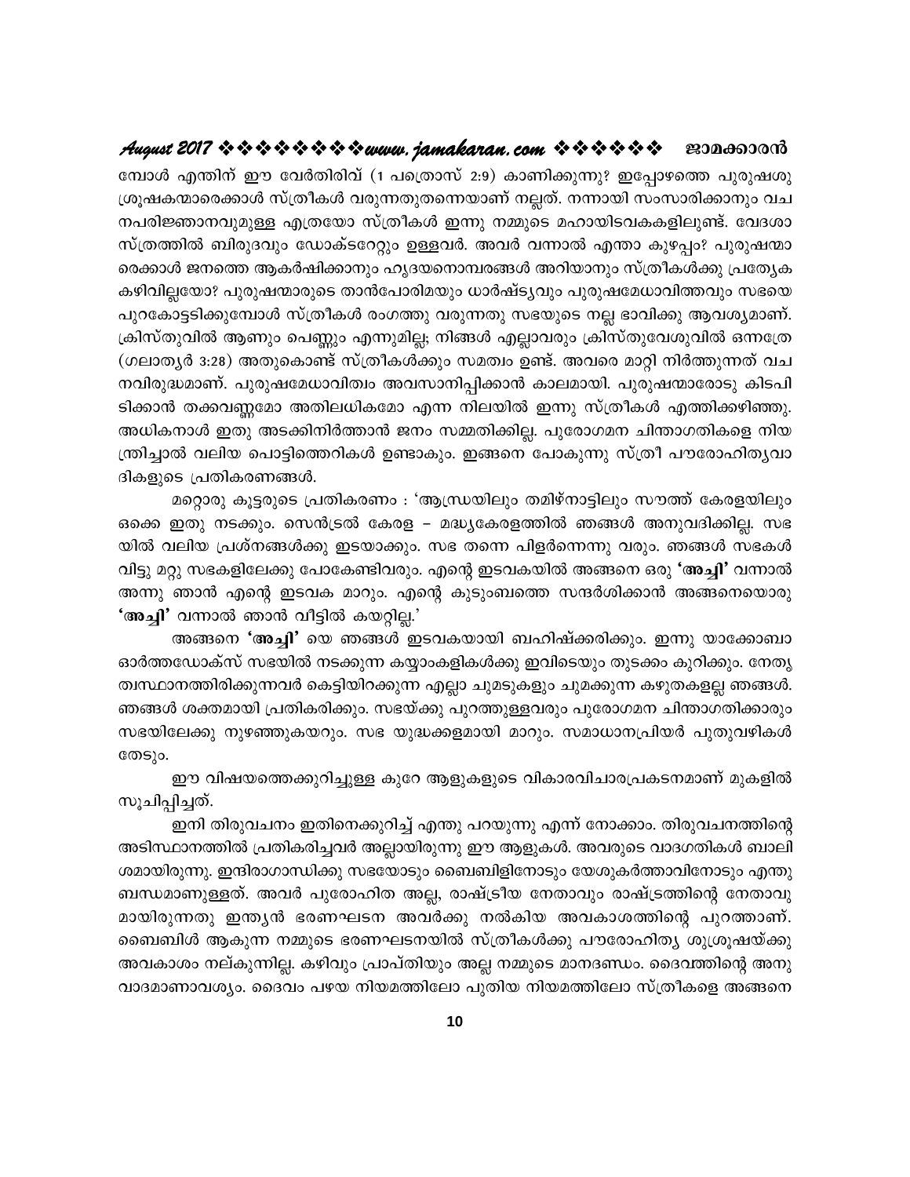മ്പോൾ എന്തിന് ഈ വേർതിരിവ് (1 പത്രൊസ് 2:9) കാണിക്കുന്നു? ഇപ്പോഴത്തെ പുരുഷശുശ്രൂഷകന്മാരെക്കാൾ സ്ത്രീകൾ വരുന്നതുതന്നെയാണ് നല്ലത്. നന്നായി സംസാരിക്കാനും വചനപരിജ്ഞാനവുമുള്ള എത്രയോ സ്ത്രീകൾ ഇന്നു നമ്മുടെ മഹായിടവകകളിലുണ്ട്. വേദശാസ്ത്രത്തിൽ ബിരുദവും ഡോക്ടറേറ്റും ഉള്ളവർ. അവർ വന്നാൽ എന്താ കുഴപ്പം? പുരുഷന്മാരെക്കാൾ ജനത്തെ ആകർഷിക്കാനും ഹൃദയനൊമ്പരങ്ങൾ അറിയാനും സ്ത്രീകൾക്കു പ്രത്യേക കഴിവില്ലയോ? പുരുഷന്മാരുടെ താൻപോരിമയും ധാർഷ്ട്യവും പുരുഷമേധാവിത്തവും സഭയെ പുറകോട്ടടിക്കുമ്പോൾ സ്ത്രീകൾ രംഗത്തു വരുന്നതു സഭയുടെ നല്ല ഭാവിക്കു ആവശ്യമാണ്. ക്രിസ്തുവിൽ ആണും പെണ്ണും എന്നുമില്ല; നിങ്ങൾ എല്ലാവരും ക്രിസ്തുവേശുവിൽ ഒന്നത്രേ (ഗലാത്യർ 3:28) അതുകൊണ്ട് സ്ത്രീകൾക്കും സമത്വം ഉണ്ട്. അവരെ മാറ്റി നിർത്തുന്നത് വചനവിരുദ്ധമാണ്. പുരുഷമേധാവിത്വം അവസാനിപ്പിക്കാൻ കാലമായി. പുരുഷന്മാരോടു കിടപിടിക്കാൻ തക്കവണ്ണമോ അതിലധികമോ എന്ന നിലയിൽ ഇന്നു സ്ത്രീകൾ എത്തിക്കഴിഞ്ഞു. അധികനാൾ ഇതു അടക്കിനിർത്താൻ ജനം സമ്മതിക്കില്ല. പുരോഗമന ചിന്താഗതികളെ നിയന്ത്രിച്ചാൽ വലിയ പൊട്ടിത്തെറികൾ ഉണ്ടാകും. ഇങ്ങനെ പോകുന്നു സ്ത്രീ പൗരോഹിത്യവാദികളുടെ പ്രതികരണങ്ങൾ.

മറ്റൊരു കൂട്ടരുടെ പ്രതികരണം : 'ആന്ധ്രയിലും തമിഴ്നാട്ടിലും സൗത്ത് കേരളയിലും ഒക്കെ ഇതു നടക്കും. സെൻട്രൽ കേരള – മദ്ധ്യകേരളത്തിൽ ഞങ്ങൾ അനുവദിക്കില്ല. സഭയിൽ വലിയ പ്രശ്നങ്ങൾക്കു ഇടയാക്കും. സഭ തന്നെ പിളർന്നെന്നു വരും. ഞങ്ങൾ സഭകൾ വിട്ടു മറ്റു സഭകളിലേക്കു പോകേണ്ടിവരും. എന്റെ ഇടവകയിൽ അങ്ങനെ ഒരു **'അച്ചി'** വന്നാൽ അന്നു ഞാൻ എന്റെ ഇടവക മാറും. എന്റെ കുടുംബത്തെ സന്ദർശിക്കാൻ അങ്ങനെയൊരു **'അച്ചി'** വന്നാൽ ഞാൻ വീട്ടിൽ കയറ്റില്ല.'

അങ്ങനെ **'അച്ചി'** യെ ഞങ്ങൾ ഇടവകയായി ബഹിഷ്ക്കരിക്കും. ഇന്നു യാക്കോബാ ഓർത്തഡോക്സ് സഭയിൽ നടക്കുന്ന കയ്യാംകളികൾക്കു ഇവിടെയും തുടക്കം കുറിക്കും. നേതൃത്വസ്ഥാനത്തിരിക്കുന്നവർ കെട്ടിയിറക്കുന്ന എല്ലാ ചുമടുകളും ചുമക്കുന്ന കഴുതകളല്ല ഞങ്ങൾ. ഞങ്ങൾ ശക്തമായി പ്രതികരിക്കും. സഭയ്ക്കു പുറത്തുള്ളവരും പുരോഗമന ചിന്താഗതിക്കാരും സഭയിലേക്കു നുഴഞ്ഞുകയറും. സഭ യുദ്ധക്കളമായി മാറും. സമാധാനപ്രിയർ പുതുവഴികൾ തേടും.

ഈ വിഷയത്തെക്കുറിച്ചുള്ള കുറേ ആളുകളുടെ വികാരവിചാരപ്രകടനമാണ് മുകളിൽ സൂചിപ്പിച്ചത്.

ഇനി തിരുവചനം ഇതിനെക്കുറിച്ച് എന്തു പറയുന്നു എന്ന് നോക്കാം. തിരുവചനത്തിന്റെ അടിസ്ഥാനത്തിൽ പ്രതികരിച്ചവർ അല്ലായിരുന്നു ഈ ആളുകൾ. അവരുടെ വാദഗതികൾ ബാലിശമായിരുന്നു. ഇന്ദിരാഗാന്ധിക്കു സഭയോടും ബൈബിളിനോടും യേശുകർത്താവിനോടും എന്തു ബന്ധമാണുള്ളത്. അവർ പുരോഹിത അല്ല, രാഷ്ട്രീയ നേതാവും രാഷ്ട്രത്തിന്റെ നേതാവുമായിരുന്നതു ഇന്ത്യൻ ഭരണഘടന അവർക്കു നൽകിയ അവകാശത്തിന്റെ പുറത്താണ്. ബൈബിൾ ആകുന്ന നമ്മുടെ ഭരണഘടനയിൽ സ്ത്രീകൾക്കു പൗരോഹിത്യ ശുശ്രൂഷയ്ക്കു അവകാശം നല്കുന്നില്ല. കഴിവും പ്രാപ്തിയും അല്ല നമ്മുടെ മാനദണ്ഡം. ദൈവത്തിന്റെ അനുവാദമാണാവശ്യം. ദൈവം പഴയ നിയമത്തിലോ പുതിയ നിയമത്തിലോ സ്ത്രീകളെ അങ്ങനെ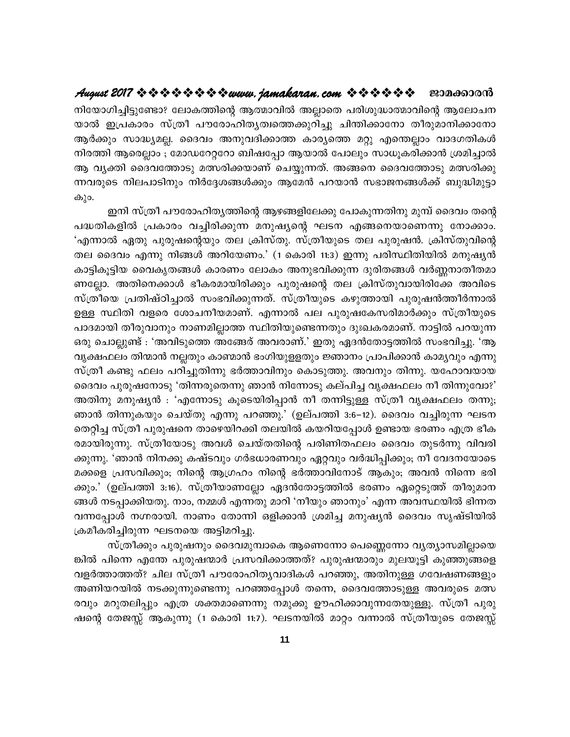നിയോഗിച്ചിട്ടുണ്ടോ? ലോകത്തിന്റെ ആത്മാവിൽ അല്ലാതെ പരിശുദ്ധാത്മാവിന്റെ ആലോചന യാൽ ഇപ്രകാരം സ്ത്രീ പൗരോഹിത്യത്തെക്കുറിച്ചു ചിന്തിക്കാനോ തീരുമാനിക്കാനോ ആർക്കും സാദ്ധ്യമല്ല. ദൈവം അനുവദിക്കാത്ത കാര്യത്തെ മറ്റു എന്തെല്ലാം വാദഗതികൾ നിരത്തി ആരെല്ലാം ; മോഡറേറ്ററോ ബിഷപ്പോ ആയാൽ പോലും സാധൂകരിക്കാൻ ശ്രമിച്ചാൽ ആ വ്യക്തി ദൈവത്തോടു മത്സരിക്കയാണ് ചെയ്യുന്നത്. അങ്ങനെ ദൈവത്തോടു മത്സരിക്കുന്നവരുടെ നിലപാടിനും നിർദ്ദേശങ്ങൾക്കും ആമേൻ പറയാൻ സഭാജനങ്ങൾക്ക് ബുദ്ധിമുട്ടാകും.

ഇനി സ്ത്രീ പൗരോഹിത്യത്തിന്റെ ആഴങ്ങളിലേക്കു പോകുന്നതിനു മുമ്പ് ദൈവം തന്റെ പദ്ധതികളിൽ പ്രകാരം വച്ചിരിക്കുന്ന മനുഷ്യന്റെ ഘടന എങ്ങനെയാണെന്നു നോക്കാം. 'എന്നാൽ ഏതു പുരുഷന്റെയും തല ക്രിസ്തു. സ്ത്രീയുടെ തല പുരുഷൻ. ക്രിസ്തുവിന്റെ തല ദൈവം എന്നു നിങ്ങൾ അറിയേണം.' (1 കൊരി 11:3) ഇന്നു പരിസ്ഥിതിയിൽ മനുഷ്യൻ കാട്ടികൂട്ടിയ വൈകൃതങ്ങൾ കാരണം ലോകം അനുഭവിക്കുന്ന ദുരിതങ്ങൾ വർണ്ണനാതീതമാണല്ലോ. അതിനെക്കാൾ ഭീകരമായിരിക്കും പുരുഷന്റെ തല ക്രിസ്തുവായിരിക്കേ അവിടെ സ്ത്രീയെ പ്രതിഷ്ഠിച്ചാൽ സംഭവിക്കുന്നത്. സ്ത്രീയുടെ കഴുത്തായി പുരുഷൻത്തീർന്നാൽ ഉള്ള സ്ഥിതി വളരെ ശോചനീയമാണ്. എന്നാൽ പല പുരുഷകേസരിമാർക്കും സ്ത്രീയുടെ പാദമായി തീരുവാനും നാണമില്ലാത്ത സ്ഥിതിയുണ്ടെന്നതും ദുഃഖകരമാണ്. നാട്ടിൽ പറയുന്ന ഒരു ചൊല്ലുണ്ട് : 'അവിടുത്തെ അങ്ങേര് അവരാണ്.' ഇതു ഏദൻതോട്ടത്തിൽ സംഭവിച്ചു. 'ആ വൃക്ഷഫലം തിന്മാൻ നല്ലതും കാണ്മാൻ ഭംഗിയുള്ളതും ജ്ഞാനം പ്രാപിക്കാൻ കാമ്യവും എന്നു സ്ത്രീ കണ്ടു ഫലം പറിച്ചുതിന്നു ഭർത്താവിനും കൊടുത്തു. അവനും തിന്നു. യഹോവയായ ദൈവം പുരുഷനോടു 'തിന്നരുതെന്നു ഞാൻ നിന്നോടു കല്പിച്ച വൃക്ഷഫലം നീ തിന്നുവോ?' അതിനു മനുഷ്യൻ : 'എന്നോടു കൂടെയിരിപ്പാൻ നീ തന്നിട്ടുള്ള സ്ത്രീ വൃക്ഷഫലം തന്നു; ഞാൻ തിന്നുകയും ചെയ്തു എന്നു പറഞ്ഞു.' (ഉല്പത്തി 3:6–12). ദൈവം വച്ചിരുന്ന ഘടന തെറ്റിച്ച സ്ത്രീ പുരുഷനെ താഴെയിറക്കി തലയിൽ കയറിയപ്പോൾ ഉണ്ടായ ഭരണം എത്ര ഭീകരമായിരുന്നു. സ്ത്രീയോടു അവൾ ചെയ്തതിന്റെ പരിണിതഫലം ദൈവം തുടർന്നു വിവരിക്കുന്നു. 'ഞാൻ നിനക്കു കഷ്ടവും ഗർഭധാരണവും ഏറ്റവും വർദ്ധിപ്പിക്കും; നീ വേദനയോടെ മക്കളെ പ്രസവിക്കും; നിന്റെ ആഗ്രഹം നിന്റെ ഭർത്താവിനോട് ആകും; അവൻ നിന്നെ ഭരിക്കും.' (ഉല്പത്തി 3:16). സ്ത്രീയാണല്ലോ ഏദൻതോട്ടത്തിൽ ഭരണം ഏറ്റെടുത്ത് തീരുമാനങ്ങൾ നടപ്പാക്കിയതു. നാം, നമ്മൾ എന്നതു മാറി 'നീയും ഞാനും' എന്ന അവസ്ഥയിൽ ഭിന്നത വന്നപ്പോൾ നഗ്നരായി. നാണം തോന്നി ഒളിക്കാൻ ശ്രമിച്ച മനുഷ്യൻ ദൈവം സൃഷ്ടിയിൽ ക്രമീകരിച്ചിരുന്ന ഘടനയെ അട്ടിമറിച്ചു.

സ്ത്രീക്കും പുരുഷനും ദൈവമുമ്പാകെ ആണെന്നോ പെണ്ണെന്നോ വ്യത്യാസമില്ലായെങ്കിൽ പിന്നെ എന്തേ പുരുഷന്മാർ പ്രസവിക്കാത്തത്? പുരുഷന്മാരും മുലയൂട്ടി കുഞ്ഞുങ്ങളെ വളർത്താത്തത്? ചില സ്ത്രീ പൗരോഹിത്യവാദികൾ പറഞ്ഞു, അതിനുള്ള ഗവേഷണങ്ങളും അണിയറയിൽ നടക്കുന്നുണ്ടെന്നു പറഞ്ഞപ്പോൾ തന്നെ, ദൈവത്തോടുള്ള അവരുടെ മത്സരവും മറുതലിപ്പും എത്ര ശക്തമാണെന്നു നമുക്കു ഊഹിക്കാവുന്നതേയുള്ളൂ. സ്ത്രീ പുരുഷന്റെ തേജസ്സ് ആകുന്നു (1 കൊരി 11:7). ഘടനയിൽ മാറ്റം വന്നാൽ സ്ത്രീയുടെ തേജസ്സ്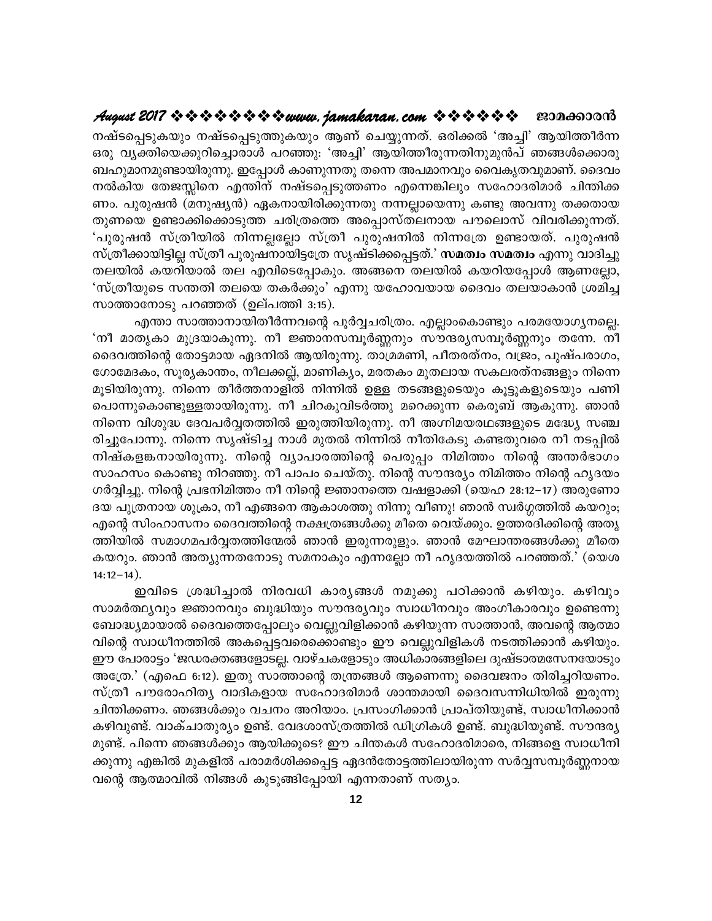നഷ്ടപ്പെടുകയും നഷ്ടപ്പെടുത്തുകയും ആണ് ചെയ്യുന്നത്. ഒരിക്കൽ 'അച്ചി' ആയിത്തീർന്ന ഒരു വ്യക്തിയെക്കുറിച്ചൊരാൾ പറഞ്ഞു: 'അച്ചി' ആയിത്തീരുന്നതിനുമുൻപ് ഞങ്ങൾക്കൊരു ബഹുമാനമുണ്ടായിരുന്നു. ഇപ്പോൾ കാണുന്നതു തന്നെ അപമാനവും വൈകൃതവുമാണ്. ദൈവം നൽകിയ തേജസ്സിനെ എന്തിന് നഷ്ടപ്പെടുത്തണം എന്നെങ്കിലും സഹോദരിമാർ ചിന്തിക്കണം. പുരുഷൻ (മനുഷ്യൻ) ഏകനായിരിക്കുന്നതു നന്നല്ലായെന്നു കണ്ടു അവന്നു തക്കതായ തുണയെ ഉണ്ടാക്കിക്കൊടുത്ത ചരിത്രത്തെ അപ്പൊസ്തലനായ പൗലൊസ് വിവരിക്കുന്നത്. 'പുരുഷൻ സ്ത്രീയിൽ നിന്നല്ലല്ലോ സ്ത്രീ പുരുഷനിൽ നിന്നത്രേ ഉണ്ടായത്. പുരുഷൻ സ്ത്രീക്കായിട്ടില്ല സ്ത്രീ പുരുഷനായിട്ടത്രേ സൃഷ്ടിക്കപ്പെട്ടത്.' **സമത്വം സമത്വം** എന്നു വാദിച്ചു തലയിൽ കയറിയാൽ തല എവിടെപ്പോകും. അങ്ങനെ തലയിൽ കയറിയപ്പോൾ ആണല്ലോ, 'സ്ത്രീയുടെ സന്തതി തലയെ തകർക്കും' എന്നു യഹോവയായ ദൈവം തലയാകാൻ ശ്രമിച്ച സാത്താനോടു പറഞ്ഞത് (ഉല്പത്തി 3:15).

എന്താ സാത്താനായിതീർന്നവന്റെ പൂർവ്വചരിത്രം. എല്ലാംകൊണ്ടും പരമയോഗ്യനല്ലെ. 'നീ മാതൃകാ മുദ്രയാകുന്നു. നീ ജ്ഞാനസമ്പൂർണ്ണനും സൗന്ദര്യസമ്പൂർണ്ണനും തന്നേ. നീ ദൈവത്തിന്റെ തോട്ടമായ ഏദനിൽ ആയിരുന്നു. താമ്രമണി, പീതരത്നം, വജ്രം, പുഷ്പരാഗം, ഗോമേദകം, സൂര്യകാന്തം, നീലക്കല്ല്, മാണിക്യം, മരതകം മുതലായ സകലരത്നങ്ങളും നിന്നെ മൂടിയിരുന്നു. നിന്നെ തീർത്തനാളിൽ നിന്നിൽ ഉള്ള തടങ്ങളുടെയും കൂട്ടുകളുടെയും പണി പൊന്നുകൊണ്ടുള്ളതായിരുന്നു. നീ ചിറകുവിടർത്തു മറെക്കുന്ന കെരൂബ് ആകുന്നു. ഞാൻ നിന്നെ വിശുദ്ധ ദേവപർവ്വതത്തിൽ ഇരുത്തിയിരുന്നു. നീ അഗ്നിമയരത്നങ്ങളുടെ മദ്ധ്യേ സഞ്ചരിച്ചുപോന്നു. നിന്നെ സൃഷ്ടിച്ച നാൾ മുതൽ നിന്നിൽ നീതികേടു കണ്ടതുവരെ നീ നടപ്പിൽ നിഷ്കളങ്കനായിരുന്നു. നിന്റെ വ്യാപാരത്തിന്റെ പെരുപ്പം നിമിത്തം നിന്റെ അന്തർഭാഗം സാഹസം കൊണ്ടു നിറഞ്ഞു. നീ പാപം ചെയ്തു. നിന്റെ സൗന്ദര്യം നിമിത്തം നിന്റെ ഹൃദയം ഗർവ്വിച്ചു. നിന്റെ പ്രഭനിമിത്തം നീ നിന്റെ ജ്ഞാനത്തെ വഷളാക്കി (യെഹ 28:12–17) അരുണോദയ പുത്രനായ ശുക്രാ, നീ എങ്ങനെ ആകാശത്തു നിന്നു വീണു! ഞാൻ സ്വർഗ്ഗത്തിൽ കയറും; എന്റെ സിംഹാസനം ദൈവത്തിന്റെ നക്ഷത്രങ്ങൾക്കു മീതെ വെയ്ക്കും. ഉത്തരദിക്കിന്റെ അത്യന്തത്തിൽ സമാഗമപർവ്വതത്തിന്മേൽ ഞാൻ ഇരുന്നരുളും. ഞാൻ മേഘാന്തരങ്ങൾക്കു മീതെ കയറും. ഞാൻ അത്യുന്നതനോടു സമനാകും എന്നല്ലോ നീ ഹൃദയത്തിൽ പറഞ്ഞത്.' (യെശ 14:12–14).

ഇവിടെ ശ്രദ്ധിച്ചാൽ നിരവധി കാര്യങ്ങൾ നമുക്കു പഠിക്കാൻ കഴിയും. കഴിവും സാമർത്ഥ്യവും ജ്ഞാനവും ബുദ്ധിയും സൗന്ദര്യവും സ്വാധീനവും അംഗീകാരവും ഉണ്ടെന്നു ബോദ്ധ്യമായാൽ ദൈവത്തെപ്പോലും വെല്ലുവിളിക്കാൻ കഴിയുന്ന സാത്താൻ, അവന്റെ ആത്മാവിന്റെ സ്വാധീനത്തിൽ അകപ്പെട്ടവരെക്കൊണ്ടും ഈ വെല്ലുവിളികൾ നടത്തിക്കാൻ കഴിയും. ഈ പോരാട്ടം 'ജഡരക്തങ്ങളോടല്ല. വാഴ്ചകളോടും അധികാരങ്ങളിലെ ദുഷ്ടാത്മസേനയോടും അത്രേ.' (എഫെ 6:12). ഇതു സാത്താന്റെ തന്ത്രങ്ങൾ ആണെന്നു ദൈവജനം തിരിച്ചറിയണം. സ്ത്രീ പൗരോഹിത്യ വാദികളായ സഹോദരിമാർ ശാന്തമായി ദൈവസന്നിധിയിൽ ഇരുന്നു ചിന്തിക്കണം. ഞങ്ങൾക്കും വചനം അറിയാം. പ്രസംഗിക്കാൻ പ്രാപ്തിയുണ്ട്, സ്വാധീനിക്കാൻ കഴിവുണ്ട്. വാക്ചാതുര്യം ഉണ്ട്. വേദശാസ്ത്രത്തിൽ ഡിഗ്രികൾ ഉണ്ട്. ബുദ്ധിയുണ്ട്. സൗന്ദര്യമുണ്ട്. പിന്നെ ഞങ്ങൾക്കും ആയിക്കൂടെ? ഈ ചിന്തകൾ സഹോദരിമാരെ, നിങ്ങളെ സ്വാധീനിക്കുന്നു എങ്കിൽ മുകളിൽ പരാമർശിക്കപ്പെട്ട ഏദൻതോട്ടത്തിലായിരുന്ന സർവ്വസമ്പൂർണ്ണനായവന്റെ ആത്മാവിൽ നിങ്ങൾ കുടുങ്ങിപ്പോയി എന്നതാണ് സത്യം.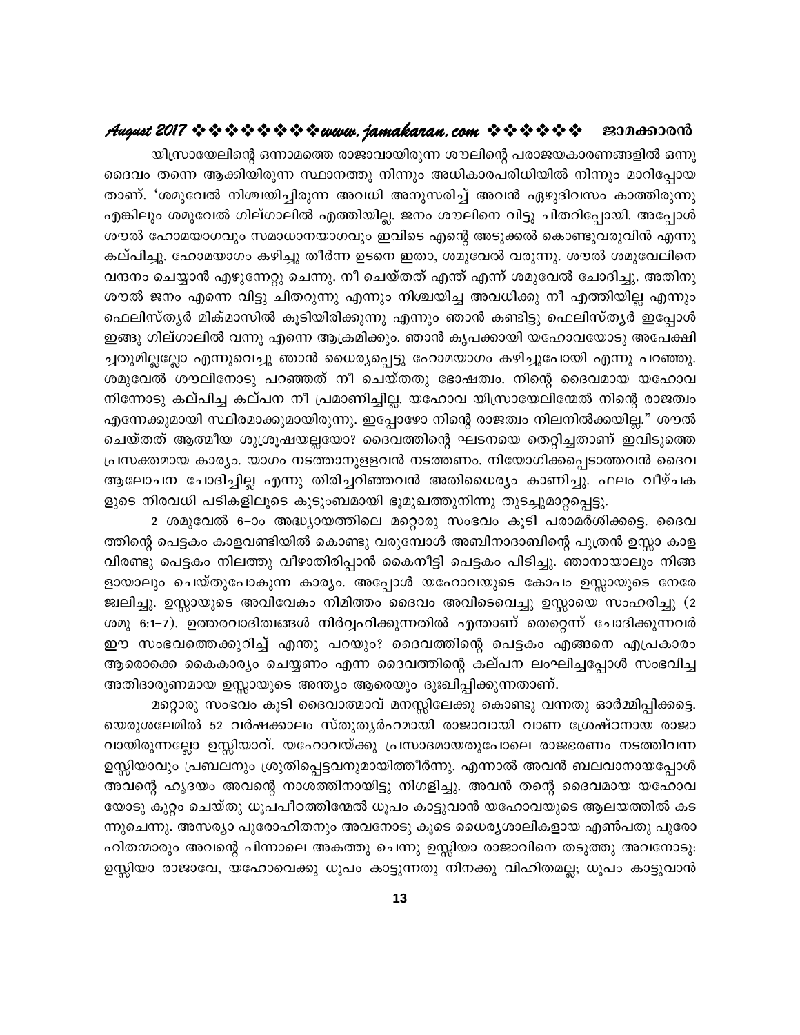യിസ്രായേലിന്റെ ഒന്നാമത്തെ രാജാവായിരുന്ന ശൗലിന്റെ പരാജയകാരണങ്ങളിൽ ഒന്നു ദൈവം തന്നെ ആക്കിയിരുന്ന സ്ഥാനത്തു നിന്നും അധികാരപരിധിയിൽ നിന്നും മാറിപ്പോയതാണ്. 'ശമുവേൽ നിശ്ചയിച്ചിരുന്ന അവധി അനുസരിച്ച് അവൻ ഏഴുദിവസം കാത്തിരുന്നു എങ്കിലും ശമുവേൽ ഗില്ഗാലിൽ എത്തിയില്ല. ജനം ശൗലിനെ വിട്ടു ചിതറിപ്പോയി. അപ്പോൾ ശൗൽ ഹോമയാഗവും സമാധാനയാഗവും ഇവിടെ എന്റെ അടുക്കൽ കൊണ്ടുവരുവിൻ എന്നു കല്പിച്ചു. ഹോമയാഗം കഴിച്ചു തീർന്ന ഉടനെ ഇതാ, ശമുവേൽ വരുന്നു. ശൗൽ ശമുവേലിനെ വന്ദനം ചെയ്യാൻ എഴുന്നേറ്റു ചെന്നു. നീ ചെയ്തത് എന്ത് എന്ന് ശമുവേൽ ചോദിച്ചു. അതിനു ശൗൽ ജനം എന്നെ വിട്ടു ചിതറുന്നു എന്നും നിശ്ചയിച്ച അവധിക്കു നീ എത്തിയില്ല എന്നും ഫെലിസ്ത്യർ മിക്മാസിൽ കൂടിയിരിക്കുന്നു എന്നും ഞാൻ കണ്ടിട്ടു ഫെലിസ്ത്യർ ഇപ്പോൾ ഇങ്ങു ഗില്ഗാലിൽ വന്നു എന്നെ ആക്രമിക്കും. ഞാൻ കൃപക്കായി യഹോവയോടു അപേക്ഷിച്ചതുമില്ലല്ലോ എന്നുവെച്ചു ഞാൻ ധൈര്യപ്പെട്ടു ഹോമയാഗം കഴിച്ചുപോയി എന്നു പറഞ്ഞു. ശമുവേൽ ശൗലിനോടു പറഞ്ഞത് നീ ചെയ്തതു ഭോഷത്വം. നിന്റെ ദൈവമായ യഹോവ നിന്നോടു കല്പിച്ച കല്പന നീ പ്രമാണിച്ചില്ല. യഹോവ യിസ്രായേലിന്മേൽ നിന്റെ രാജത്വം എന്നേക്കുമായി സ്ഥിരമാക്കുമായിരുന്നു. ഇപ്പോഴോ നിന്റെ രാജത്വം നിലനിൽക്കയില്ല." ശൗൽ ചെയ്തത് ആത്മീയ ശുശ്രൂഷയല്ലയോ? ദൈവത്തിന്റെ ഘടനയെ തെറ്റിച്ചതാണ് ഇവിടുത്തെ പ്രസക്തമായ കാര്യം. യാഗം നടത്താനുള്ളവൻ നടത്തണം. നിയോഗിക്കപ്പെടാത്തവൻ ദൈവ ആലോചന ചോദിച്ചില്ല എന്നു തിരിച്ചറിഞ്ഞവൻ അതിധൈര്യം കാണിച്ചു. ഫലം വീഴ്ചകളുടെ നിരവധി പടികളിലൂടെ കുടുംബമായി ഭൂമുഖത്തുനിന്നു തുടച്ചുമാറ്റപ്പെട്ടു.

2 ശമുവേൽ 6–ാം അദ്ധ്യായത്തിലെ മറ്റൊരു സംഭവം കൂടി പരാമർശിക്കട്ടെ. ദൈവത്തിന്റെ പെട്ടകം കാളവണ്ടിയിൽ കൊണ്ടു വരുമ്പോൾ അബിനാദാബിന്റെ പുത്രൻ ഉസ്സാ കാള വിരണ്ടു പെട്ടകം നിലത്തു വീഴാതിരിപ്പാൻ കൈനീട്ടി പെട്ടകം പിടിച്ചു. ഞാനായാലും നിങ്ങളായാലും ചെയ്തുപോകുന്ന കാര്യം. അപ്പോൾ യഹോവയുടെ കോപം ഉസ്സായുടെ നേരേ ജ്വലിച്ചു. ഉസ്സായുടെ അവിവേകം നിമിത്തം ദൈവം അവിടെവെച്ചു ഉസ്സായെ സംഹരിച്ചു (2 ശമു 6:1–7). ഉത്തരവാദിത്വങ്ങൾ നിർവ്വഹിക്കുന്നതിൽ എന്താണ് തെറ്റെന്ന് ചോദിക്കുന്നവർ ഈ സംഭവത്തെക്കുറിച്ച് എന്തു പറയും? ദൈവത്തിന്റെ പെട്ടകം എങ്ങനെ എപ്രകാരം ആരൊക്കെ കൈകാര്യം ചെയ്യണം എന്ന ദൈവത്തിന്റെ കല്പന ലംഘിച്ചപ്പോൾ സംഭവിച്ച അതിദാരുണമായ ഉസ്സായുടെ അന്ത്യം ആരെയും ദുഃഖിപ്പിക്കുന്നതാണ്.

മറ്റൊരു സംഭവം കൂടി ദൈവാത്മാവ് മനസ്സിലേക്കു കൊണ്ടു വന്നതു ഓർമ്മിപ്പിക്കട്ടെ. യെരുശലേമിൽ 52 വർഷക്കാലം സ്തുത്യർഹമായി രാജാവായി വാണ ശ്രേഷ്ഠനായ രാജാവായിരുന്നല്ലോ ഉസ്സിയാവ്. യഹോവയ്ക്കു പ്രസാദമായതുപോലെ രാജഭരണം നടത്തിവന്ന ഉസ്സിയാവും പ്രബലനും ശ്രുതിപ്പെട്ടവനുമായിത്തീർന്നു. എന്നാൽ അവൻ ബലവാനായപ്പോൾ അവന്റെ ഹൃദയം അവന്റെ നാശത്തിനായിട്ടു നിഗളിച്ചു. അവൻ തന്റെ ദൈവമായ യഹോവയോടു കുറ്റം ചെയ്തു ധൂപപീഠത്തിന്മേൽ ധൂപം കാട്ടുവാൻ യഹോവയുടെ ആലയത്തിൽ കടന്നുചെന്നു. അസര്യാ പുരോഹിതനും അവനോടു കൂടെ ധൈര്യശാലികളായ എൺപതു പുരോഹിതന്മാരും അവന്റെ പിന്നാലെ അകത്തു ചെന്നു ഉസ്സിയാ രാജാവിനെ തടുത്തു അവനോടു: ഉസ്സിയാ രാജാവേ, യഹോവെക്കു ധൂപം കാട്ടുന്നതു നിനക്കു വിഹിതമല്ല; ധൂപം കാട്ടുവാൻ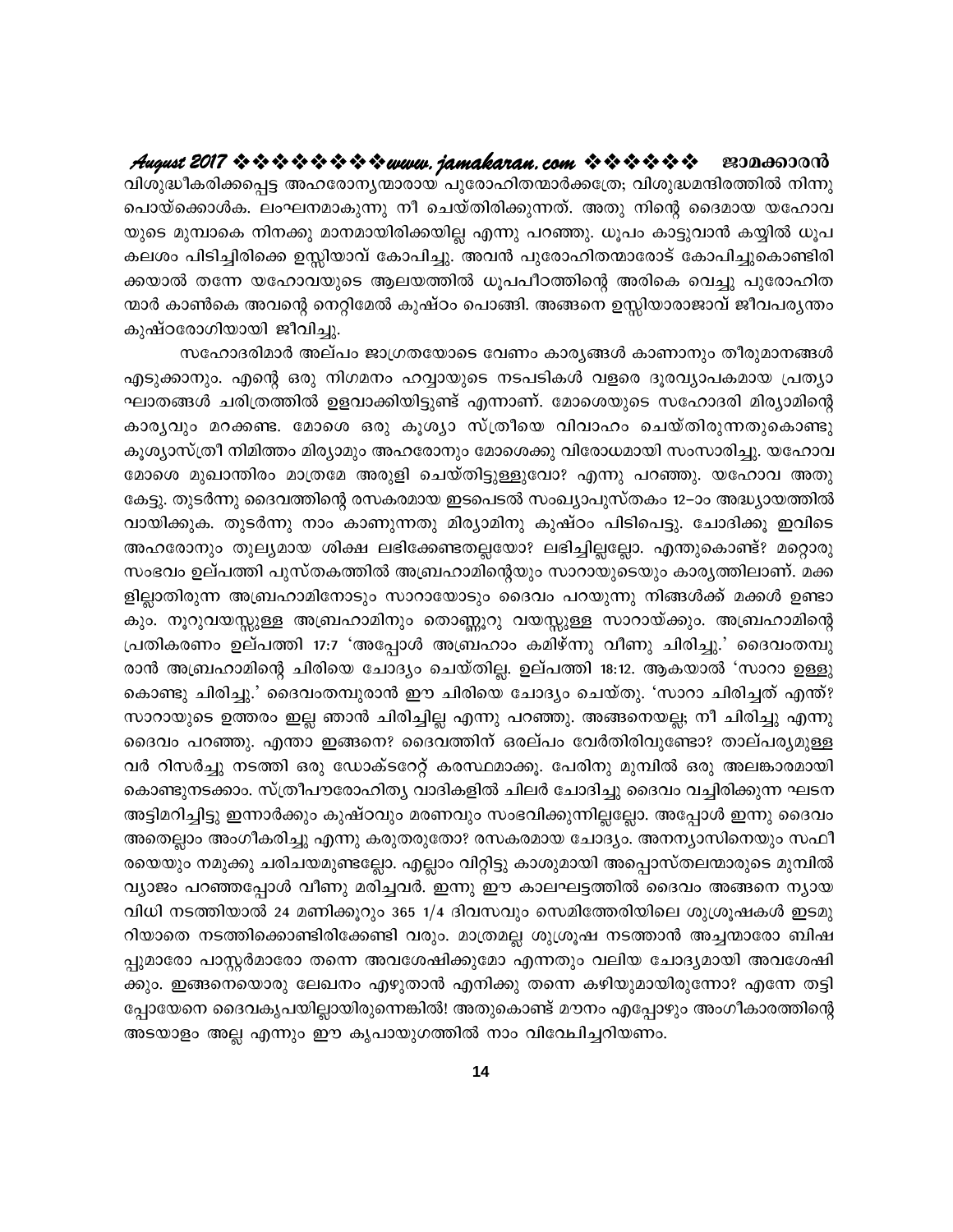വിശുദ്ധീകരിക്കപ്പെട്ട അഹരോന്യന്മാരായ പുരോഹിതന്മാർക്കത്രേ; വിശുദ്ധമന്ദിരത്തിൽ നിന്നു പൊയ്ക്കൊൾക. ലംഘനമാകുന്നു നീ ചെയ്തിരിക്കുന്നത്. അതു നിന്റെ ദൈമായ യഹോവ യുടെ മുമ്പാകെ നിനക്കു മാനമായിരിക്കയില്ല എന്നു പറഞ്ഞു. ധൂപം കാട്ടുവാൻ കയ്യിൽ ധൂപ കലശം പിടിച്ചിരിക്കെ ഉസ്സിയാവ് കോപിച്ചു. അവൻ പുരോഹിതന്മാരോട് കോപിച്ചുകൊണ്ടിരി ക്കയാൽ തന്നേ യഹോവയുടെ ആലയത്തിൽ ധൂപപീഠത്തിന്റെ അരികെ വെച്ചു പുരോഹിത ന്മാർ കാൺകെ അവന്റെ നെറ്റിമേൽ കുഷ്ഠം പൊങ്ങി. അങ്ങനെ ഉസ്സിയാരാജാവ് ജീവപര്യന്തം കുഷ്ഠരോഗിയായി ജീവിച്ചു.

സഹോദരിമാർ അല്പം ജാഗ്രതയോടെ വേണം കാര്യങ്ങൾ കാണാനും തീരുമാനങ്ങൾ എടുക്കാനും. എന്റെ ഒരു നിഗമനം ഹവ്വായുടെ നടപടികൾ വളരെ ദൂരവ്യാപകമായ പ്രത്യാ ഘാതങ്ങൾ ചരിത്രത്തിൽ ഉളവാക്കിയിട്ടുണ്ട് എന്നാണ്. മോശെയുടെ സഹോദരി മിര്യാമിന്റെ കാര്യവും മറക്കണ്ട. മോശെ ഒരു കൂശ്യാ സ്ത്രീയെ വിവാഹം ചെയ്തിരുന്നതുകൊണ്ടു കൂശ്യാസ്ത്രീ നിമിത്തം മിര്യാമും അഹരോനും മോശെക്കു വിരോധമായി സംസാരിച്ചു. യഹോവ മോശെ മുഖാന്തിരം മാത്രമേ അരുളി ചെയ്തിട്ടുള്ളുവോ? എന്നു പറഞ്ഞു. യഹോവ അതു കേട്ടു. തുടർന്നു ദൈവത്തിന്റെ രസകരമായ ഇടപെടൽ സംഖ്യാപുസ്തകം 12–ാം അദ്ധ്യായത്തിൽ വായിക്കുക. തുടർന്നു നാം കാണുന്നതു മിര്യാമിനു കുഷ്ഠം പിടിപെട്ടു. ചോദിക്കൂ ഇവിടെ അഹരോനും തുല്യമായ ശിക്ഷ ലഭിക്കേണ്ടതല്ലയോ? ലഭിച്ചില്ലല്ലോ. എന്തുകൊണ്ട്? മറ്റൊരു സംഭവം ഉല്പത്തി പുസ്തകത്തിൽ അബ്രഹാമിന്റെയും സാറായുടെയും കാര്യത്തിലാണ്. മക്ക ളില്ലാതിരുന്ന അബ്രഹാമിനോടും സാറായോടും ദൈവം പറയുന്നു നിങ്ങൾക്ക് മക്കൾ ഉണ്ടാ കും. നൂറുവയസ്സുള്ള അബ്രഹാമിനും തൊണ്ണൂറു വയസ്സുള്ള സാറായ്ക്കും. അബ്രഹാമിന്റെ പ്രതികരണം ഉല്പത്തി 17:7 'അപ്പോൾ അബ്രഹാം കമിഴ്ന്നു വീണു ചിരിച്ചു.' ദൈവംതമ്പു രാൻ അബ്രഹാമിന്റെ ചിരിയെ ചോദ്യം ചെയ്തില്ല. ഉല്പത്തി 18:12. ആകയാൽ 'സാറാ ഉള്ളു കൊണ്ടു ചിരിച്ചു.' ദൈവംതമ്പുരാൻ ഈ ചിരിയെ ചോദ്യം ചെയ്തു. 'സാറാ ചിരിച്ചത് എന്ത്? സാറായുടെ ഉത്തരം ഇല്ല ഞാൻ ചിരിച്ചില്ല എന്നു പറഞ്ഞു. അങ്ങനെയല്ല; നീ ചിരിച്ചു എന്നു ദൈവം പറഞ്ഞു. എന്താ ഇങ്ങനെ? ദൈവത്തിന് ഒരല്പം വേർതിരിവുണ്ടോ? താല്പര്യമുള്ള വർ റിസർച്ചു നടത്തി ഒരു ഡോക്ടറേറ്റ് കരസ്ഥമാക്കൂ. പേരിനു മുമ്പിൽ ഒരു അലങ്കാരമായി കൊണ്ടുനടക്കാം. സ്ത്രീപൗരോഹിത്യ വാദികളിൽ ചിലർ ചോദിച്ചു ദൈവം വച്ചിരിക്കുന്ന ഘടന അട്ടിമറിച്ചിട്ടു ഇന്നാർക്കും കുഷ്ഠവും മരണവും സംഭവിക്കുന്നില്ലല്ലോ. അപ്പോൾ ഇന്നു ദൈവം അതെല്ലാം അംഗീകരിച്ചു എന്നു കരുതരുതോ? രസകരമായ ചോദ്യം. അനന്യാസിനെയും സഫീ രയെയും നമുക്കു ചരിചയമുണ്ടല്ലോ. എല്ലാം വിറ്റിട്ടു കാശുമായി അപ്പൊസ്തലന്മാരുടെ മുമ്പിൽ വ്യാജം പറഞ്ഞപ്പോൾ വീണു മരിച്ചവർ. ഇന്നു ഈ കാലഘട്ടത്തിൽ ദൈവം അങ്ങനെ ന്യായ വിധി നടത്തിയാൽ 24 മണിക്കൂറും 365 1/4 ദിവസവും സെമിത്തേരിയിലെ ശുശ്രൂഷകൾ ഇടമു റിയാതെ നടത്തിക്കൊണ്ടിരിക്കേണ്ടി വരും. മാത്രമല്ല ശുശ്രൂഷ നടത്താൻ അച്ചന്മാരോ ബിഷ പ്പുമാരോ പാസ്റ്റർമാരോ തന്നെ അവശേഷിക്കുമോ എന്നതും വലിയ ചോദ്യമായി അവശേഷി ക്കും. ഇങ്ങനെയൊരു ലേഖനം എഴുതാൻ എനിക്കു തന്നെ കഴിയുമായിരുന്നോ? എന്നേ തട്ടി പ്പോയേനെ ദൈവകൃപയില്ലായിരുന്നെങ്കിൽ! അതുകൊണ്ട് മൗനം എപ്പോഴും അംഗീകാരത്തിന്റെ അടയാളം അല്ല എന്നും ഈ കൃപായുഗത്തിൽ നാം വിവേചിച്ചറിയണം.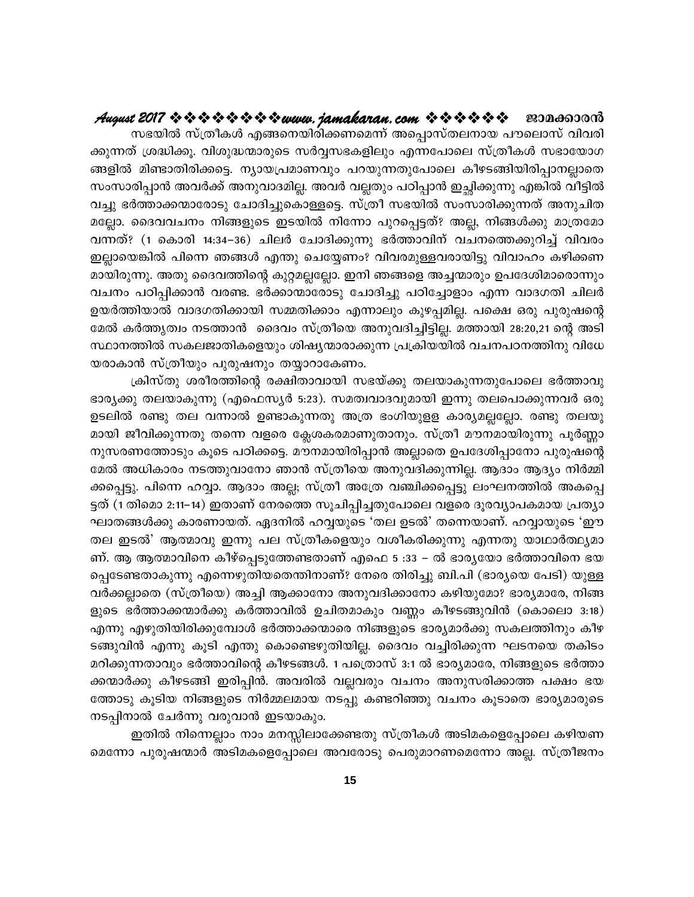സഭയിൽ സ്ത്രീകൾ എങ്ങനെയിരിക്കണമെന്ന് അപ്പൊസ്തലനായ പൗലൊസ് വിവരിക്കുന്നത് ശ്രദ്ധിക്കൂ. വിശുദ്ധന്മാരുടെ സർവ്വസഭകളിലും എന്നപോലെ സ്ത്രീകൾ സഭായോഗങ്ങളിൽ മിണ്ടാതിരിക്കട്ടെ. ന്യായപ്രമാണവും പറയുന്നതുപോലെ കീഴടങ്ങിയിരിപ്പാനല്ലാതെ സംസാരിപ്പാൻ അവർക്ക് അനുവാദമില്ല. അവർ വല്ലതും പഠിപ്പാൻ ഇച്ഛിക്കുന്നു എങ്കിൽ വീട്ടിൽ വച്ചു ഭർത്താക്കന്മാരോടു ചോദിച്ചുകൊള്ളട്ടെ. സ്ത്രീ സഭയിൽ സംസാരിക്കുന്നത് അനുചിതമല്ലോ. ദൈവവചനം നിങ്ങളുടെ ഇടയിൽ നിന്നോ പുറപ്പെട്ടത്? അല്ല, നിങ്ങൾക്കു മാത്രമോ വന്നത്? (1 കൊരി 14:34–36) ചിലർ ചോദിക്കുന്നു ഭർത്താവിന് വചനത്തെക്കുറിച്ച് വിവരം ഇല്ലായെങ്കിൽ പിന്നെ ഞങ്ങൾ എന്തു ചെയ്യേണം? വിവരമുള്ളവരായിട്ടു വിവാഹം കഴിക്കണമായിരുന്നു. അതു ദൈവത്തിന്റെ കുറ്റമല്ലല്ലോ. ഇനി ഞങ്ങളെ അച്ചന്മാരും ഉപദേശിമാരൊന്നും വചനം പഠിപ്പിക്കാൻ വരണ്ട. ഭർക്കാന്മാരോടു ചോദിച്ചു പഠിച്ചോളാം എന്ന വാദഗതി ചിലർ ഉയർത്തിയാൽ വാദഗതിക്കായി സമ്മതിക്കാം എന്നാലും കുഴപ്പമില്ല. പക്ഷെ ഒരു പുരുഷന്റെ മേൽ കർത്തൃത്വം നടത്താൻ ദൈവം സ്ത്രീയെ അനുവദിച്ചിട്ടില്ല. മത്തായി 28:20,21 ന്റെ അടിസ്ഥാനത്തിൽ സകലജാതികളെയും ശിഷ്യന്മാരാക്കുന്ന പ്രക്രിയയിൽ വചനപഠനത്തിനു വിധേയരാകാൻ സ്ത്രീയും പുരുഷനും തയ്യാറാകേണം.

ക്രിസ്തു ശരീരത്തിന്റെ രക്ഷിതാവായി സഭയ്ക്കു തലയാകുന്നതുപോലെ ഭർത്താവു ഭാര്യക്കു തലയാകുന്നു (എഫെസ്യർ 5:23). സമത്വവാദവുമായി ഇന്നു തലപൊക്കുന്നവർ ഒരു ഉടലിൽ രണ്ടു തല വന്നാൽ ഉണ്ടാകുന്നതു അത്ര ഭംഗിയുള്ള കാര്യമല്ലല്ലോ. രണ്ടു തലയുമായി ജീവിക്കുന്നതു തന്നെ വളരെ ക്ലേശകരമാണുതാനും. സ്ത്രീ മൗനമായിരുന്നു പൂർണ്ണാനുസരണത്തോടും കൂടെ പഠിക്കട്ടെ. മൗനമായിരിപ്പാൻ അല്ലാതെ ഉപദേശിപ്പാനോ പുരുഷന്റെ മേൽ അധികാരം നടത്തുവാനോ ഞാൻ സ്ത്രീയെ അനുവദിക്കുന്നില്ല. ആദാം ആദ്യം നിർമ്മിക്കപ്പെട്ടു. പിന്നെ ഹവ്വാ. ആദാം അല്ല; സ്ത്രീ അത്രേ വഞ്ചിക്കപ്പെട്ടു ലംഘനത്തിൽ അകപ്പെട്ടത് (1 തിമൊ 2:11–14) ഇതാണ് നേരത്തെ സൂചിപ്പിച്ചതുപോലെ വളരെ ദൂരവ്യാപകമായ പ്രത്യാഘാതങ്ങൾക്കു കാരണമായത്. ഏദനിൽ ഹവ്വയുടെ 'തല ഉടൽ' തന്നെയാണ്. ഹവ്വായുടെ 'ഈ തല ഇടൽ' ആത്മാവു ഇന്നു പല സ്ത്രീകളെയും വശീകരിക്കുന്നു എന്നതു യാഥാർത്ഥ്യമാണ്. ആ ആത്മാവിനെ കീഴ്പ്പെടുത്തേണ്ടതാണ് എഫെ 5 :33 – ൽ ഭാര്യയോ ഭർത്താവിനെ ഭയപ്പെടേണ്ടതാകുന്നു എന്നെഴുതിയതെന്തിനാണ്? നേരെ തിരിച്ചു ബി.പി (ഭാര്യയെ പേടി) യുള്ളവർക്കല്ലാതെ (സ്ത്രീയെ) അച്ചി ആക്കാനോ അനുവദിക്കാനോ കഴിയുമോ? ഭാര്യമാരേ, നിങ്ങളുടെ ഭർത്താക്കന്മാർക്കു കർത്താവിൽ ഉചിതമാകും വണ്ണം കീഴടങ്ങുവിൻ (കൊലൊ 3:18) എന്നു എഴുതിയിരിക്കുമ്പോൾ ഭർത്താക്കന്മാരെ നിങ്ങളുടെ ഭാര്യമാർക്കു സകലത്തിനും കീഴടങ്ങുവിൻ എന്നു കൂടി എന്തു കൊണ്ടെഴുതിയില്ല. ദൈവം വച്ചിരിക്കുന്ന ഘടനയെ തകിടം മറിക്കുന്നതാവും ഭർത്താവിന്റെ കീഴടങ്ങൾ. 1 പത്രൊസ് 3:1 ൽ ഭാര്യമാരേ, നിങ്ങളുടെ ഭർത്താക്കന്മാർക്കു കീഴടങ്ങി ഇരിപ്പിൻ. അവരിൽ വല്ലവരും വചനം അനുസരിക്കാത്ത പക്ഷം ഭയത്തോടു കൂടിയ നിങ്ങളുടെ നിർമ്മലമായ നടപ്പു കണ്ടറിഞ്ഞു വചനം കൂടാതെ ഭാര്യമാരുടെ നടപ്പിനാൽ ചേർന്നു വരുവാൻ ഇടയാകും.

ഇതിൽ നിന്നെല്ലാം നാം മനസ്സിലാക്കേണ്ടതു സ്ത്രീകൾ അടിമകളെപ്പോലെ കഴിയണമെന്നോ പുരുഷന്മാർ അടിമകളെപ്പോലെ അവരോടു പെരുമാറണമെന്നോ അല്ല. സ്ത്രീജനം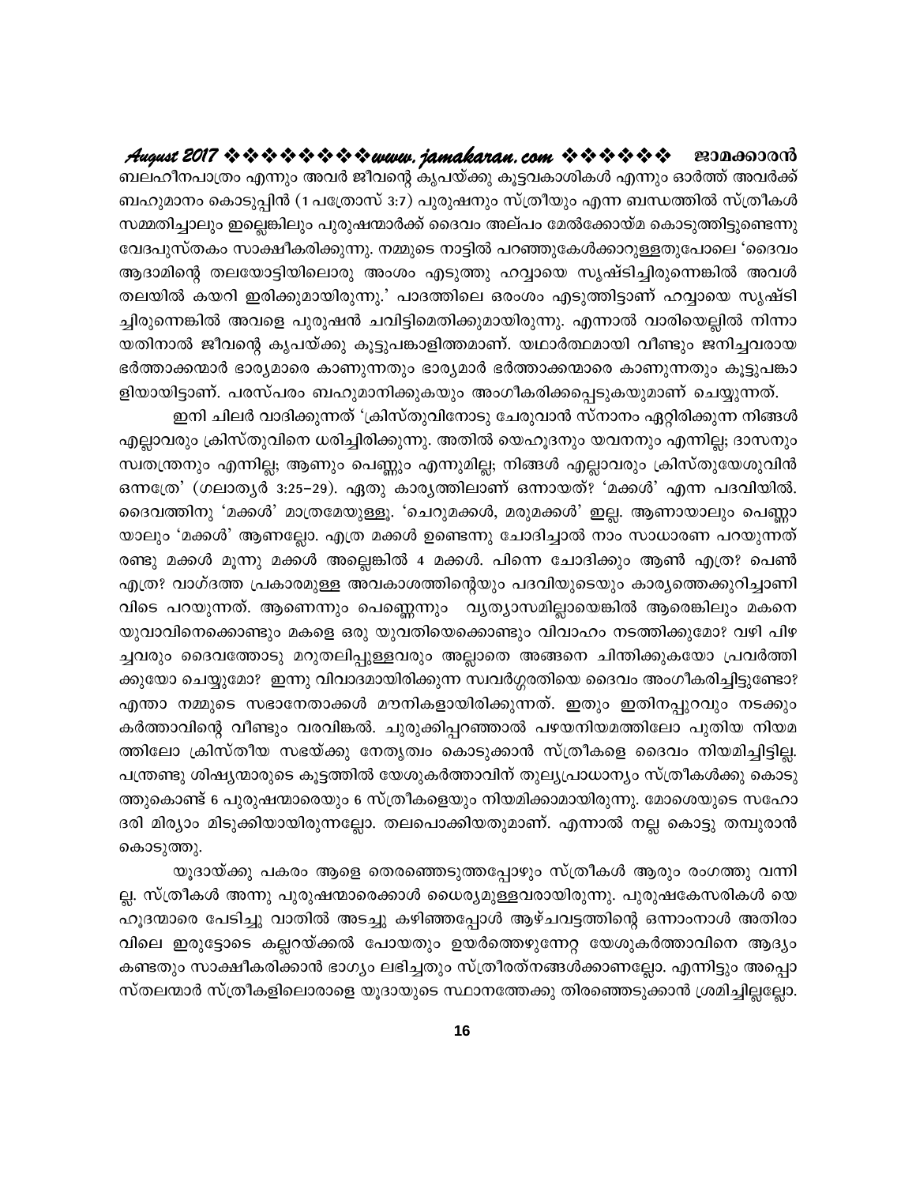ബലഹീനപാത്രം എന്നും അവർ ജീവന്റെ കൃപയ്ക്കു കൂട്ടവകാശികൾ എന്നും ഓർത്ത് അവർക്ക് ബഹുമാനം കൊടുപ്പിൻ (1 പത്രോസ് 3:7) പുരുഷനും സ്ത്രീയും എന്ന ബന്ധത്തിൽ സ്ത്രീകൾ സമ്മതിച്ചാലും ഇല്ലെങ്കിലും പുരുഷന്മാർക്ക് ദൈവം അല്പം മേൽക്കോയ്മ കൊടുത്തിട്ടുണ്ടെന്നു വേദപുസ്തകം സാക്ഷീകരിക്കുന്നു. നമ്മുടെ നാട്ടിൽ പറഞ്ഞുകേൾക്കാറുള്ളതുപോലെ 'ദൈവം ആദാമിന്റെ തലയോട്ടിയിലൊരു അംശം എടുത്തു ഹവ്വായെ സൃഷ്ടിച്ചിരുന്നെങ്കിൽ അവൾ തലയിൽ കയറി ഇരിക്കുമായിരുന്നു.' പാദത്തിലെ ഒരംശം എടുത്തിട്ടാണ് ഹവ്വായെ സൃഷ്ടിച്ചിരുന്നെങ്കിൽ അവളെ പുരുഷൻ ചവിട്ടിമെതിക്കുമായിരുന്നു. എന്നാൽ വാരിയെല്ലിൽ നിന്നായതിനാൽ ജീവന്റെ കൃപയ്ക്കു കൂട്ടുപങ്കാളിത്തമാണ്. യഥാർത്ഥമായി വീണ്ടും ജനിച്ചവരായ ഭർത്താക്കന്മാർ ഭാര്യമാരെ കാണുന്നതും ഭാര്യമാർ ഭർത്താക്കന്മാരെ കാണുന്നതും കൂട്ടുപങ്കാളിയായിട്ടാണ്. പരസ്പരം ബഹുമാനിക്കുകയും അംഗീകരിക്കപ്പെടുകയുമാണ് ചെയ്യുന്നത്.

ഇനി ചിലർ വാദിക്കുന്നത് 'ക്രിസ്തുവിനോടു ചേരുവാൻ സ്നാനം ഏറ്റിരിക്കുന്ന നിങ്ങൾ എല്ലാവരും ക്രിസ്തുവിനെ ധരിച്ചിരിക്കുന്നു. അതിൽ യെഹൂദനും യവനനും എന്നില്ല; ദാസനും സ്വതന്ത്രനും എന്നില്ല; ആണും പെണ്ണും എന്നുമില്ല; നിങ്ങൾ എല്ലാവരും ക്രിസ്തുയേശുവിൻ ഒന്നത്രേ' (ഗലാത്യർ 3:25-29). ഏതു കാര്യത്തിലാണ് ഒന്നായത്? 'മക്കൾ' എന്ന പദവിയിൽ. ദൈവത്തിനു 'മക്കൾ' മാത്രമേയുള്ളു. 'ചെറുമക്കൾ, മരുമക്കൾ' ഇല്ല. ആണായാലും പെണ്ണായാലും 'മക്കൾ' ആണല്ലോ. എത്ര മക്കൾ ഉണ്ടെന്നു ചോദിച്ചാൽ നാം സാധാരണ പറയുന്നത് രണ്ടു മക്കൾ മൂന്നു മക്കൾ അല്ലെങ്കിൽ 4 മക്കൾ. പിന്നെ ചോദിക്കും ആൺ എത്ര? പെൺ എത്ര? വാഗ്ദത്ത പ്രകാരമുള്ള അവകാശത്തിന്റെയും പദവിയുടെയും കാര്യത്തെക്കുറിച്ചാണിവിടെ പറയുന്നത്. ആണെന്നും പെണ്ണെന്നും വ്യത്യാസമില്ലായെങ്കിൽ ആരെങ്കിലും മകനെ യുവാവിനെക്കൊണ്ടും മകളെ ഒരു യുവതിയെക്കൊണ്ടും വിവാഹം നടത്തിക്കുമോ? വഴി പിഴച്ചവരും ദൈവത്തോടു മറുതലിപ്പുള്ളവരും അല്ലാതെ അങ്ങനെ ചിന്തിക്കുകയോ പ്രവർത്തിക്കുയോ ചെയ്യുമോ? ഇന്നു വിവാദമായിരിക്കുന്ന സ്വവർഗ്ഗരതിയെ ദൈവം അംഗീകരിച്ചിട്ടുണ്ടോ? എന്താ നമ്മുടെ സഭാനേതാക്കൾ മൗനികളായിരിക്കുന്നത്. ഇതും ഇതിനപ്പുറവും നടക്കും കർത്താവിന്റെ വീണ്ടും വരവിങ്കൽ. ചുരുക്കിപ്പറഞ്ഞാൽ പഴയനിയമത്തിലോ പുതിയ നിയമത്തിലോ ക്രിസ്തീയ സഭയ്ക്കു നേതൃത്വം കൊടുക്കാൻ സ്ത്രീകളെ ദൈവം നിയമിച്ചിട്ടില്ല. പന്ത്രണ്ടു ശിഷ്യന്മാരുടെ കൂട്ടത്തിൽ യേശുകർത്താവിന് തുല്യപ്രാധാന്യം സ്ത്രീകൾക്കു കൊടുത്തുകൊണ്ട് 6 പുരുഷന്മാരെയും 6 സ്ത്രീകളെയും നിയമിക്കാമായിരുന്നു. മോശെയുടെ സഹോദരി മിര്യാം മിടുക്കിയായിരുന്നല്ലോ. തലപൊക്കിയതുമാണ്. എന്നാൽ നല്ല കൊട്ടു തമ്പുരാൻ കൊടുത്തു.

യൂദായ്ക്കു പകരം ആളെ തെരഞ്ഞെടുത്തപ്പോഴും സ്ത്രീകൾ ആരും രംഗത്തു വന്നില്ല. സ്ത്രീകൾ അന്നു പുരുഷന്മാരെക്കാൾ ധൈര്യമുള്ളവരായിരുന്നു. പുരുഷകേസരികൾ യെഹൂദന്മാരെ പേടിച്ചു വാതിൽ അടച്ചു കഴിഞ്ഞപ്പോൾ ആഴ്ചവട്ടത്തിന്റെ ഒന്നാംനാൾ അതിരാവിലെ ഇരുട്ടോടെ കല്ലറയ്ക്കൽ പോയതും ഉയർത്തെഴുന്നേറ്റ യേശുകർത്താവിനെ ആദ്യം കണ്ടതും സാക്ഷീകരിക്കാൻ ഭാഗ്യം ലഭിച്ചതും സ്ത്രീരത്നങ്ങൾക്കാണല്ലോ. എന്നിട്ടും അപ്പൊസ്തലന്മാർ സ്ത്രീകളിലൊരാളെ യൂദായുടെ സ്ഥാനത്തേക്കു തിരഞ്ഞെടുക്കാൻ ശ്രമിച്ചില്ലല്ലോ.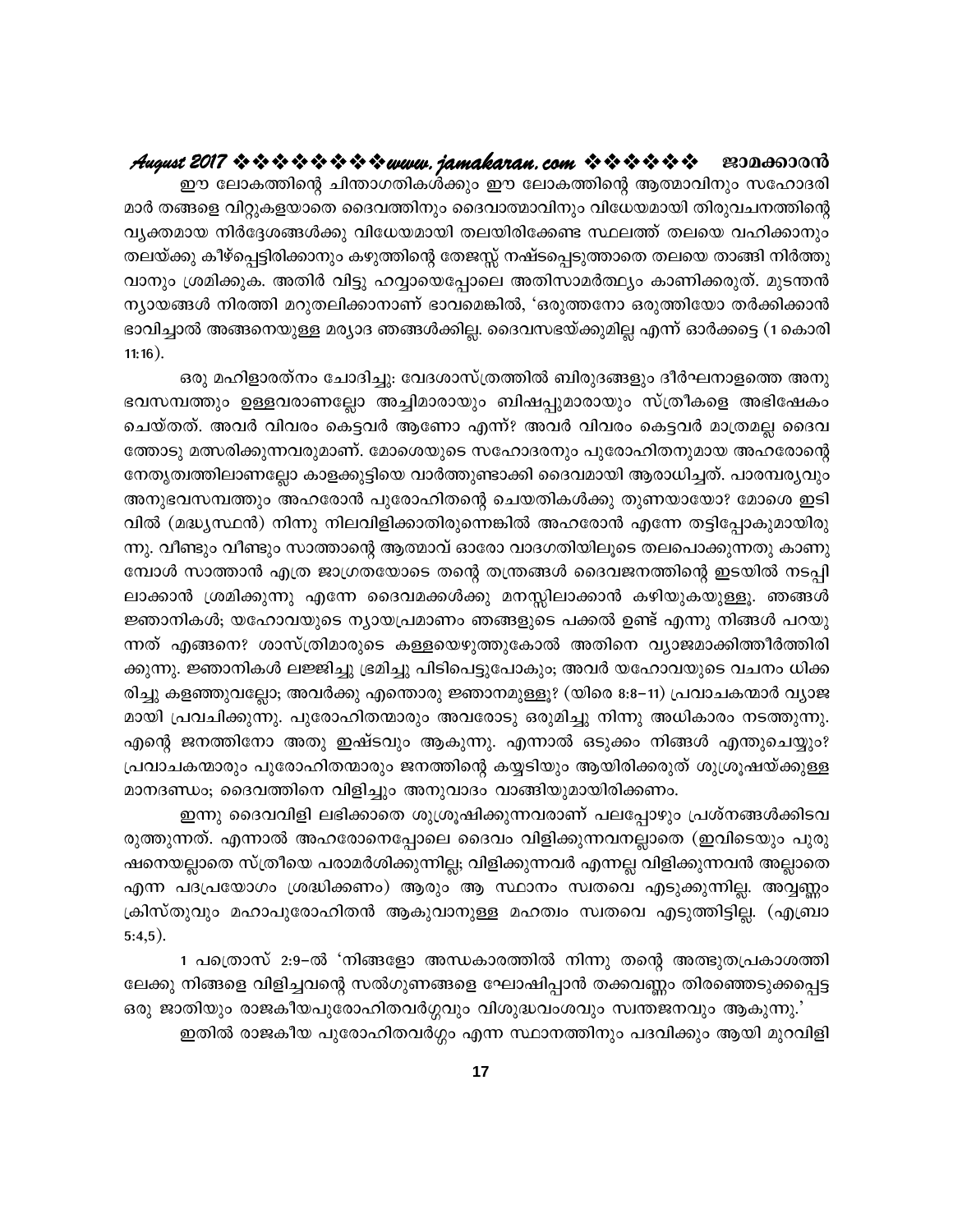ഈ ലോകത്തിന്റെ ചിന്താഗതികൾക്കും ഈ ലോകത്തിന്റെ ആത്മാവിനും സഹോദരിമാർ തങ്ങളെ വിറ്റുകളയാതെ ദൈവത്തിനും ദൈവാത്മാവിനും വിധേയമായി തിരുവചനത്തിന്റെ വ്യക്തമായ നിർദ്ദേശങ്ങൾക്കു വിധേയമായി തലയിരിക്കേണ്ട സ്ഥലത്ത് തലയെ വഹിക്കാനും തലയ്ക്കു കീഴ്പ്പെട്ടിരിക്കാനും കഴുത്തിന്റെ തേജസ്സ് നഷ്ടപ്പെടുത്താതെ തലയെ താങ്ങി നിർത്തുവാനും ശ്രമിക്കുക. അതിർ വിട്ടു ഹവ്വായെപ്പോലെ അതിസാമർത്ഥ്യം കാണിക്കരുത്. മുടന്തൻ ന്യായങ്ങൾ നിരത്തി മറുതലിക്കാനാണ് ഭാവമെങ്കിൽ, 'ഒരുത്തനോ ഒരുത്തിയോ തർക്കിക്കാൻ ഭാവിച്ചാൽ അങ്ങനെയുള്ള മര്യാദ ഞങ്ങൾക്കില്ല. ദൈവസഭയ്ക്കുമില്ല എന്ന് ഓർക്കട്ടെ (1 കൊരി 11:16).

ഒരു മഹിളാരത്നം ചോദിച്ചു: വേദശാസ്ത്രത്തിൽ ബിരുദങ്ങളും ദീർഘനാളത്തെ അനുഭവസമ്പത്തും ഉള്ളവരാണല്ലോ അച്ചിമാരായും ബിഷപ്പുമാരായും സ്ത്രീകളെ അഭിഷേകം ചെയ്തത്. അവർ വിവരം കെട്ടവർ ആണോ എന്ന്? അവർ വിവരം കെട്ടവർ മാത്രമല്ല ദൈവത്തോടു മത്സരിക്കുന്നവരുമാണ്. മോശെയുടെ സഹോദരനും പുരോഹിതനുമായ അഹരോന്റെ നേതൃത്വത്തിലാണല്ലോ കാളക്കുട്ടിയെ വാർത്തുണ്ടാക്കി ദൈവമായി ആരാധിച്ചത്. പാരമ്പര്യവും അനുഭവസമ്പത്തും അഹരോൻ പുരോഹിതന്റെ ചെയതികൾക്കു തുണയായോ? മോശെ ഇടിവിൽ (മദ്ധ്യസ്ഥൻ) നിന്നു നിലവിളിക്കാതിരുന്നെങ്കിൽ അഹരോൻ എന്നേ തട്ടിപ്പോകുമായിരുന്നു. വീണ്ടും വീണ്ടും സാത്താന്റെ ആത്മാവ് ഓരോ വാദഗതിയിലൂടെ തലപൊക്കുന്നതു കാണുമ്പോൾ സാത്താൻ എത്ര ജാഗ്രതയോടെ തന്റെ തന്ത്രങ്ങൾ ദൈവജനത്തിന്റെ ഇടയിൽ നടപ്പിലാക്കാൻ ശ്രമിക്കുന്നു എന്നേ ദൈവമക്കൾക്കു മനസ്സിലാക്കാൻ കഴിയുകയുള്ളു. ഞങ്ങൾ ജ്ഞാനികൾ; യഹോവയുടെ ന്യായപ്രമാണം ഞങ്ങളുടെ പക്കൽ ഉണ്ട് എന്നു നിങ്ങൾ പറയുന്നത് എങ്ങനെ? ശാസ്ത്രിമാരുടെ കള്ളയെഴുത്തുകോൽ അതിനെ വ്യാജമാക്കിത്തീർത്തിരിക്കുന്നു. ജ്ഞാനികൾ ലജ്ജിച്ചു ഭ്രമിച്ചു പിടിപെട്ടുപോകും; അവർ യഹോവയുടെ വചനം ധിക്കരിച്ചു കളഞ്ഞുവല്ലോ; അവർക്കു എന്തൊരു ജ്ഞാനമുള്ളു? (യിരെ 8:8–11) പ്രവാചകന്മാർ വ്യാജമായി പ്രവചിക്കുന്നു. പുരോഹിതന്മാരും അവരോടു ഒരുമിച്ചു നിന്നു അധികാരം നടത്തുന്നു. എന്റെ ജനത്തിനോ അതു ഇഷ്ടവും ആകുന്നു. എന്നാൽ ഒടുക്കം നിങ്ങൾ എന്തുചെയ്യും? പ്രവാചകന്മാരും പുരോഹിതന്മാരും ജനത്തിന്റെ കയ്യടിയും ആയിരിക്കരുത് ശുശ്രൂഷയ്ക്കുള്ള മാനദണ്ഡം; ദൈവത്തിനെ വിളിച്ചും അനുവാദം വാങ്ങിയുമായിരിക്കണം.

ഇന്നു ദൈവവിളി ലഭിക്കാതെ ശുശ്രൂഷിക്കുന്നവരാണ് പലപ്പോഴും പ്രശ്നങ്ങൾക്കിടവരുത്തുന്നത്. എന്നാൽ അഹരോനെപ്പോലെ ദൈവം വിളിക്കുന്നവനല്ലാതെ (ഇവിടെയും പുരുഷനെയല്ലാതെ സ്ത്രീയെ പരാമർശിക്കുന്നില്ല; വിളിക്കുന്നവർ എന്നല്ല വിളിക്കുന്നവൻ അല്ലാതെ എന്ന പദപ്രയോഗം ശ്രദ്ധിക്കണം) ആരും ആ സ്ഥാനം സ്വതവെ എടുക്കുന്നില്ല. അവ്വണ്ണം ക്രിസ്തുവും മഹാപുരോഹിതൻ ആകുവാനുള്ള മഹത്വം സ്വതവെ എടുത്തിട്ടില്ല. (എബ്രാ 5:4,5).

1 പത്രൊസ് 2:9–ൽ 'നിങ്ങളോ അന്ധകാരത്തിൽ നിന്നു തന്റെ അത്ഭുതപ്രകാശത്തിലേക്കു നിങ്ങളെ വിളിച്ചവന്റെ സൽഗുണങ്ങളെ ഘോഷിപ്പാൻ തക്കവണ്ണം തിരഞ്ഞെടുക്കപ്പെട്ട ഒരു ജാതിയും രാജകീയപുരോഹിതവർഗ്ഗവും വിശുദ്ധവംശവും സ്വന്തജനവും ആകുന്നു.'

ഇതിൽ രാജകീയ പുരോഹിതവർഗ്ഗം എന്ന സ്ഥാനത്തിനും പദവിക്കും ആയി മുറവിളി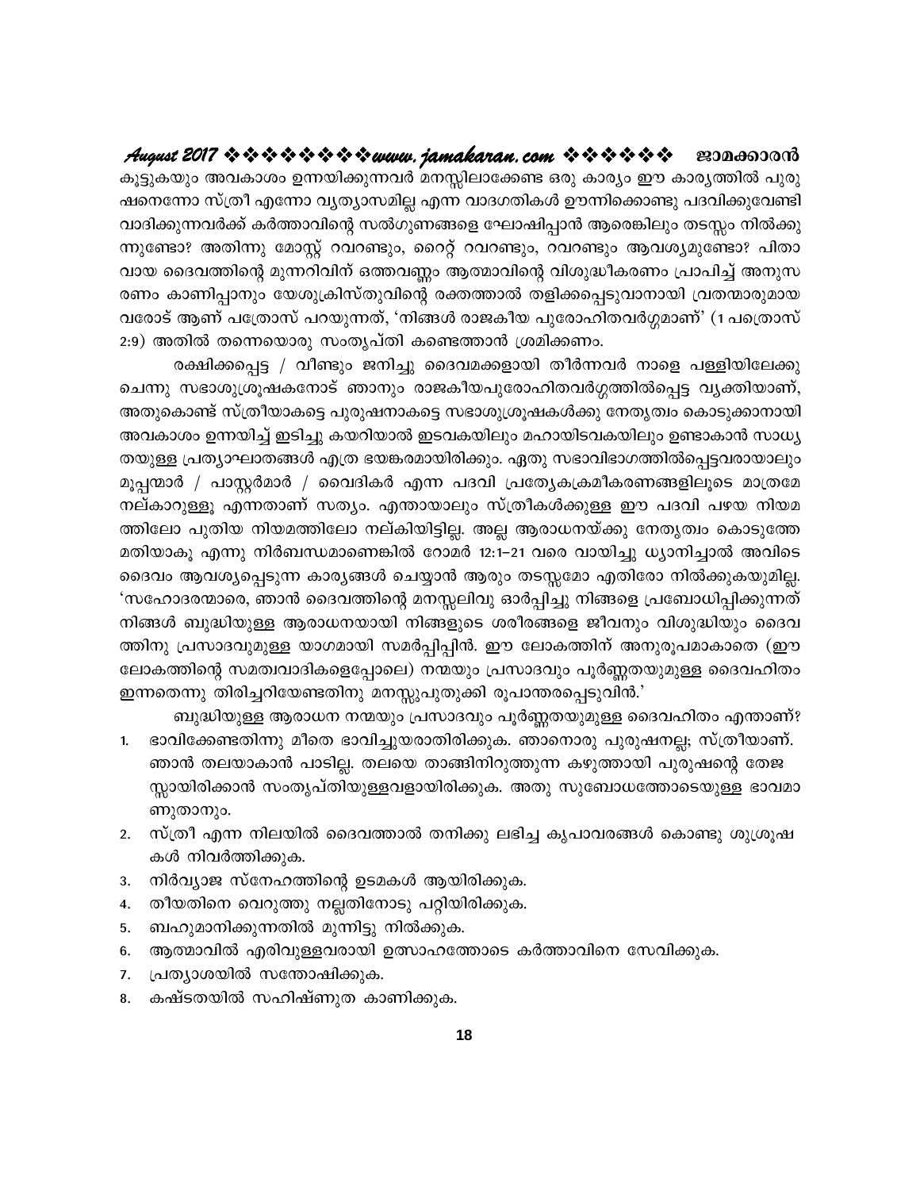കൂട്ടുകയും അവകാശം ഉന്നയിക്കുന്നവർ മനസ്സിലാക്കേണ്ട ഒരു കാര്യം ഈ കാര്യത്തിൽ പുരുഷനെന്നോ സ്ത്രീ എന്നോ വ്യത്യാസമില്ല എന്ന വാദഗതികൾ ഊന്നിക്കൊണ്ടു പദവിക്കുവേണ്ടി വാദിക്കുന്നവർക്ക് കർത്താവിന്റെ സൽഗുണങ്ങളെ ഘോഷിപ്പാൻ ആരെങ്കിലും തടസ്സം നിൽക്കുന്നുണ്ടോ? അതിന്നു മോസ്റ്റ് റവറണ്ടും, റൈറ്റ് റവറണ്ടും, റവറണ്ടും ആവശ്യമുണ്ടോ? പിതാവായ ദൈവത്തിന്റെ മുന്നറിവിന് ഒത്തവണ്ണം ആത്മാവിന്റെ വിശുദ്ധീകരണം പ്രാപിച്ച് അനുസരണം കാണിപ്പാനും യേശുക്രിസ്തുവിന്റെ രക്തത്താൽ തളിക്കപ്പെടുവാനായി വ്രതന്മാരുമായവരോട് ആണ് പത്രോസ് പറയുന്നത്, 'നിങ്ങൾ രാജകീയ പുരോഹിതവർഗ്ഗമാണ്' (1 പത്രൊസ് 2:9) അതിൽ തന്നെയൊരു സംതൃപ്തി കണ്ടെത്താൻ ശ്രമിക്കണം.

രക്ഷിക്കപ്പെട്ട / വീണ്ടും ജനിച്ചു ദൈവമക്കളായി തീർന്നവർ നാളെ പള്ളിയിലേക്കു ചെന്നു സഭാശുശ്രൂഷകനോട് ഞാനും രാജകീയപുരോഹിതവർഗ്ഗത്തിൽപ്പെട്ട വ്യക്തിയാണ്, അതുകൊണ്ട് സ്ത്രീയാകട്ടെ പുരുഷനാകട്ടെ സഭാശുശ്രൂഷകൾക്കു നേതൃത്വം കൊടുക്കാനായി അവകാശം ഉന്നയിച്ച് ഇടിച്ചു കയറിയാൽ ഇടവകയിലും മഹായിടവകയിലും ഉണ്ടാകാൻ സാധ്യതയുള്ള പ്രത്യാഘാതങ്ങൾ എത്ര ഭയങ്കരമായിരിക്കും. ഏതു സഭാവിഭാഗത്തിൽപ്പെട്ടവരായാലും മൂപ്പന്മാർ / പാസ്റ്റർമാർ / വൈദികർ എന്ന പദവി പ്രത്യേകക്രമീകരണങ്ങളിലൂടെ മാത്രമേ നല്കാറുള്ളൂ എന്നതാണ് സത്യം. എന്തായാലും സ്ത്രീകൾക്കുള്ള ഈ പദവി പഴയ നിയമത്തിലോ പുതിയ നിയമത്തിലോ നല്കിയിട്ടില്ല. അല്ല ആരാധനയ്ക്കു നേതൃത്വം കൊടുത്തേ മതിയാകൂ എന്നു നിർബന്ധമാണെങ്കിൽ റോമർ 12:1–21 വരെ വായിച്ചു ധ്യാനിച്ചാൽ അവിടെ ദൈവം ആവശ്യപ്പെടുന്ന കാര്യങ്ങൾ ചെയ്യാൻ ആരും തടസ്സമോ എതിരോ നിൽക്കുകയുമില്ല. 'സഹോദരന്മാരെ, ഞാൻ ദൈവത്തിന്റെ മനസ്സലിവു ഓർപ്പിച്ചു നിങ്ങളെ പ്രബോധിപ്പിക്കുന്നത് നിങ്ങൾ ബുദ്ധിയുള്ള ആരാധനയായി നിങ്ങളുടെ ശരീരങ്ങളെ ജീവനും വിശുദ്ധിയും ദൈവത്തിനു പ്രസാദവുമുള്ള യാഗമായി സമർപ്പിപ്പിൻ. ഈ ലോകത്തിന് അനുരൂപമാകാതെ (ഈ ലോകത്തിന്റെ സമത്വവാദികളെപ്പോലെ) നന്മയും പ്രസാദവും പൂർണ്ണതയുമുള്ള ദൈവഹിതം ഇന്നതെന്നു തിരിച്ചറിയേണ്ടതിനു മനസ്സുപുതുക്കി രൂപാന്തരപ്പെടുവിൻ.'

ബുദ്ധിയുള്ള ആരാധന നന്മയും പ്രസാദവും പൂർണ്ണതയുമുള്ള ദൈവഹിതം എന്താണ്?

1. ഭാവിക്കേണ്ടതിന്നു മീതെ ഭാവിച്ചുയരാതിരിക്കുക. ഞാനൊരു പുരുഷനല്ല; സ്ത്രീയാണ്. ഞാൻ തലയാകാൻ പാടില്ല. തലയെ താങ്ങിനിറുത്തുന്ന കഴുത്തായി പുരുഷന്റെ തേജസ്സായിരിക്കാൻ സംതൃപ്തിയുള്ളവളായിരിക്കുക. അതു സുബോധത്തോടെയുള്ള ഭാവമാണുതാനും.
2. സ്ത്രീ എന്ന നിലയിൽ ദൈവത്താൽ തനിക്കു ലഭിച്ച കൃപാവരങ്ങൾ കൊണ്ടു ശുശ്രൂഷകൾ നിവർത്തിക്കുക.
3. നിർവ്യാജ സ്നേഹത്തിന്റെ ഉടമകൾ ആയിരിക്കുക.
4. തീയതിനെ വെറുത്തു നല്ലതിനോടു പറ്റിയിരിക്കുക.
5. ബഹുമാനിക്കുന്നതിൽ മുന്നിട്ടു നിൽക്കുക.
6. ആത്മാവിൽ എരിവുള്ളവരായി ഉത്സാഹത്തോടെ കർത്താവിനെ സേവിക്കുക.
7. പ്രത്യാശയിൽ സന്തോഷിക്കുക.
8. കഷ്ടതയിൽ സഹിഷ്ണുത കാണിക്കുക.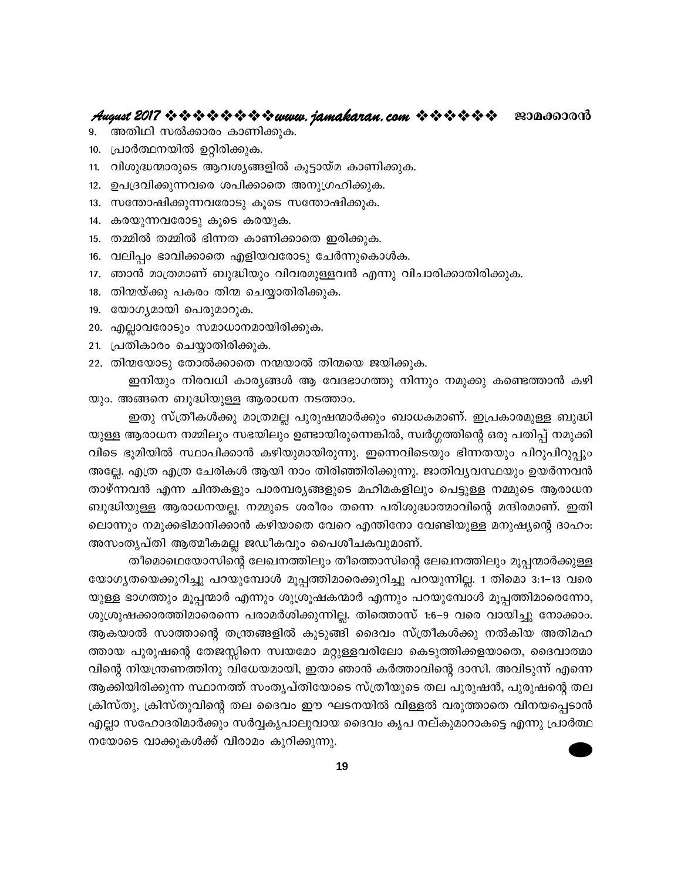9. അതിഥി സൽക്കാരം കാണിക്കുക.
10. പ്രാർത്ഥനയിൽ ഉറ്റിരിക്കുക.
11. വിശുദ്ധന്മാരുടെ ആവശ്യങ്ങളിൽ കൂട്ടായ്മ കാണിക്കുക.
12. ഉപദ്രവിക്കുന്നവരെ ശപിക്കാതെ അനുഗ്രഹിക്കുക.
13. സന്തോഷിക്കുന്നവരോടു കൂടെ സന്തോഷിക്കുക.
14. കരയുന്നവരോടു കൂടെ കരയുക.
15. തമ്മിൽ തമ്മിൽ ഭിന്നത കാണിക്കാതെ ഇരിക്കുക.
16. വലിപ്പം ഭാവിക്കാതെ എളിയവരോടു ചേർന്നുകൊൾക.
17. ഞാൻ മാത്രമാണ് ബുദ്ധിയും വിവരമുള്ളവൻ എന്നു വിചാരിക്കാതിരിക്കുക.
18. തിന്മയ്ക്കു പകരം തിന്മ ചെയ്യാതിരിക്കുക.
19. യോഗ്യമായി പെരുമാറുക.
20. എല്ലാവരോടും സമാധാനമായിരിക്കുക.
21. പ്രതികാരം ചെയ്യാതിരിക്കുക.
22. തിന്മയോടു തോൽക്കാതെ നന്മയാൽ തിന്മയെ ജയിക്കുക.

ഇനിയും നിരവധി കാര്യങ്ങൾ ആ വേദഭാഗത്തു നിന്നും നമുക്കു കണ്ടെത്താൻ കഴിയും. അങ്ങനെ ബുദ്ധിയുള്ള ആരാധന നടത്താം.

ഇതു സ്ത്രീകൾക്കു മാത്രമല്ല പുരുഷന്മാർക്കും ബാധകമാണ്. ഇപ്രകാരമുള്ള ബുദ്ധിയുള്ള ആരാധന നമ്മിലും സഭയിലും ഉണ്ടായിരുന്നെങ്കിൽ, സ്വർഗ്ഗത്തിന്റെ ഒരു പതിപ്പ് നമുക്കിവിടെ ഭൂമിയിൽ സ്ഥാപിക്കാൻ കഴിയുമായിരുന്നു. ഇന്നെവിടെയും ഭിന്നതയും പിറുപിറുപ്പും അല്ലേ. എത്ര എത്ര ചേരികൾ ആയി നാം തിരിഞ്ഞിരിക്കുന്നു. ജാതിവ്യവസ്ഥയും ഉയർന്നവൻ താഴ്ന്നവൻ എന്ന ചിന്തകളും പാരമ്പര്യങ്ങളുടെ മഹിമകളിലും പെട്ടുള്ള നമ്മുടെ ആരാധന ബുദ്ധിയുള്ള ആരാധനയല്ല. നമ്മുടെ ശരീരം തന്നെ പരിശുദ്ധാത്മാവിന്റെ മന്ദിരമാണ്. ഇതിലൊന്നും നമുക്കഭിമാനിക്കാൻ കഴിയാതെ വേറെ എന്തിനോ വേണ്ടിയുള്ള മനുഷ്യന്റെ ദാഹം: അസംതൃപ്തി ആത്മീകമല്ല ജഡീകവും പൈശീചകവുമാണ്.

തീമൊഥെയോസിന്റെ ലേഖനത്തിലും തീത്തൊസിന്റെ ലേഖനത്തിലും മൂപ്പന്മാർക്കുള്ള യോഗ്യതയെക്കുറിച്ചു പറയുമ്പോൾ മൂപ്പത്തിമാരെക്കുറിച്ചു പറയുന്നില്ല. 1 തിമൊ 3:1–13 വരെയുള്ള ഭാഗത്തും മൂപ്പന്മാർ എന്നും ശുശ്രൂഷകന്മാർ എന്നും പറയുമ്പോൾ മൂപ്പത്തിമാരെന്നോ, ശുശ്രൂഷക്കാരത്തിമാരെന്നെ പരാമർശിക്കുന്നില്ല. തിത്തൊസ് 1:6–9 വരെ വായിച്ചു നോക്കാം. ആകയാൽ സാത്താന്റെ തന്ത്രങ്ങളിൽ കുടുങ്ങി ദൈവം സ്ത്രീകൾക്കു നൽകിയ അതിമഹത്തായ പുരുഷന്റെ തേജസ്സിനെ സ്വയമോ മറ്റുള്ളവരിലോ കെടുത്തിക്കളയാതെ, ദൈവാത്മാവിന്റെ നിയന്ത്രണത്തിനു വിധേയമായി, ഇതാ ഞാൻ കർത്താവിന്റെ ദാസി. അവിടുന്ന് എന്നെ ആക്കിയിരിക്കുന്ന സ്ഥാനത്ത് സംതൃപ്തിയോടെ സ്ത്രീയുടെ തല പുരുഷൻ, പുരുഷന്റെ തല ക്രിസ്തു, ക്രിസ്തുവിന്റെ തല ദൈവം ഈ ഘടനയിൽ വിള്ളൽ വരുത്താതെ വിനയപ്പെടാൻ എല്ലാ സഹോദരിമാർക്കും സർവ്വകൃപാലുവായ ദൈവം കൃപ നല്കുമാറാകട്ടെ എന്നു പ്രാർത്ഥനയോടെ വാക്കുകൾക്ക് വിരാമം കുറിക്കുന്നു.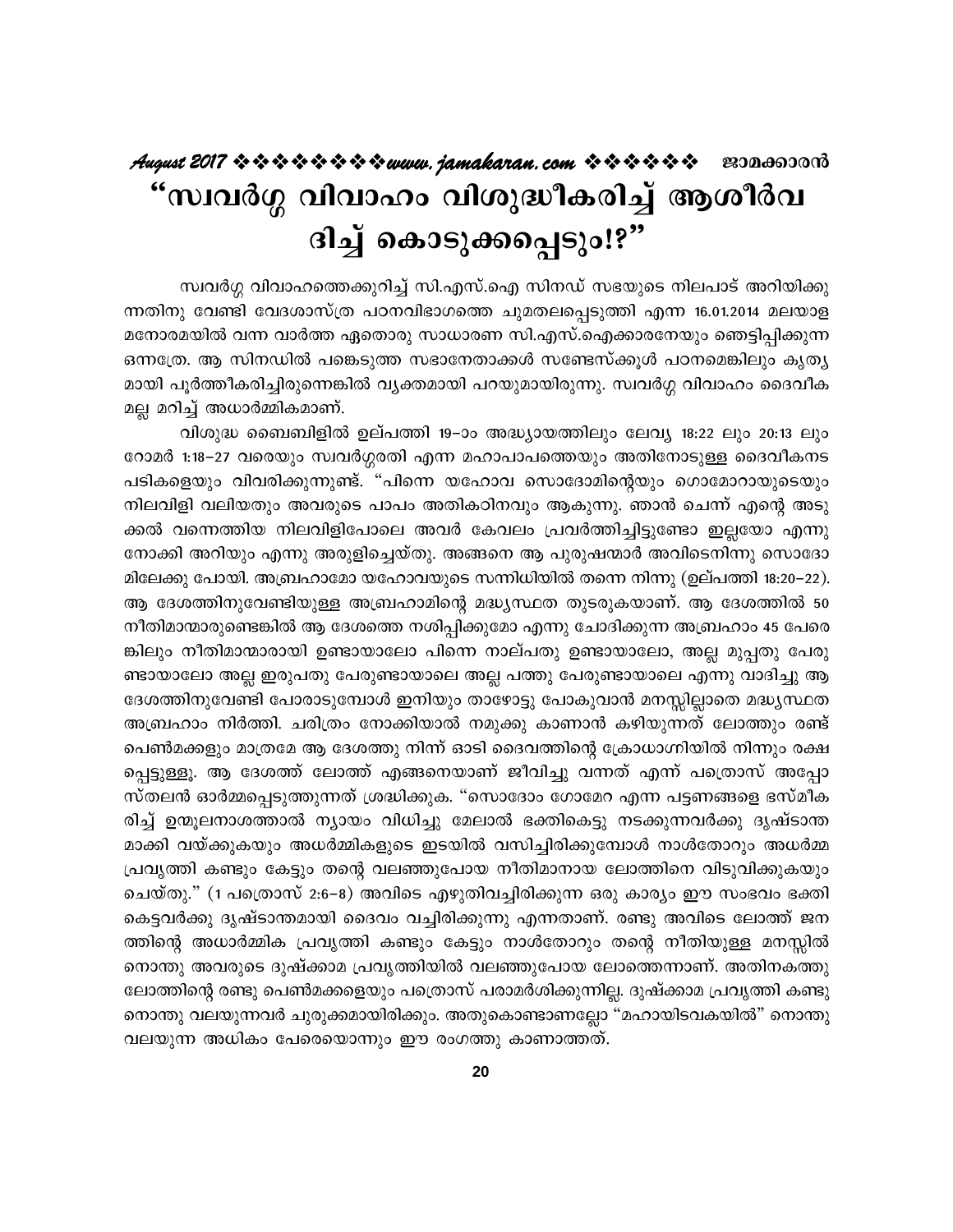# "സ്വവർഗ്ഗ വിവാഹം വിശുദ്ധീകരിച്ച് ആശീർവ ദിച്ച് കൊടുക്കപ്പെടും!?"

സ്വവർഗ്ഗ വിവാഹത്തെക്കുറിച്ച് സി.എസ്.ഐ സിനഡ് സഭയുടെ നിലപാട് അറിയിക്കുന്നതിനു വേണ്ടി വേദശാസ്ത്ര പഠനവിഭാഗത്തെ ചുമതലപ്പെടുത്തി എന്ന 16.01.2014 മലയാള മനോരമയിൽ വന്ന വാർത്ത ഏതൊരു സാധാരണ സി.എസ്.ഐക്കാരനേയും ഞെട്ടിപ്പിക്കുന്ന ഒന്നത്രേ. ആ സിനഡിൽ പങ്കെടുത്ത സഭാനേതാക്കൾ സണ്ടേസ്ക്കൂൾ പഠനമെങ്കിലും കൃത്യമായി പൂർത്തീകരിച്ചിരുന്നെങ്കിൽ വ്യക്തമായി പറയുമായിരുന്നു. സ്വവർഗ്ഗ വിവാഹം ദൈവീകമല്ല മറിച്ച് അധാർമ്മികമാണ്.

വിശുദ്ധ ബൈബിളിൽ ഉല്പത്തി 19–ാം അദ്ധ്യായത്തിലും ലേവ്യ 18:22 ലും 20:13 ലും റോമർ 1:18–27 വരെയും സ്വവർഗ്ഗരതി എന്ന മഹാപാപത്തെയും അതിനോടുള്ള ദൈവീകനടപടികളെയും വിവരിക്കുന്നുണ്ട്. "പിന്നെ യഹോവ സൊദോമിന്റെയും ഗൊമോറായുടെയും നിലവിളി വലിയതും അവരുടെ പാപം അതികഠിനവും ആകുന്നു. ഞാൻ ചെന്ന് എന്റെ അടുക്കൽ വന്നെത്തിയ നിലവിളിപോലെ അവർ കേവലം പ്രവർത്തിച്ചിട്ടുണ്ടോ ഇല്ലയോ എന്നു നോക്കി അറിയും എന്നു അരുളിച്ചെയ്തു. അങ്ങനെ ആ പുരുഷന്മാർ അവിടെനിന്നു സൊദോമിലേക്കു പോയി. അബ്രഹാമോ യഹോവയുടെ സന്നിധിയിൽ തന്നെ നിന്നു (ഉല്പത്തി 18:20–22). ആ ദേശത്തിനുവേണ്ടിയുള്ള അബ്രഹാമിന്റെ മദ്ധ്യസ്ഥത തുടരുകയാണ്. ആ ദേശത്തിൽ 50 നീതിമാന്മാരുണ്ടെങ്കിൽ ആ ദേശത്തെ നശിപ്പിക്കുമോ എന്നു ചോദിക്കുന്ന അബ്രഹാം 45 പേരെങ്കിലും നീതിമാന്മാരായി ഉണ്ടായാലോ പിന്നെ നാല്പതു ഉണ്ടായാലോ, അല്ല മുപ്പതു പേരുണ്ടായാലോ അല്ല ഇരുപതു പേരുണ്ടായാലെ അല്ല പത്തു പേരുണ്ടായാലെ എന്നു വാദിച്ചു ആ ദേശത്തിനുവേണ്ടി പോരാടുമ്പോൾ ഇനിയും താഴോട്ടു പോകുവാൻ മനസ്സില്ലാതെ മദ്ധ്യസ്ഥത അബ്രഹാം നിർത്തി. ചരിത്രം നോക്കിയാൽ നമുക്കു കാണാൻ കഴിയുന്നത് ലോത്തും രണ്ട് പെൺമക്കളും മാത്രമേ ആ ദേശത്തു നിന്ന് ഓടി ദൈവത്തിന്റെ ക്രോധാഗ്നിയിൽ നിന്നും രക്ഷപ്പെട്ടുള്ളൂ. ആ ദേശത്ത് ലോത്ത് എങ്ങനെയാണ് ജീവിച്ചു വന്നത് എന്ന് പത്രൊസ് അപ്പോസ്തലൻ ഓർമ്മപ്പെടുത്തുന്നത് ശ്രദ്ധിക്കുക. "സൊദോം ഗോമേറ എന്ന പട്ടണങ്ങളെ ഭസ്മീകരിച്ച് ഉന്മൂലനാശത്താൽ ന്യായം വിധിച്ചു മേലാൽ ഭക്തികെട്ടു നടക്കുന്നവർക്കു ദൃഷ്ടാന്തമാക്കി വയ്ക്കുകയും അധർമ്മികളുടെ ഇടയിൽ വസിച്ചിരിക്കുമ്പോൾ നാൾതോറും അധർമ്മപ്രവൃത്തി കണ്ടും കേട്ടും തന്റെ വലഞ്ഞുപോയ നീതിമാനായ ലോത്തിനെ വിടുവിക്കുകയും ചെയ്തു." (1 പത്രൊസ് 2:6–8) അവിടെ എഴുതിവച്ചിരിക്കുന്ന ഒരു കാര്യം ഈ സംഭവം ഭക്തികെട്ടവർക്കു ദൃഷ്ടാന്തമായി ദൈവം വച്ചിരിക്കുന്നു എന്നതാണ്. രണ്ടു അവിടെ ലോത്ത് ജനത്തിന്റെ അധാർമ്മിക പ്രവൃത്തി കണ്ടും കേട്ടും നാൾതോറും തന്റെ നീതിയുള്ള മനസ്സിൽ നൊന്തു അവരുടെ ദുഷ്ക്കാമ പ്രവൃത്തിയിൽ വലഞ്ഞുപോയ ലോത്തെന്നാണ്. അതിനകത്തു ലോത്തിന്റെ രണ്ടു പെൺമക്കളെയും പത്രൊസ് പരാമർശിക്കുന്നില്ല. ദുഷ്ക്കാമ പ്രവൃത്തി കണ്ടു നൊന്തു വലയുന്നവർ ചുരുക്കമായിരിക്കും. അതുകൊണ്ടാണല്ലോ "മഹായിടവകയിൽ" നൊന്തു വലയുന്ന അധികം പേരെയൊന്നും ഈ രംഗത്തു കാണാത്തത്.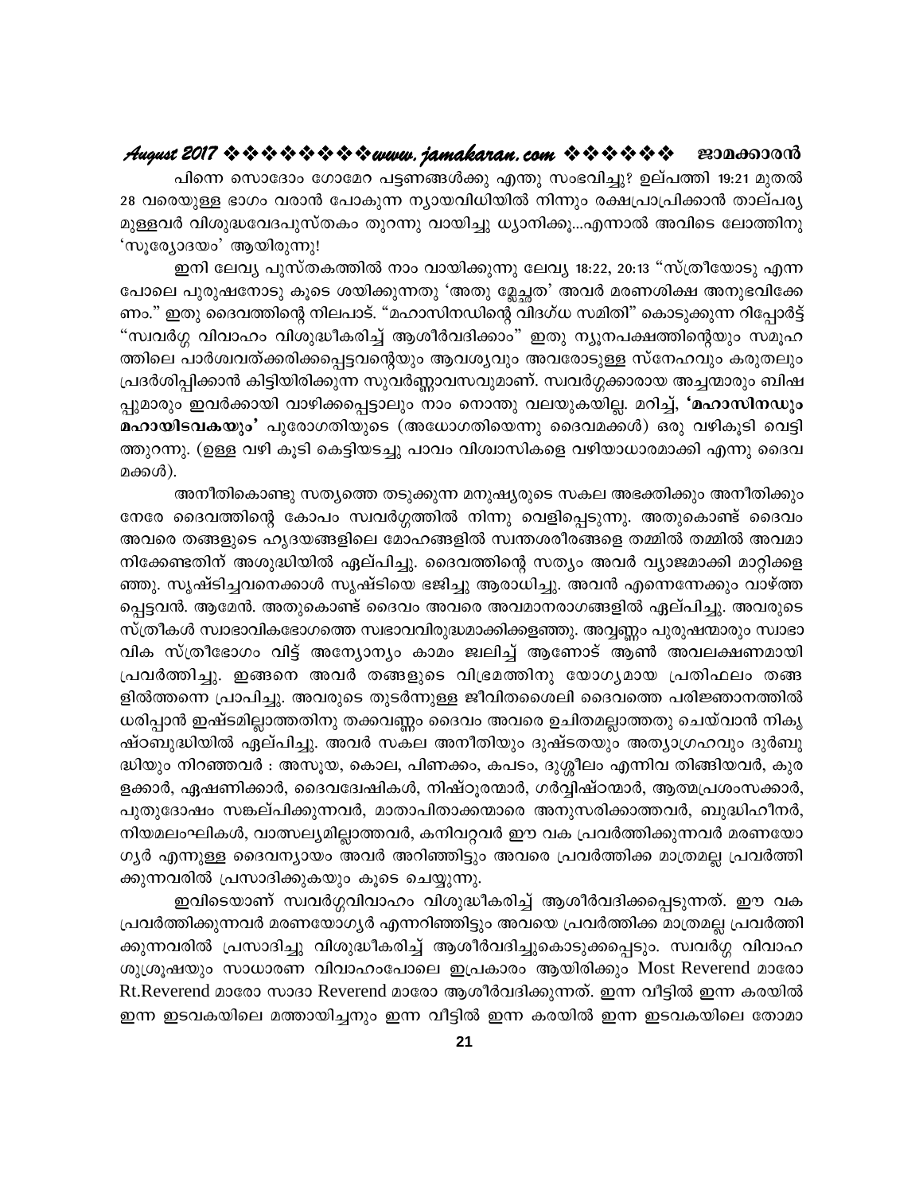പിന്നെ സൊദോം ഗോമോറ പട്ടണങ്ങൾക്കു എന്തു സംഭവിച്ചു? ഉല്പത്തി 19:21 മുതൽ 28 വരെയുള്ള ഭാഗം വരാൻ പോകുന്ന ന്യായവിധിയിൽ നിന്നും രക്ഷപ്രാപ്രിക്കാൻ താല്പര്യമുള്ളവർ വിശുദ്ധവേദപുസ്തകം തുറന്നു വായിച്ചു ധ്യാനിക്കൂ...എന്നാൽ അവിടെ ലോത്തിനു 'സൂര്യോദയം' ആയിരുന്നു!

ഇനി ലേവ്യ പുസ്തകത്തിൽ നാം വായിക്കുന്നു ലേവ്യ 18:22, 20:13 "സ്ത്രീയോടു എന്ന പോലെ പുരുഷനോടു കൂടെ ശയിക്കുന്നതു 'അതു മ്ലേച്ഛത' അവർ മരണശിക്ഷ അനുഭവിക്കേണം." ഇതു ദൈവത്തിന്റെ നിലപാട്. "മഹാസിനഡിന്റെ വിദഗ്ധ സമിതി" കൊടുക്കുന്ന റിപ്പോർട്ട് "സ്വവർഗ്ഗ വിവാഹം വിശുദ്ധീകരിച്ച് ആശീർവദിക്കാം" ഇതു ന്യൂനപക്ഷത്തിന്റെയും സമൂഹത്തിലെ പാർശ്വവത്ക്കരിക്കപ്പെട്ടവന്റെയും ആവശ്യവും അവരോടുള്ള സ്നേഹവും കരുതലും പ്രദർശിപ്പിക്കാൻ കിട്ടിയിരിക്കുന്ന സുവർണ്ണാവസവുമാണ്. സ്വവർഗ്ഗക്കാരായ അച്ചന്മാരും ബിഷപ്പുമാരും ഇവർക്കായി വാഴിക്കപ്പെട്ടാലും നാം നൊന്തു വലയുകയില്ല. മറിച്ച്, **'മഹാസിനഡും മഹായിടവകയും'** പുരോഗതിയുടെ (അധോഗതിയെന്നു ദൈവമക്കൾ) ഒരു വഴികൂടി വെട്ടിത്തുറന്നു. (ഉള്ള വഴി കൂടി കെട്ടിയടച്ചു പാവം വിശ്വാസികളെ വഴിയാധാരമാക്കി എന്നു ദൈവമക്കൾ).

അനീതികൊണ്ടു സത്യത്തെ തടുക്കുന്ന മനുഷ്യരുടെ സകല അഭക്തിക്കും അനീതിക്കും നേരേ ദൈവത്തിന്റെ കോപം സ്വർഗ്ഗത്തിൽ നിന്നു വെളിപ്പെടുന്നു. അതുകൊണ്ട് ദൈവം അവരെ തങ്ങളുടെ ഹൃദയങ്ങളിലെ മോഹങ്ങളിൽ സ്വന്തശരീരങ്ങളെ തമ്മിൽ തമ്മിൽ അവമാനിക്കേണ്ടതിന് അശുദ്ധിയിൽ ഏല്പിച്ചു. ദൈവത്തിന്റെ സത്യം അവർ വ്യാജമാക്കി മാറ്റിക്കളഞ്ഞു. സൃഷ്ടിച്ചവനെക്കാൾ സൃഷ്ടിയെ ഭജിച്ചു ആരാധിച്ചു. അവൻ എന്നെന്നേക്കും വാഴ്ത്തപ്പെട്ടവൻ. ആമേൻ. അതുകൊണ്ട് ദൈവം അവരെ അവമാനരാഗങ്ങളിൽ ഏല്പിച്ചു. അവരുടെ സ്ത്രീകൾ സ്വാഭാവികഭോഗത്തെ സ്വഭാവവിരുദ്ധമാക്കിക്കളഞ്ഞു. അവ്വണ്ണം പുരുഷന്മാരും സ്വാഭാവിക സ്ത്രീഭോഗം വിട്ട് അന്യോന്യം കാമം ജ്വലിച്ച് ആണോട് ആൺ അവലക്ഷണമായി പ്രവർത്തിച്ചു. ഇങ്ങനെ അവർ തങ്ങളുടെ വിഭ്രമത്തിനു യോഗ്യമായ പ്രതിഫലം തങ്ങളിൽത്തന്നെ പ്രാപിച്ചു. അവരുടെ തുടർന്നുള്ള ജീവിതശൈലി ദൈവത്തെ പരിജ്ഞാനത്തിൽ ധരിപ്പാൻ ഇഷ്ടമില്ലാത്തതിനു തക്കവണ്ണം ദൈവം അവരെ ഉചിതമല്ലാത്തതു ചെയ്‌വാൻ നികൃഷ്ടബുദ്ധിയിൽ ഏല്പിച്ചു. അവർ സകല അനീതിയും ദുഷ്ടതയും അത്യാഗ്രഹവും ദുർബുദ്ധിയും നിറഞ്ഞവർ : അസൂയ, കൊല, പിണക്കം, കപടം, ദുശ്ശീലം എന്നിവ തിങ്ങിയവർ, കുരളക്കാർ, ഏഷണിക്കാർ, ദൈവദ്വേഷികൾ, നിഷ്ഠൂരന്മാർ, ഗർവ്വിഷ്ഠന്മാർ, ആത്മപ്രശംസക്കാർ, പുതുദോഷം സങ്കല്പിക്കുന്നവർ, മാതാപിതാക്കന്മാരെ അനുസരിക്കാത്തവർ, ബുദ്ധിഹീനർ, നിയമലംഘികൾ, വാത്സല്യമില്ലാത്തവർ, കനിവറ്റവർ ഈ വക പ്രവർത്തിക്കുന്നവർ മരണയോഗ്യർ എന്നുള്ള ദൈവന്യായം അവർ അറിഞ്ഞിട്ടും അവരെ പ്രവർത്തിക്ക മാത്രമല്ല പ്രവർത്തിക്കുന്നവരിൽ പ്രസാദിക്കുകയും കൂടെ ചെയ്യുന്നു.

ഇവിടെയാണ് സ്വവർഗ്ഗവിവാഹം വിശുദ്ധീകരിച്ച് ആശീർവദിക്കപ്പെടുന്നത്. ഈ വക പ്രവർത്തിക്കുന്നവർ മരണയോഗ്യർ എന്നറിഞ്ഞിട്ടും അവയെ പ്രവർത്തിക്ക മാത്രമല്ല പ്രവർത്തിക്കുന്നവരിൽ പ്രസാദിച്ചു വിശുദ്ധീകരിച്ച് ആശീർവദിച്ചുകൊടുക്കപ്പെടും. സ്വവർഗ്ഗ വിവാഹശുശ്രൂഷയും സാധാരണ വിവാഹംപോലെ ഇപ്രകാരം ആയിരിക്കും Most Reverend മാരോ Rt.Reverend മാരോ സാദാ Reverend മാരോ ആശീർവദിക്കുന്നത്. ഇന്ന വീട്ടിൽ ഇന്ന കരയിൽ ഇന്ന ഇടവകയിലെ മത്തായിച്ചനും ഇന്ന വീട്ടിൽ ഇന്ന കരയിൽ ഇന്ന ഇടവകയിലെ തോമാ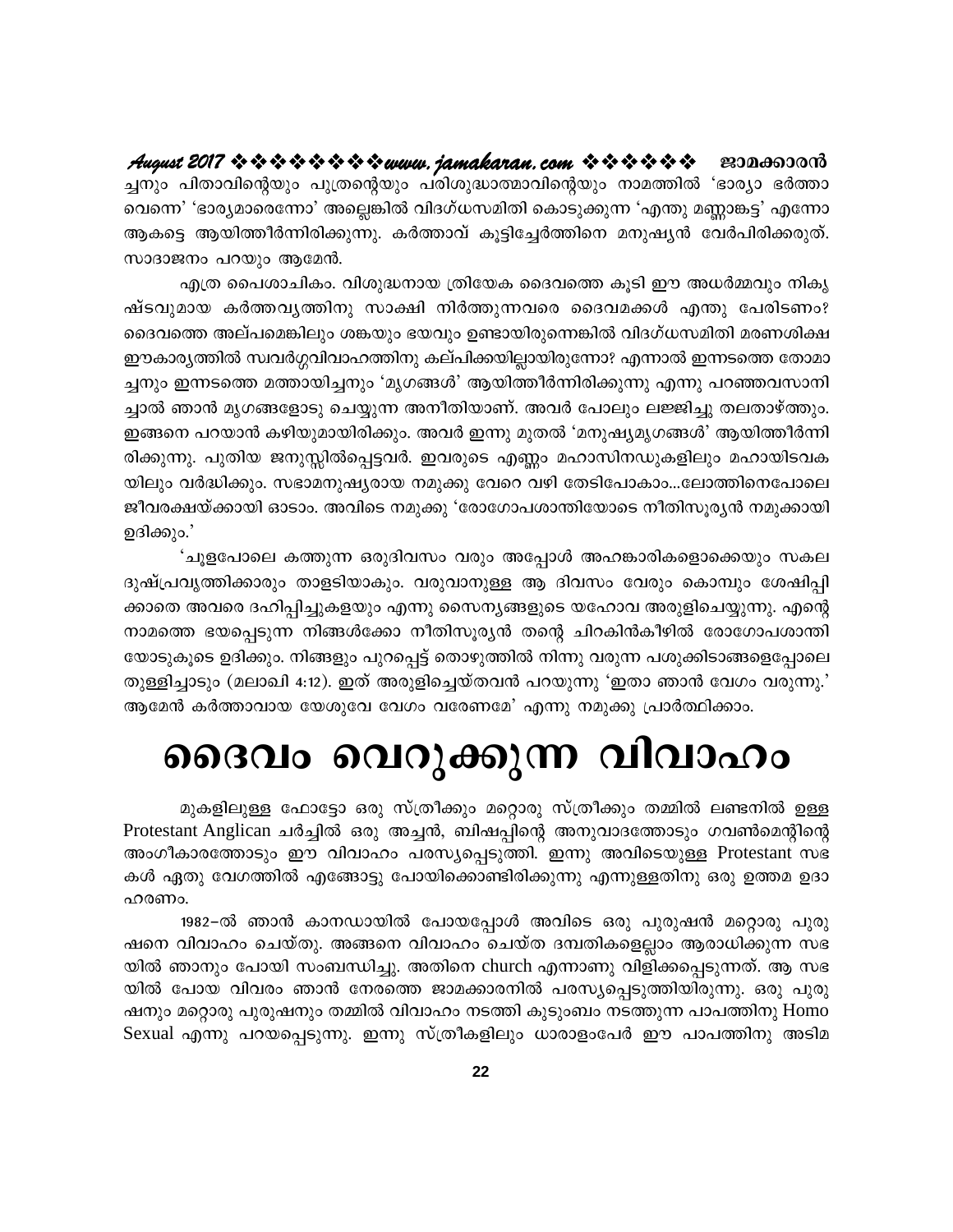ച്ചനും പിതാവിന്റെയും പുത്രന്റെയും പരിശുദ്ധാത്മാവിന്റെയും നാമത്തിൽ 'ഭാര്യാ ഭർത്താവെന്നെ' 'ഭാര്യമാരെന്നോ' അല്ലെങ്കിൽ വിദഗ്ധസമിതി കൊടുക്കുന്ന 'എന്തു മണ്ണാങ്കട്ട' എന്നോ ആകട്ടെ ആയിത്തീർന്നിരിക്കുന്നു. കർത്താവ് കൂട്ടിച്ചേർത്തിനെ മനുഷ്യൻ വേർപിരിക്കരുത്. സാദാജനം പറയും ആമേൻ.

എത്ര പൈശാചികം. വിശുദ്ധനായ ത്രിയേക ദൈവത്തെ കൂടി ഈ അധർമ്മവും നികൃഷ്ടവുമായ കർത്തവ്യത്തിനു സാക്ഷി നിർത്തുന്നവരെ ദൈവമക്കൾ എന്തു പേരിടണം? ദൈവത്തെ അല്പമെങ്കിലും ശങ്കയും ഭയവും ഉണ്ടായിരുന്നെങ്കിൽ വിദഗ്ധസമിതി മരണശിക്ഷ ഈകാര്യത്തിൽ സ്വവർഗ്ഗവിവാഹത്തിനു കല്പിക്കയില്ലായിരുന്നോ? എന്നാൽ ഇന്നത്തെ തോമാച്ചനും ഇന്നത്തെ മത്തായിച്ചനും 'മൃഗങ്ങൾ' ആയിത്തീർന്നിരിക്കുന്നു എന്നു പറഞ്ഞവസാനിച്ചാൽ ഞാൻ മൃഗങ്ങളോടു ചെയ്യുന്ന അനീതിയാണ്. അവർ പോലും ലജ്ജിച്ചു തലതാഴ്ത്തും. ഇങ്ങനെ പറയാൻ കഴിയുമായിരിക്കും. അവർ ഇന്നു മുതൽ 'മനുഷ്യമൃഗങ്ങൾ' ആയിത്തീർന്നിരിക്കുന്നു. പുതിയ ജനുസ്സിൽപ്പെട്ടവർ. ഇവരുടെ എണ്ണം മഹാസിനഡുകളിലും മഹായിടവകയിലും വർദ്ധിക്കും. സഭാമനുഷ്യരായ നമുക്കു വേറെ വഴി തേടിപോകാം...ലോത്തിനെപോലെ ജീവരക്ഷയ്ക്കായി ഓടാം. അവിടെ നമുക്കു 'രോഗോപശാന്തിയോടെ നീതിസൂര്യൻ നമുക്കായി ഉദിക്കും.'

'ചൂളപോലെ കത്തുന്ന ഒരുദിവസം വരും അപ്പോൾ അഹങ്കാരികളൊക്കെയും സകല ദുഷ്പ്രവൃത്തിക്കാരും താളടിയാകും. വരുവാനുള്ള ആ ദിവസം വേരും കൊമ്പും ശേഷിപ്പിക്കാതെ അവരെ ദഹിപ്പിച്ചുകളയും എന്നു സൈന്യങ്ങളുടെ യഹോവ അരുളിചെയ്യുന്നു. എന്റെ നാമത്തെ ഭയപ്പെടുന്ന നിങ്ങൾക്കോ നീതിസൂര്യൻ തന്റെ ചിറകിൻകീഴിൽ രോഗോപശാന്തിയോടുകൂടെ ഉദിക്കും. നിങ്ങളും പുറപ്പെട്ട് തൊഴുത്തിൽ നിന്നു വരുന്ന പശുക്കിടാങ്ങളെപ്പോലെ തുള്ളിച്ചാടും (മലാഖി 4:12). ഇത് അരുളിച്ചെയ്തവൻ പറയുന്നു 'ഇതാ ഞാൻ വേഗം വരുന്നു.' ആമേൻ കർത്താവായ യേശുവേ വേഗം വരേണമേ' എന്നു നമുക്കു പ്രാർത്ഥിക്കാം.

# ദൈവം വെറുക്കുന്ന വിവാഹം

മുകളിലുള്ള ഫോട്ടോ ഒരു സ്ത്രീക്കും മറ്റൊരു സ്ത്രീക്കും തമ്മിൽ ലണ്ടനിൽ ഉള്ള Protestant Anglican ചർച്ചിൽ ഒരു അച്ചൻ, ബിഷപ്പിന്റെ അനുവാദത്തോടും ഗവൺമെന്റിന്റെ അംഗീകാരത്തോടും ഈ വിവാഹം പരസ്യപ്പെടുത്തി. ഇന്നു അവിടെയുള്ള Protestant സഭകൾ ഏതു വേഗത്തിൽ എങ്ങോട്ടു പോയിക്കൊണ്ടിരിക്കുന്നു എന്നുള്ളതിനു ഒരു ഉത്തമ ഉദാഹരണം.

1982–ൽ ഞാൻ കാനഡായിൽ പോയപ്പോൾ അവിടെ ഒരു പുരുഷൻ മറ്റൊരു പുരുഷനെ വിവാഹം ചെയ്തു. അങ്ങനെ വിവാഹം ചെയ്ത ദമ്പതികളെല്ലാം ആരാധിക്കുന്ന സഭയിൽ ഞാനും പോയി സംബന്ധിച്ചു. അതിനെ church എന്നാണു വിളിക്കപ്പെടുന്നത്. ആ സഭയിൽ പോയ വിവരം ഞാൻ നേരത്തെ ജാമക്കാരനിൽ പരസ്യപ്പെടുത്തിയിരുന്നു. ഒരു പുരുഷനും മറ്റൊരു പുരുഷനും തമ്മിൽ വിവാഹം നടത്തി കുടുംബം നടത്തുന്ന പാപത്തിനു Homo Sexual എന്നു പറയപ്പെടുന്നു. ഇന്നു സ്ത്രീകളിലും ധാരാളംപേർ ഈ പാപത്തിനു അടിമ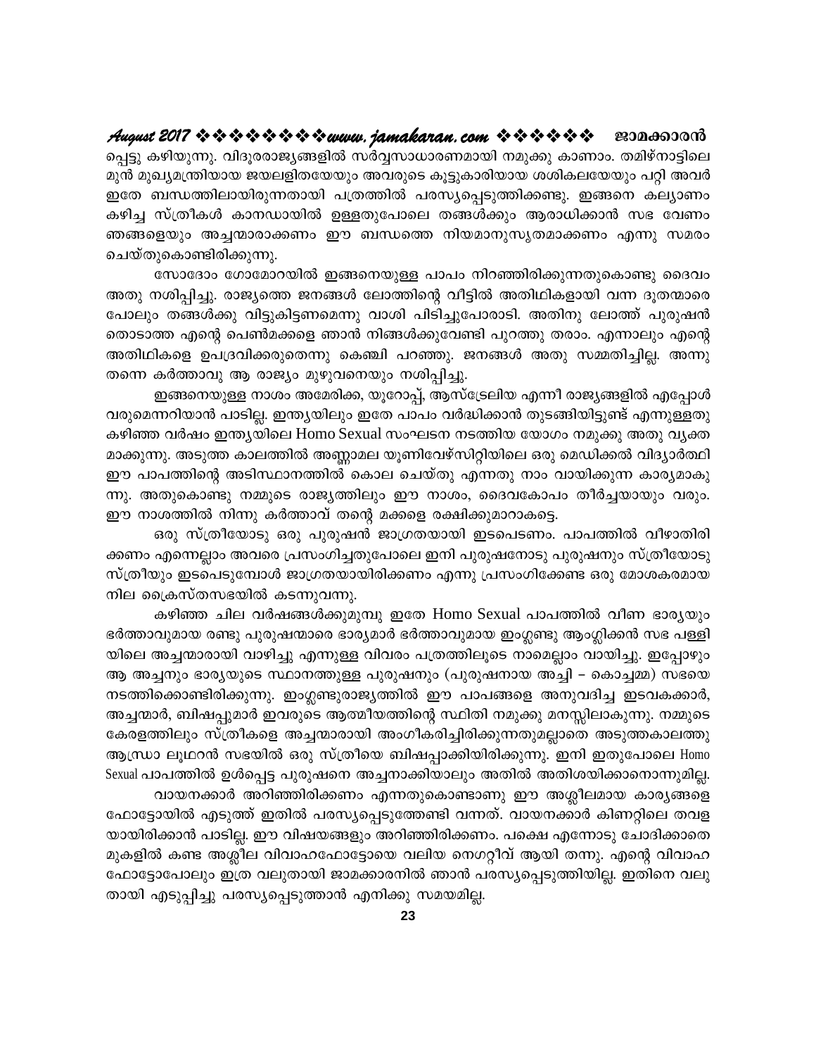പ്പെട്ടു കഴിയുന്നു. വിദൂരരാജ്യങ്ങളിൽ സർവ്വസാധാരണമായി നമുക്കു കാണാം. തമിഴ്നാട്ടിലെ മുൻ മുഖ്യമന്ത്രിയായ ജയലളിതയേയും അവരുടെ കൂട്ടുകാരിയായ ശശികലയേയും പറ്റി അവർ ഇതേ ബന്ധത്തിലായിരുന്നതായി പത്രത്തിൽ പരസ്യപ്പെടുത്തിക്കണ്ടു. ഇങ്ങനെ കല്യാണം കഴിച്ച സ്ത്രീകൾ കാനഡായിൽ ഉള്ളതുപോലെ തങ്ങൾക്കും ആരാധിക്കാൻ സഭ വേണം ഞങ്ങളെയും അച്ചന്മാരാക്കണം ഈ ബന്ധത്തെ നിയമാനുസൃതമാക്കണം എന്നു സമരം ചെയ്തുകൊണ്ടിരിക്കുന്നു.

സോദോം ഗോമോറയിൽ ഇങ്ങനെയുള്ള പാപം നിറഞ്ഞിരിക്കുന്നതുകൊണ്ടു ദൈവം അതു നശിപ്പിച്ചു. രാജ്യത്തെ ജനങ്ങൾ ലോത്തിന്റെ വീട്ടിൽ അതിഥികളായി വന്ന ദൂതന്മാരെ പോലും തങ്ങൾക്കു വിട്ടുകിട്ടണമെന്നു വാശി പിടിച്ചുപോരാടി. അതിനു ലോത്ത് പുരുഷൻ തൊടാത്ത എന്റെ പെൺമക്കളെ ഞാൻ നിങ്ങൾക്കുവേണ്ടി പുറത്തു തരാം. എന്നാലും എന്റെ അതിഥികളെ ഉപദ്രവിക്കരുതെന്നു കെഞ്ചി പറഞ്ഞു. ജനങ്ങൾ അതു സമ്മതിച്ചില്ല. അന്നു തന്നെ കർത്താവു ആ രാജ്യം മുഴുവനെയും നശിപ്പിച്ചു.

ഇങ്ങനെയുള്ള നാശം അമേരിക്ക, യൂറോപ്പ്, ആസ്ട്രേലിയ എന്നീ രാജ്യങ്ങളിൽ എപ്പോൾ വരുമെന്നറിയാൻ പാടില്ല. ഇന്ത്യയിലും ഇതേ പാപം വർദ്ധിക്കാൻ തുടങ്ങിയിട്ടുണ്ട് എന്നുള്ളതു കഴിഞ്ഞ വർഷം ഇന്ത്യയിലെ Homo Sexual സംഘടന നടത്തിയ യോഗം നമുക്കു അതു വ്യക്തമാക്കുന്നു. അടുത്ത കാലത്തിൽ അണ്ണാമല യൂണിവേഴ്സിറ്റിയിലെ ഒരു മെഡിക്കൽ വിദ്യാർത്ഥി ഈ പാപത്തിന്റെ അടിസ്ഥാനത്തിൽ കൊല ചെയ്തു എന്നതു നാം വായിക്കുന്ന കാര്യമാകുന്നു. അതുകൊണ്ടു നമ്മുടെ രാജ്യത്തിലും ഈ നാശം, ദൈവകോപം തീർച്ചയായും വരും. ഈ നാശത്തിൽ നിന്നു കർത്താവ് തന്റെ മക്കളെ രക്ഷിക്കുമാറാകട്ടെ.

ഒരു സ്ത്രീയോടു ഒരു പുരുഷൻ ജാഗ്രതയായി ഇടപെടണം. പാപത്തിൽ വീഴാതിരിക്കണം എന്നെല്ലാം അവരെ പ്രസംഗിച്ചതുപോലെ ഇനി പുരുഷനോടു പുരുഷനും സ്ത്രീയോടു സ്ത്രീയും ഇടപെടുമ്പോൾ ജാഗ്രതയായിരിക്കണം എന്നു പ്രസംഗിക്കേണ്ട ഒരു മോശകരമായ നില ക്രൈസ്തസഭയിൽ കടന്നുവന്നു.

കഴിഞ്ഞ ചില വർഷങ്ങൾക്കുമുമ്പു ഇതേ Homo Sexual പാപത്തിൽ വീണ ഭാര്യയും ഭർത്താവുമായ രണ്ടു പുരുഷന്മാരെ ഭാര്യമാർ ഭർത്താവുമായ ഇംഗ്ലണ്ടു ആംഗ്ലിക്കൻ സഭ പള്ളിയിലെ അച്ചന്മാരായി വാഴിച്ചു എന്നുള്ള വിവരം പത്രത്തിലൂടെ നാമെല്ലാം വായിച്ചു. ഇപ്പോഴും ആ അച്ചനും ഭാര്യയുടെ സ്ഥാനത്തുള്ള പുരുഷനും (പുരുഷനായ അച്ചി – കൊച്ചമ്മ) സഭയെ നടത്തിക്കൊണ്ടിരിക്കുന്നു. ഇംഗ്ലണ്ടുരാജ്യത്തിൽ ഈ പാപങ്ങളെ അനുവദിച്ച ഇടവകക്കാർ, അച്ചന്മാർ, ബിഷപ്പുമാർ ഇവരുടെ ആത്മീയത്തിന്റെ സ്ഥിതി നമുക്കു മനസ്സിലാകുന്നു. നമ്മുടെ കേരളത്തിലും സ്ത്രീകളെ അച്ചന്മാരായി അംഗീകരിച്ചിരിക്കുന്നതുമല്ലാതെ അടുത്തകാലത്തു ആന്ധ്രാ ലൂഥറൻ സഭയിൽ ഒരു സ്ത്രീയെ ബിഷപ്പാക്കിയിരിക്കുന്നു. ഇനി ഇതുപോലെ Homo Sexual പാപത്തിൽ ഉൾപ്പെട്ട പുരുഷനെ അച്ചനാക്കിയാലും അതിൽ അതിശയിക്കാനൊന്നുമില്ല.

വായനക്കാർ അറിഞ്ഞിരിക്കണം എന്നതുകൊണ്ടാണു ഈ അശ്ലീലമായ കാര്യങ്ങളെ ഫോട്ടോയിൽ എടുത്ത് ഇതിൽ പരസ്യപ്പെടുത്തേണ്ടി വന്നത്. വായനക്കാർ കിണറ്റിലെ തവളയായിരിക്കാൻ പാടില്ല. ഈ വിഷയങ്ങളും അറിഞ്ഞിരിക്കണം. പക്ഷെ എന്നോടു ചോദിക്കാതെ മുകളിൽ കണ്ട അശ്ലീല വിവാഹഫോട്ടോയെ വലിയ നെഗറ്റീവ് ആയി തന്നു. എന്റെ വിവാഹ ഫോട്ടോപോലും ഇത്ര വലുതായി ജാമക്കാരനിൽ ഞാൻ പരസ്യപ്പെടുത്തിയില്ല. ഇതിനെ വലുതായി എടുപ്പിച്ചു പരസ്യപ്പെടുത്താൻ എനിക്കു സമയമില്ല.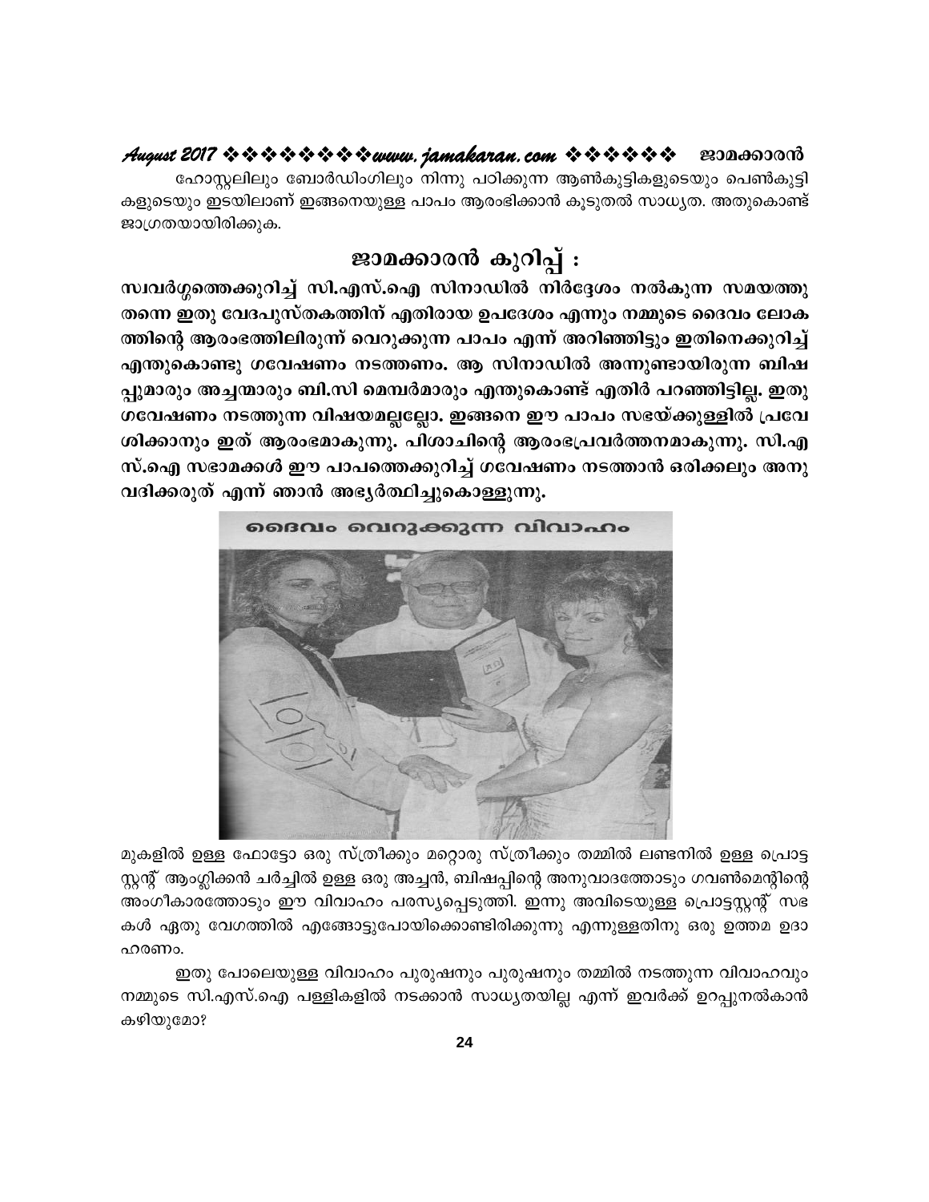ഹോസ്റ്റലിലും ബോർഡിംഗിലും നിന്നു പഠിക്കുന്ന ആൺകുട്ടികളുടെയും പെൺകുട്ടികളുടെയും ഇടയിലാണ് ഇങ്ങനെയുള്ള പാപം ആരംഭിക്കാൻ കൂടുതൽ സാധ്യത. അതുകൊണ്ട് ജാഗ്രതയായിരിക്കുക.

## ജാമക്കാരൻ കുറിപ്പ് :

**സ്വവർഗ്ഗത്തെക്കുറിച്ച് സി.എസ്.ഐ സിനാഡിൽ നിർദ്ദേശം നൽകുന്ന സമയത്തു തന്നെ ഇതു വേദപുസ്തകത്തിന് എതിരായ ഉപദേശം എന്നും നമ്മുടെ ദൈവം ലോകത്തിന്റെ ആരംഭത്തിലിരുന്ന് വെറുക്കുന്ന പാപം എന്ന് അറിഞ്ഞിട്ടും ഇതിനെക്കുറിച്ച് എന്തുകൊണ്ടു ഗവേഷണം നടത്തണം. ആ സിനാഡിൽ അന്നുണ്ടായിരുന്ന ബിഷപ്പുമാരും അച്ചന്മാരും ബി.സി മെമ്പർമാരും എന്തുകൊണ്ട് എതിർ പറഞ്ഞിട്ടില്ല. ഇതു ഗവേഷണം നടത്തുന്ന വിഷയമല്ലല്ലോ. ഇങ്ങനെ ഈ പാപം സഭയ്ക്കുള്ളിൽ പ്രവേശിക്കാനും ഇത് ആരംഭമാകുന്നു. പിശാചിന്റെ ആരംഭപ്രവർത്തനമാകുന്നു. സി.എസ്.ഐ സഭാമക്കൾ ഈ പാപത്തെക്കുറിച്ച് ഗവേഷണം നടത്താൻ ഒരിക്കലും അനുവദിക്കരുത് എന്ന് ഞാൻ അഭ്യർത്ഥിച്ചുകൊള്ളുന്നു.**

ദൈവം വെറുക്കുന്ന വിവാഹം

മുകളിൽ ഉള്ള ഫോട്ടോ ഒരു സ്ത്രീക്കും മറ്റൊരു സ്ത്രീക്കും തമ്മിൽ ലണ്ടനിൽ ഉള്ള പ്രൊട്ടസ്റ്റന്റ് ആംഗ്ലിക്കൻ ചർച്ചിൽ ഉള്ള ഒരു അച്ചൻ, ബിഷപ്പിന്റെ അനുവാദത്തോടും ഗവൺമെന്റിന്റെ അംഗീകാരത്തോടും ഈ വിവാഹം പരസ്യപ്പെടുത്തി. ഇന്നു അവിടെയുള്ള പ്രൊട്ടസ്റ്റന്റ് സഭകൾ ഏതു വേഗത്തിൽ എങ്ങോട്ടുപോയിക്കൊണ്ടിരിക്കുന്നു എന്നുള്ളതിനു ഒരു ഉത്തമ ഉദാഹരണം.

ഇതു പോലെയുള്ള വിവാഹം പുരുഷനും പുരുഷനും തമ്മിൽ നടത്തുന്ന വിവാഹവും നമ്മുടെ സി.എസ്.ഐ പള്ളികളിൽ നടക്കാൻ സാധ്യതയില്ല എന്ന് ഇവർക്ക് ഉറപ്പുനൽകാൻ കഴിയുമോ?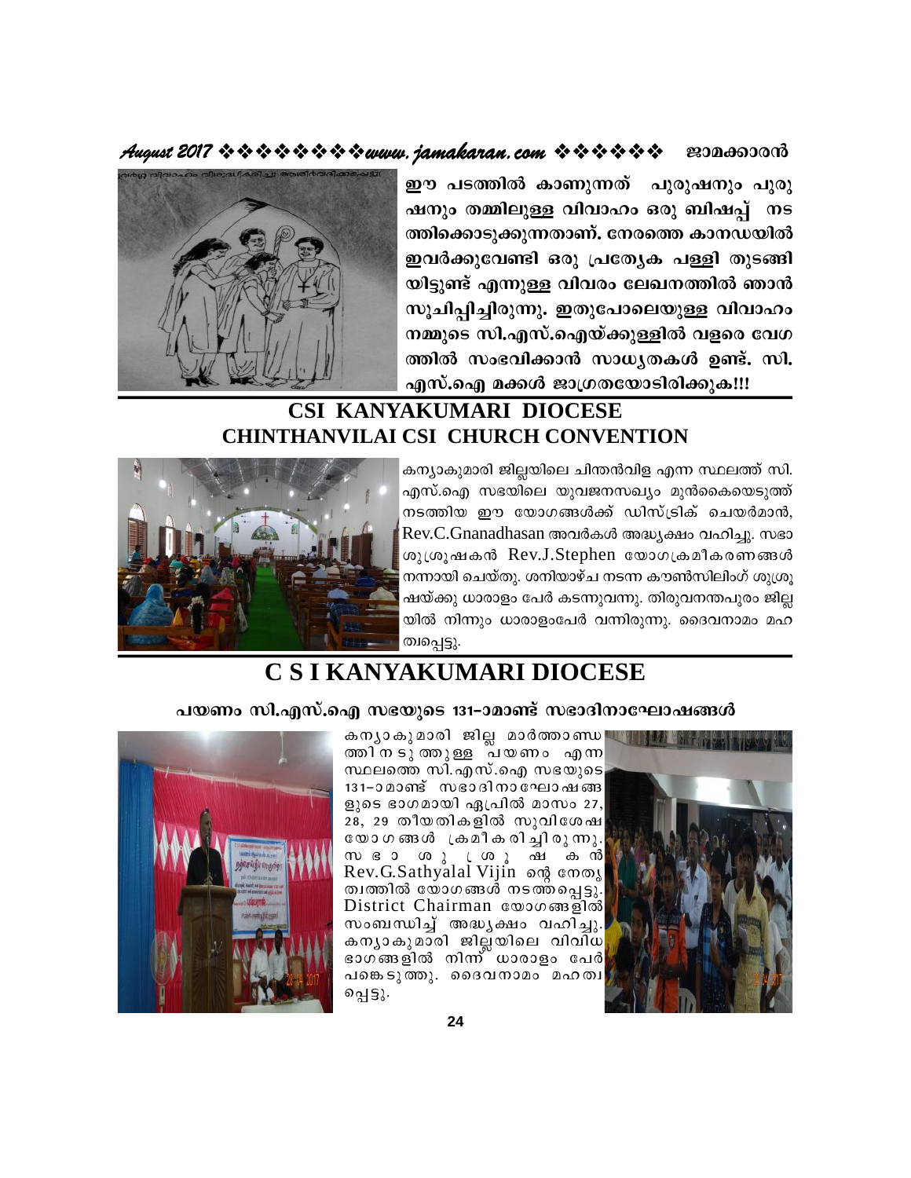ഈ പടത്തിൽ കാണുന്നത് പുരുഷനും പുരുഷനും തമ്മിലുള്ള വിവാഹം ഒരു ബിഷപ്പ് നടത്തിക്കൊടുക്കുന്നതാണ്. നേരത്തെ കാനഡയിൽ ഇവർക്കുവേണ്ടി ഒരു പ്രത്യേക പള്ളി തുടങ്ങിയിട്ടുണ്ട് എന്നുള്ള വിവരം ലേഖനത്തിൽ ഞാൻ സൂചിപ്പിച്ചിരുന്നു. ഇതുപോലെയുള്ള വിവാഹം നമ്മുടെ സി.എസ്.ഐയ്ക്കുള്ളിൽ വളരെ വേഗത്തിൽ സംഭവിക്കാൻ സാധ്യതകൾ ഉണ്ട്. സി.എസ്.ഐ മക്കൾ ജാഗ്രതയോടിരിക്കുക!!!

## CSI KANYAKUMARI DIOCESE
## CHINTHANVILAI CSI CHURCH CONVENTION

കന്യാകുമാരി ജില്ലയിലെ ചിന്തൻവിള എന്ന സ്ഥലത്ത് സി.എസ്.ഐ സഭയിലെ യുവജനസഖ്യം മുൻകൈയെടുത്ത് നടത്തിയ ഈ യോഗങ്ങൾക്ക് ഡിസ്ട്രിക് ചെയർമാൻ, Rev.C.Gnanadhasan അവർകൾ അദ്ധ്യക്ഷം വഹിച്ചു. സഭാശുശ്രൂഷകൻ Rev.J.Stephen യോഗക്രമീകരണങ്ങൾ നന്നായി ചെയ്തു. ശനിയാഴ്ച നടന്ന കൗൺസിലിംഗ് ശുശ്രൂഷയ്ക്കു ധാരാളം പേർ കടന്നുവന്നു. തിരുവനന്തപുരം ജില്ലയിൽ നിന്നും ധാരാളംപേർ വന്നിരുന്നു. ദൈവനാമം മഹത്വപ്പെട്ടു.

## C S I KANYAKUMARI DIOCESE

### പയണം സി.എസ്.ഐ സഭയുടെ 131–ാമാണ്ട് സഭാദിനാഘോഷങ്ങൾ

കന്യാകുമാരി ജില്ല മാർത്താണ്ഡത്തിനടുത്തുള്ള പയണം എന്ന സ്ഥലത്തെ സി.എസ്.ഐ സഭയുടെ 131–ാമാണ്ട് സഭാദിനാഘോഷങ്ങളുടെ ഭാഗമായി ഏപ്രിൽ മാസം 27, 28, 29 തീയതികളിൽ സുവിശേഷയോഗങ്ങൾ ക്രമീകരിച്ചിരുന്നു. സഭാശുശ്രൂഷകൻ Rev.G.Sathyalal Vijin ന്റെ നേതൃത്വത്തിൽ യോഗങ്ങൾ നടത്തപ്പെട്ടു. District Chairman യോഗങ്ങളിൽ സംബന്ധിച്ച് അദ്ധ്യക്ഷം വഹിച്ചു. കന്യാകുമാരി ജില്ലയിലെ വിവിധ ഭാഗങ്ങളിൽ നിന്ന് ധാരാളം പേർ പങ്കെടുത്തു. ദൈവനാമം മഹത്വപ്പെട്ടു.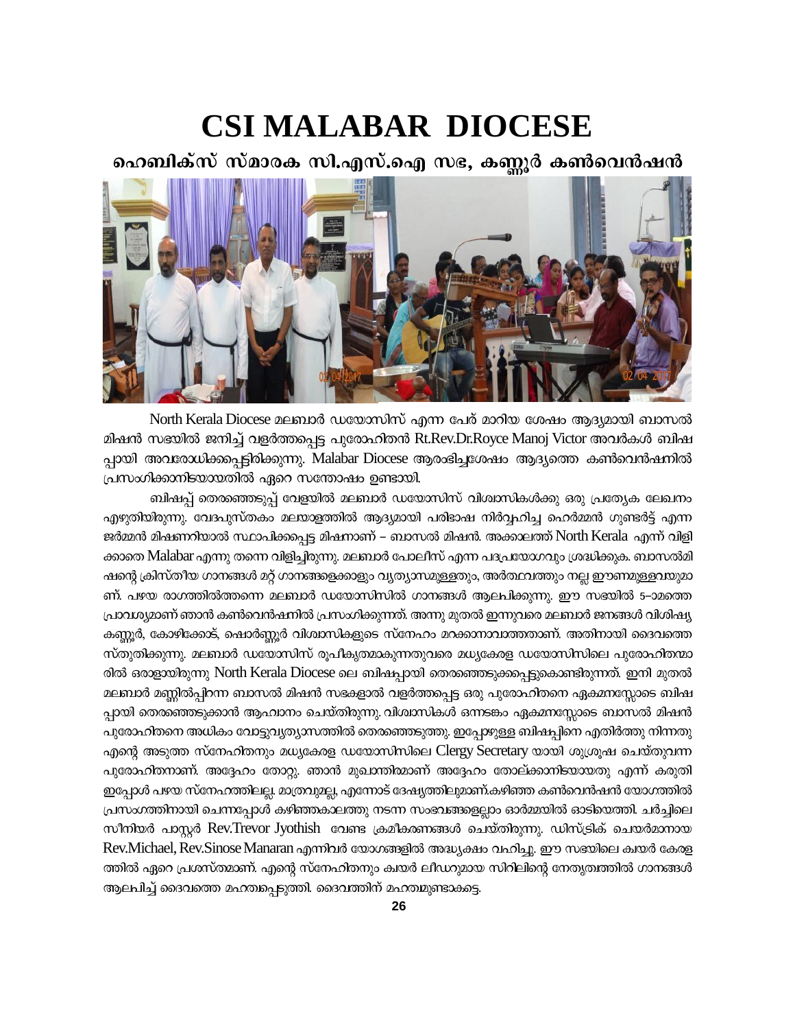# CSI MALABAR DIOCESE

## ഹെബിക്സ് സ്മാരക സി.എസ്.ഐ സഭ, കണ്ണൂർ കൺവെൻഷൻ

North Kerala Diocese മലബാർ ഡയോസിസ് എന്ന പേര് മാറിയ ശേഷം ആദ്യമായി ബാസൽ മിഷൻ സഭയിൽ ജനിച്ച് വളർത്തപ്പെട്ട പുരോഹിതൻ Rt.Rev.Dr.Royce Manoj Victor അവർകൾ ബിഷപ്പായി അവരോധിക്കപ്പെട്ടിരിക്കുന്നു. Malabar Diocese ആരംഭിച്ചശേഷം ആദ്യത്തെ കൺവെൻഷനിൽ പ്രസംഗിക്കാനിടയായതിൽ ഏറെ സന്തോഷം ഉണ്ടായി.

ബിഷപ്പ് തെരഞ്ഞെടുപ്പ് വേളയിൽ മലബാർ ഡയോസിസ് വിശ്വാസികൾക്കു ഒരു പ്രത്യേക ലേഖനം എഴുതിയിരുന്നു. വേദപുസ്തകം മലയാളത്തിൽ ആദ്യമായി പരിഭാഷ നിർവ്വഹിച്ച ഹെർമ്മൻ ഗുണ്ടർട്ട് എന്ന ജർമ്മൻ മിഷണറിയാൽ സ്ഥാപിക്കപ്പെട്ട മിഷനാണ് – ബാസൽ മിഷൻ. അക്കാലത്ത് North Kerala എന്ന് വിളിക്കാതെ Malabar എന്നു തന്നെ വിളിച്ചിരുന്നു. മലബാർ പോലീസ് എന്ന പദപ്രയോഗവും ശ്രദ്ധിക്കുക. ബാസൽമിഷന്റെ ക്രിസ്തീയ ഗാനങ്ങൾ മറ്റ് ഗാനങ്ങളെക്കാളും വ്യത്യാസമുള്ളതും, അർത്ഥവത്തും നല്ല ഈണമുള്ളവയുമാണ്. പഴയ രാഗത്തിൽത്തന്നെ മലബാർ ഡയോസിസിൽ ഗാനങ്ങൾ ആലപിക്കുന്നു. ഈ സഭയിൽ 5–ാമത്തെ പ്രാവശ്യമാണ് ഞാൻ കൺവെൻഷനിൽ പ്രസംഗിക്കുന്നത്. അന്നു മുതൽ ഇന്നുവരെ മലബാർ ജനങ്ങൾ വിശിഷ്യ കണ്ണൂർ, കോഴിക്കോട്, ഷൊർണ്ണൂർ വിശ്വാസികളുടെ സ്നേഹം മറക്കാനാവാത്തതാണ്. അതിനായി ദൈവത്തെ സ്തുതിക്കുന്നു. മലബാർ ഡയോസിസ് രൂപീകൃതമാകുന്നതുവരെ മധ്യകേരള ഡയോസിസിലെ പുരോഹിതന്മാരിൽ ഒരാളായിരുന്നു North Kerala Diocese ലെ ബിഷപ്പായി തെരഞ്ഞെടുക്കപ്പെട്ടുകൊണ്ടിരുന്നത്. ഇനി മുതൽ മലബാർ മണ്ണിൽപ്പിറന്ന ബാസൽ മിഷൻ സഭകളാൽ വളർത്തപ്പെട്ട ഒരു പുരോഹിതനെ ഏകമനസ്സോടെ ബിഷപ്പായി തെരഞ്ഞെടുക്കാൻ ആഹ്വാനം ചെയ്തിരുന്നു. വിശ്വാസികൾ ഒന്നടങ്കം ഏകമനസ്സോടെ ബാസൽ മിഷൻ പുരോഹിതനെ അധികം വോട്ടുവ്യത്യാസത്തിൽ തെരഞ്ഞെടുത്തു. ഇപ്പോഴുള്ള ബിഷപ്പിനെ എതിർത്തു നിന്നതു എന്റെ അടുത്ത സ്നേഹിതനും മധ്യകേരള ഡയോസിസിലെ Clergy Secretary യായി ശുശ്രൂഷ ചെയ്തുവന്ന പുരോഹിതനാണ്. അദ്ദേഹം തോറ്റു. ഞാൻ മുഖാന്തിരമാണ് അദ്ദേഹം തോല്ക്കാനിടയായതു എന്ന് കരുതി ഇപ്പോൾ പഴയ സ്നേഹത്തിലല്ല. മാത്രവുമല്ല, എന്നോട് ദേഷ്യത്തിലുമാണ്.കഴിഞ്ഞ കൺവെൻഷൻ യോഗത്തിൽ പ്രസംഗത്തിനായി ചെന്നപ്പോൾ കഴിഞ്ഞകാലത്തു നടന്ന സംഭവങ്ങളെല്ലാം ഓർമ്മയിൽ ഓടിയെത്തി. ചർച്ചിലെ സീനിയർ പാസ്റ്റർ Rev.Trevor Jyothish വേണ്ട ക്രമീകരണങ്ങൾ ചെയ്തിരുന്നു. ഡിസ്ട്രിക് ചെയർമാനായ Rev.Michael, Rev.Sinose Manaran എന്നിവർ യോഗങ്ങളിൽ അദ്ധ്യക്ഷം വഹിച്ചു. ഈ സഭയിലെ ക്വയർ കേരളത്തിൽ ഏറെ പ്രശസ്തമാണ്. എന്റെ സ്നേഹിതനും ക്വയർ ലീഡറുമായ സിറിലിന്റെ നേതൃത്വത്തിൽ ഗാനങ്ങൾ ആലപിച്ച് ദൈവത്തെ മഹത്വപ്പെടുത്തി. ദൈവത്തിന് മഹത്വമുണ്ടാകട്ടെ.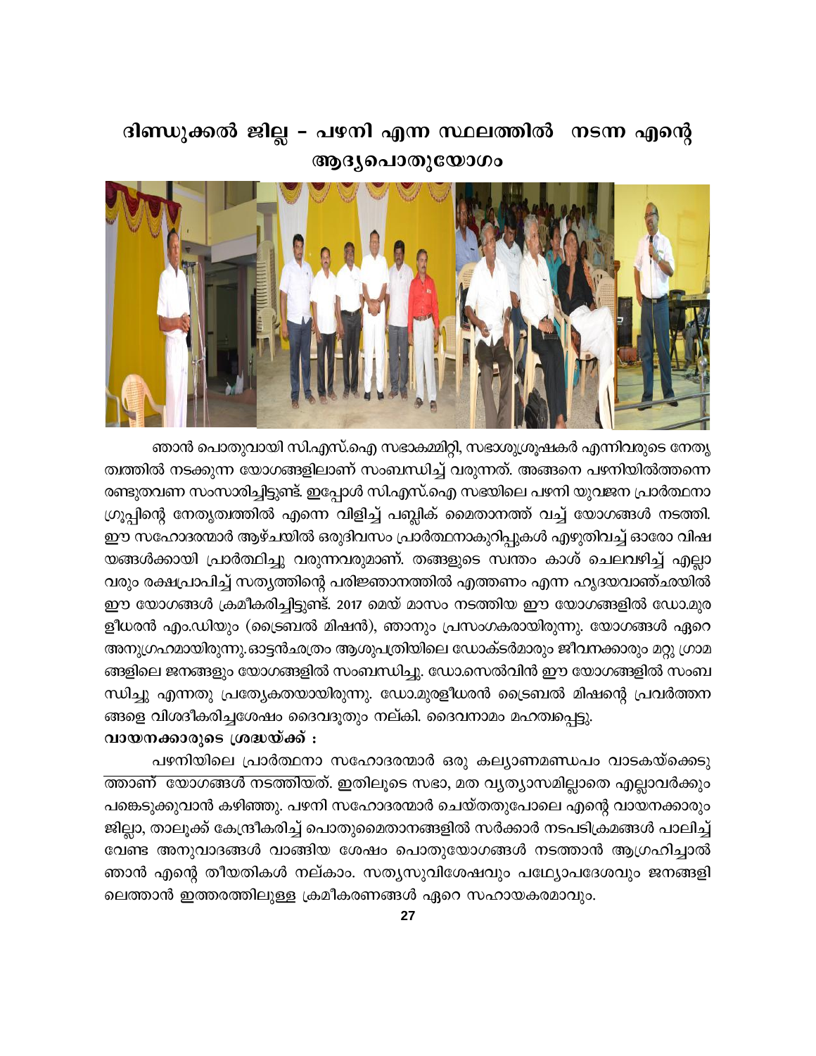# ദിണ്ഡുക്കൽ ജില്ല – പഴനി എന്ന സ്ഥലത്തിൽ നടന്ന എന്റെ ആദ്യപൊതുയോഗം

ഞാൻ പൊതുവായി സി.എസ്.ഐ സഭാകമ്മിറ്റി, സഭാശുശ്രൂഷകർ എന്നിവരുടെ നേതൃത്വത്തിൽ നടക്കുന്ന യോഗങ്ങളിലാണ് സംബന്ധിച്ച് വരുന്നത്. അങ്ങനെ പഴനിയിൽത്തന്നെ രണ്ടുതവണ സംസാരിച്ചിട്ടുണ്ട്. ഇപ്പോൾ സി.എസ്.ഐ സഭയിലെ പഴനി യുവജന പ്രാർത്ഥനാ ഗ്രൂപ്പിന്റെ നേതൃത്വത്തിൽ എന്നെ വിളിച്ച് പബ്ലിക് മൈതാനത്ത് വച്ച് യോഗങ്ങൾ നടത്തി. ഈ സഹോദരന്മാർ ആഴ്ചയിൽ ഒരുദിവസം പ്രാർത്ഥനാകുറിപ്പുകൾ എഴുതിവച്ച് ഓരോ വിഷയങ്ങൾക്കായി പ്രാർത്ഥിച്ചു വരുന്നവരുമാണ്. തങ്ങളുടെ സ്വന്തം കാശ് ചെലവഴിച്ച് എല്ലാവരും രക്ഷപ്രാപിച്ച് സത്യത്തിന്റെ പരിജ്ഞാനത്തിൽ എത്തണം എന്ന ഹൃദയവാഞ്ഛയിൽ ഈ യോഗങ്ങൾ ക്രമീകരിച്ചിട്ടുണ്ട്. 2017 മെയ് മാസം നടത്തിയ ഈ യോഗങ്ങളിൽ ഡോ.മുരളീധരൻ എം.ഡിയും (ട്രൈബൽ മിഷൻ), ഞാനും പ്രസംഗകരായിരുന്നു. യോഗങ്ങൾ ഏറെ അനുഗ്രഹമായിരുന്നു.ഓട്ടൻഛത്രം ആശുപത്രിയിലെ ഡോക്ടർമാരും ജീവനക്കാരും മറ്റു ഗ്രാമങ്ങളിലെ ജനങ്ങളും യോഗങ്ങളിൽ സംബന്ധിച്ചു. ഡോ.സെൽവിൻ ഈ യോഗങ്ങളിൽ സംബന്ധിച്ചു എന്നതു പ്രത്യേകതയായിരുന്നു. ഡോ.മുരളീധരൻ ട്രൈബൽ മിഷന്റെ പ്രവർത്തനങ്ങളെ വിശദീകരിച്ചശേഷം ദൈവദൂതും നല്കി. ദൈവനാമം മഹത്വപ്പെട്ടു.

**വായനക്കാരുടെ ശ്രദ്ധയ്ക്ക് :**

പഴനിയിലെ പ്രാർത്ഥനാ സഹോദരന്മാർ ഒരു കല്യാണമണ്ഡപം വാടകയ്ക്കെടുത്താണ് യോഗങ്ങൾ നടത്തിയത്. ഇതിലൂടെ സഭാ, മത വ്യത്യാസമില്ലാതെ എല്ലാവർക്കും പങ്കെടുക്കുവാൻ കഴിഞ്ഞു. പഴനി സഹോദരന്മാർ ചെയ്തതുപോലെ എന്റെ വായനക്കാരും ജില്ലാ, താലൂക്ക് കേന്ദ്രീകരിച്ച് പൊതുമൈതാനങ്ങളിൽ സർക്കാർ നടപടിക്രമങ്ങൾ പാലിച്ച് വേണ്ട അനുവാദങ്ങൾ വാങ്ങിയ ശേഷം പൊതുയോഗങ്ങൾ നടത്താൻ ആഗ്രഹിച്ചാൽ ഞാൻ എന്റെ തീയതികൾ നല്കാം. സത്യസുവിശേഷവും പത്ഥ്യോപദേശവും ജനങ്ങളിലെത്താൻ ഇത്തരത്തിലുള്ള ക്രമീകരണങ്ങൾ ഏറെ സഹായകരമാവും.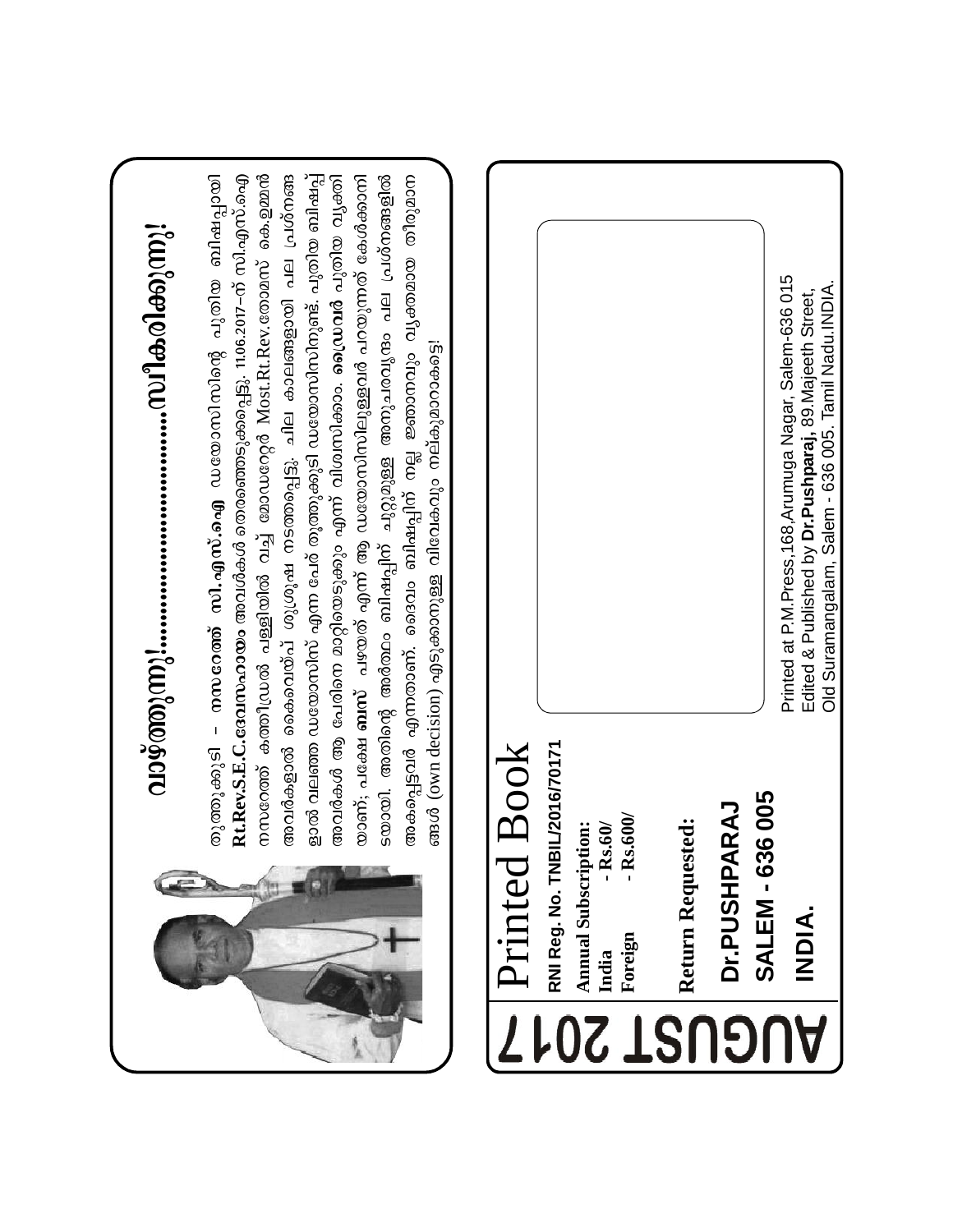# വാഴ്ത്തുന്നു!.........................................സ്വീകരിക്കുന്നു!

നുറ്റുക്കുട്ടി – **നസറേത്ത് സി.എസ്.ഐ** ഡയോസിസിന്റെ പുതിയ ബിഷപ്പായി **Rt.Rev.S.E.C.ദേവസഹായം** അവർകൾ തെരഞ്ഞെടുക്കപ്പെട്ടു. 11.06.2017–ന് സി.എസ്.ഐ നസറേത്ത് കത്തീഡ്രൽ പള്ളിയിൽ വച്ച് മോഡറേറ്റർ Most.Rt.Rev.തോമസ് കെ.ഉമ്മൻ അവർകളാൽ കൈവെയ്പ് ശുശ്രൂഷ നടത്തപ്പെട്ടു. ചില കാലങ്ങളായി പല പ്രശ്നങ്ങളാൽ വലഞ്ഞ ഡയോസിസ് എന്ന പേര് തൂത്തുക്കുടി ഡയോസിസിനുണ്ട്. പുതിയ ബിഷപ്പ് അവർകൾ ആ പേരിനെ മാറ്റിയെടുക്കും എന്ന് വിശ്വസിക്കാം. **ട്രൈവർ** പുതിയ വ്യക്തിയാണ്; പക്ഷേ **ബസ്** പഴയത് എന്ന് ആ ഡയോസിസിലുള്ളവർ പറയുന്നത് കേൾക്കാനിടയായി. അതിന്റെ അർത്ഥം ബിഷപ്പിന് ചുറ്റുമുള്ള അനുചരവൃന്ദം പല പ്രശ്നങ്ങളിൽ അകപ്പെട്ടവർ എന്നതാണ്. ദൈവം ബിഷപ്പിന് നല്ല ജ്ഞാനവും വ്യക്തമായ തീരുമാനങ്ങൾ (own decision) എടുക്കാനുള്ള വിവേകവും നല്കുമാറാകട്ടെ!

---

**AUGUST 2017**

# Printed Book

**RNI Reg. No. TNBIL/2016/70171**

**Annual Subscription:**

**India - Rs.60/**

**Foreign - Rs.600/**

**Return Requested:**

**Dr.PUSHPARAJ**

**SALEM - 636 005**

**INDIA.**

Printed at P.M.Press,168,Arumuga Nagar, Salem-636 015
Edited & Published by **Dr.Pushparaj,** 89.Majeeth Street,
Old Suramangalam, Salem - 636 005. Tamil Nadu.INDIA.